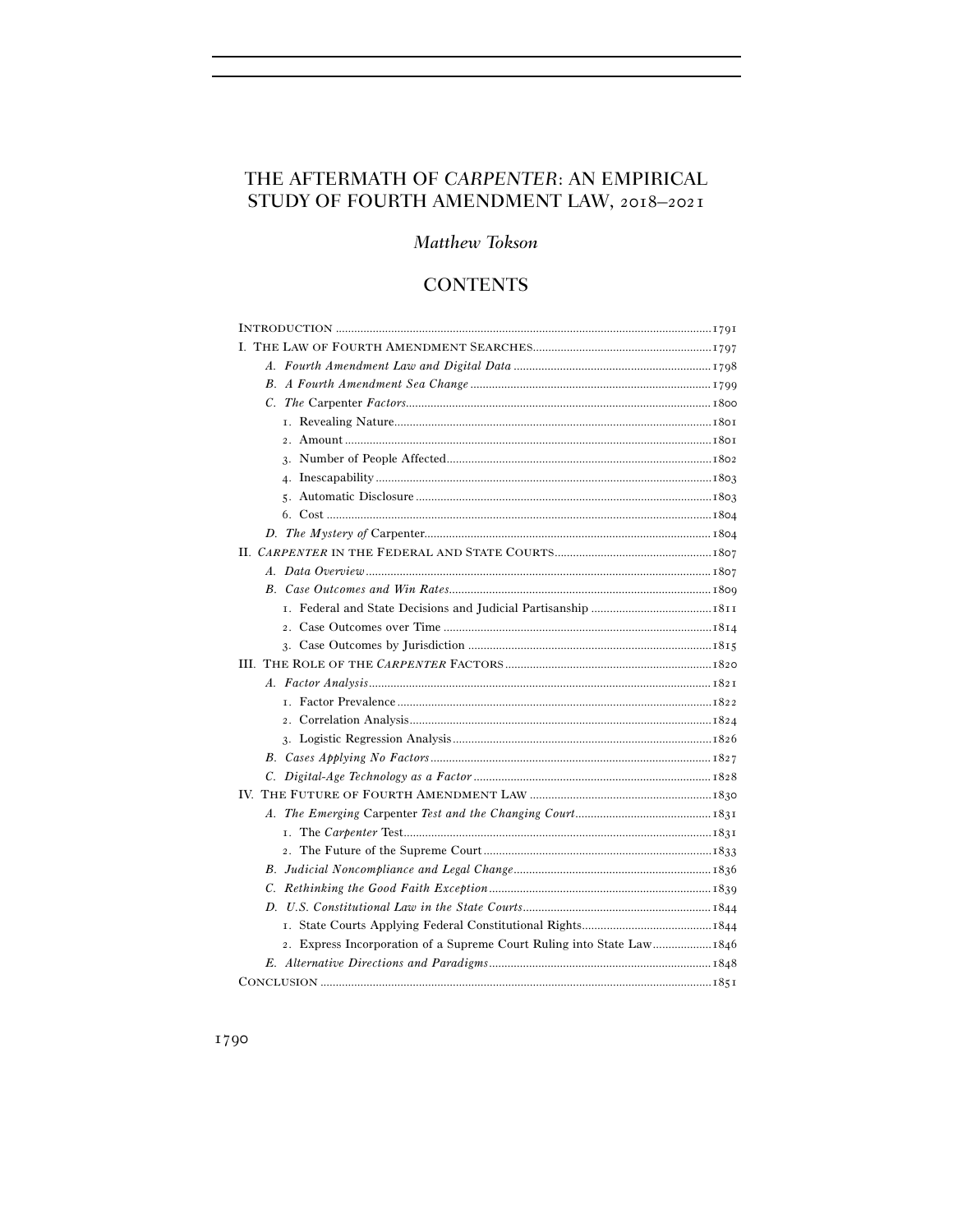# THE AFTERMATH OF *CARPENTER*: AN EMPIRICAL STUDY OF FOURTH AMENDMENT LAW, 2018–2021

*Matthew Tokson*

## CONTENTS

INTRODUCTION .......... 1791

I. THE LAW OF FOURTH AMENDMENT SEARCHES .......... 1797

- *A. Fourth Amendment Law and Digital Data* .......... 1798
- *B. A Fourth Amendment Sea Change* .......... 1799
- *C. The* Carpenter *Factors* .......... 1800
  1. Revealing Nature .......... 1801
  2. Amount .......... 1801
  3. Number of People Affected .......... 1802
  4. Inescapability .......... 1803
  5. Automatic Disclosure .......... 1803
  6. Cost .......... 1804
- *D. The Mystery of* Carpenter .......... 1804

II. *CARPENTER* IN THE FEDERAL AND STATE COURTS .......... 1807

- *A. Data Overview* .......... 1807
- *B. Case Outcomes and Win Rates* .......... 1809
  1. Federal and State Decisions and Judicial Partisanship .......... 1811
  2. Case Outcomes over Time .......... 1814
  3. Case Outcomes by Jurisdiction .......... 1815

III. THE ROLE OF THE *CARPENTER* FACTORS .......... 1820

- *A. Factor Analysis* .......... 1821
  1. Factor Prevalence .......... 1822
  2. Correlation Analysis .......... 1824
  3. Logistic Regression Analysis .......... 1826
- *B. Cases Applying No Factors* .......... 1827
- *C. Digital-Age Technology as a Factor* .......... 1828

IV. THE FUTURE OF FOURTH AMENDMENT LAW .......... 1830

- *A. The Emerging* Carpenter *Test and the Changing Court* .......... 1831
  1. The *Carpenter* Test .......... 1831
  2. The Future of the Supreme Court .......... 1833
- *B. Judicial Noncompliance and Legal Change* .......... 1836
- *C. Rethinking the Good Faith Exception* .......... 1839
- *D. U.S. Constitutional Law in the State Courts* .......... 1844
  1. State Courts Applying Federal Constitutional Rights .......... 1844
  2. Express Incorporation of a Supreme Court Ruling into State Law .......... 1846
- *E. Alternative Directions and Paradigms* .......... 1848

CONCLUSION .......... 1851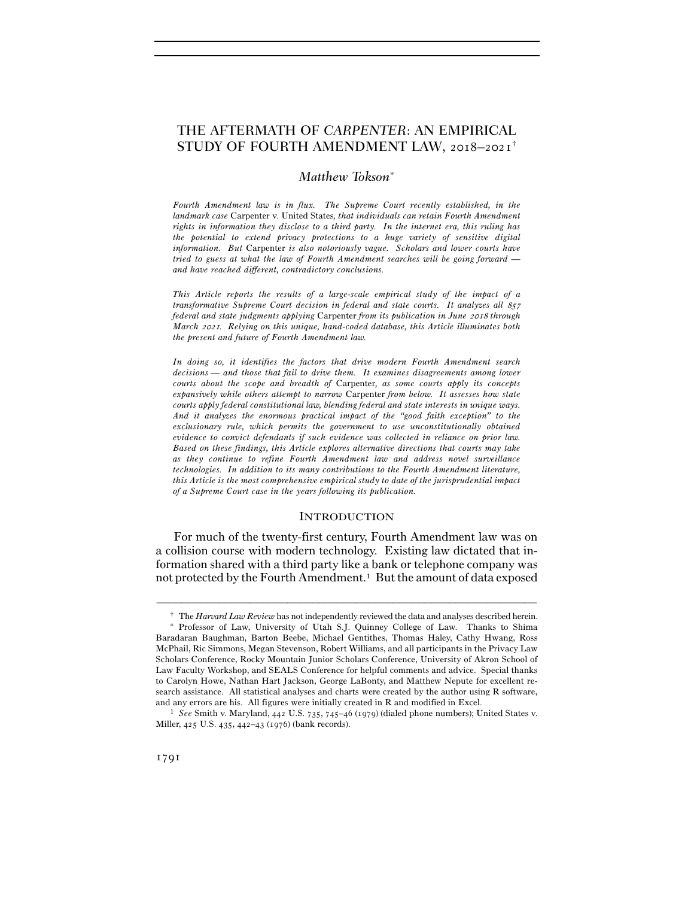# THE AFTERMATH OF *CARPENTER*: AN EMPIRICAL STUDY OF FOURTH AMENDMENT LAW, 2018–2021[†]

*Matthew Tokson*[\*]

*Fourth Amendment law is in flux. The Supreme Court recently established, in the landmark case* Carpenter v. United States*, that individuals can retain Fourth Amendment rights in information they disclose to a third party. In the internet era, this ruling has the potential to extend privacy protections to a huge variety of sensitive digital information. But* Carpenter *is also notoriously vague. Scholars and lower courts have tried to guess at what the law of Fourth Amendment searches will be going forward — and have reached different, contradictory conclusions.*

*This Article reports the results of a large-scale empirical study of the impact of a transformative Supreme Court decision in federal and state courts. It analyzes all 857 federal and state judgments applying* Carpenter *from its publication in June 2018 through March 2021. Relying on this unique, hand-coded database, this Article illuminates both the present and future of Fourth Amendment law.*

*In doing so, it identifies the factors that drive modern Fourth Amendment search decisions — and those that fail to drive them. It examines disagreements among lower courts about the scope and breadth of* Carpenter*, as some courts apply its concepts expansively while others attempt to narrow* Carpenter *from below. It assesses how state courts apply federal constitutional law, blending federal and state interests in unique ways. And it analyzes the enormous practical impact of the "good faith exception" to the exclusionary rule, which permits the government to use unconstitutionally obtained evidence to convict defendants if such evidence was collected in reliance on prior law. Based on these findings, this Article explores alternative directions that courts may take as they continue to refine Fourth Amendment law and address novel surveillance technologies. In addition to its many contributions to the Fourth Amendment literature, this Article is the most comprehensive empirical study to date of the jurisprudential impact of a Supreme Court case in the years following its publication.*

## INTRODUCTION

For much of the twenty-first century, Fourth Amendment law was on a collision course with modern technology. Existing law dictated that information shared with a third party like a bank or telephone company was not protected by the Fourth Amendment.[1] But the amount of data exposed

---

[†] The *Harvard Law Review* has not independently reviewed the data and analyses described herein.

[\*] Professor of Law, University of Utah S.J. Quinney College of Law. Thanks to Shima Baradaran Baughman, Barton Beebe, Michael Gentithes, Thomas Haley, Cathy Hwang, Ross McPhail, Ric Simmons, Megan Stevenson, Robert Williams, and all participants in the Privacy Law Scholars Conference, Rocky Mountain Junior Scholars Conference, University of Akron School of Law Faculty Workshop, and SEALS Conference for helpful comments and advice. Special thanks to Carolyn Howe, Nathan Hart Jackson, George LaBonty, and Matthew Nepute for excellent research assistance. All statistical analyses and charts were created by the author using R software, and any errors are his. All figures were initially created in R and modified in Excel.

[1] *See* Smith v. Maryland, 442 U.S. 735, 745–46 (1979) (dialed phone numbers); United States v. Miller, 425 U.S. 435, 442–43 (1976) (bank records).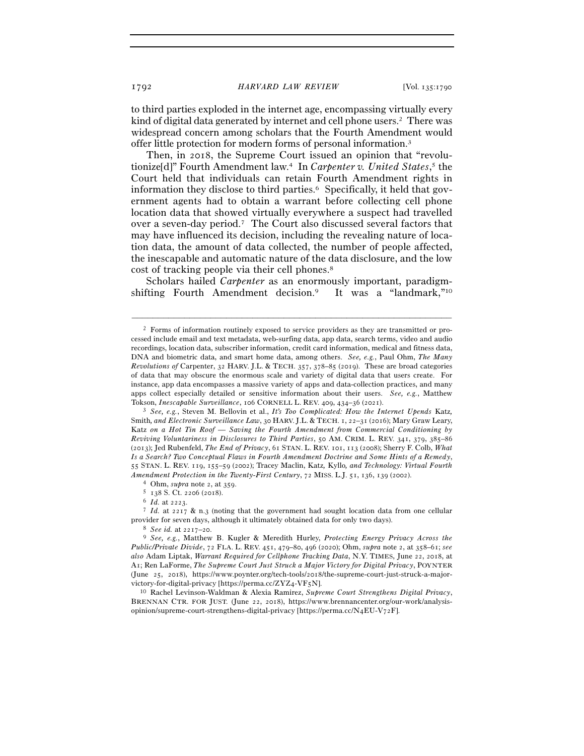to third parties exploded in the internet age, encompassing virtually every kind of digital data generated by internet and cell phone users.[2] There was widespread concern among scholars that the Fourth Amendment would offer little protection for modern forms of personal information.[3]

Then, in 2018, the Supreme Court issued an opinion that "revolutionize[d]" Fourth Amendment law.[4] In *Carpenter v. United States*,[5] the Court held that individuals can retain Fourth Amendment rights in information they disclose to third parties.[6] Specifically, it held that government agents had to obtain a warrant before collecting cell phone location data that showed virtually everywhere a suspect had travelled over a seven-day period.[7] The Court also discussed several factors that may have influenced its decision, including the revealing nature of location data, the amount of data collected, the number of people affected, the inescapable and automatic nature of the data disclosure, and the low cost of tracking people via their cell phones.[8]

Scholars hailed *Carpenter* as an enormously important, paradigm-shifting Fourth Amendment decision.[9] It was a "landmark,"[10]

---

[2] Forms of information routinely exposed to service providers as they are transmitted or processed include email and text metadata, web-surfing data, app data, search terms, video and audio recordings, location data, subscriber information, credit card information, medical and fitness data, DNA and biometric data, and smart home data, among others. *See, e.g.*, Paul Ohm, *The Many Revolutions of* Carpenter, 32 HARV. J.L. & TECH. 357, 378–85 (2019). These are broad categories of data that may obscure the enormous scale and variety of digital data that users create. For instance, app data encompasses a massive variety of apps and data-collection practices, and many apps collect especially detailed or sensitive information about their users. *See, e.g.*, Matthew Tokson, *Inescapable Surveillance*, 106 CORNELL L. REV. 409, 434–36 (2021).

[3] *See, e.g.*, Steven M. Bellovin et al., *It's Too Complicated: How the Internet Upends* Katz*,* Smith*, and Electronic Surveillance Law*, 30 HARV. J.L. & TECH. 1, 22–31 (2016); Mary Graw Leary, Katz *on a Hot Tin Roof — Saving the Fourth Amendment from Commercial Conditioning by Reviving Voluntariness in Disclosures to Third Parties*, 50 AM. CRIM. L. REV. 341, 379, 385–86 (2013); Jed Rubenfeld, *The End of Privacy*, 61 STAN. L. REV. 101, 113 (2008); Sherry F. Colb, *What Is a Search? Two Conceptual Flaws in Fourth Amendment Doctrine and Some Hints of a Remedy*, 55 STAN. L. REV. 119, 155–59 (2002); Tracey Maclin, Katz*,* Kyllo*, and Technology: Virtual Fourth Amendment Protection in the Twenty-First Century*, 72 MISS. L.J. 51, 136, 139 (2002).

[4] Ohm, *supra* note 2, at 359.

[5] 138 S. Ct. 2206 (2018).

[6] *Id.* at 2223.

[7] *Id.* at 2217 & n.3 (noting that the government had sought location data from one cellular provider for seven days, although it ultimately obtained data for only two days).

[8] *See id.* at 2217–20.

[9] *See, e.g.*, Matthew B. Kugler & Meredith Hurley, *Protecting Energy Privacy Across the Public/Private Divide*, 72 FLA. L. REV. 451, 479–80, 496 (2020); Ohm, *supra* note 2, at 358–61; *see also* Adam Liptak, *Warrant Required for Cellphone Tracking Data*, N.Y. TIMES, June 22, 2018, at A1; Ren LaForme, *The Supreme Court Just Struck a Major Victory for Digital Privacy*, POYNTER (June 25, 2018), https://www.poynter.org/tech-tools/2018/the-supreme-court-just-struck-a-major-victory-for-digital-privacy [https://perma.cc/ZYZ4-VF5N].

[10] Rachel Levinson-Waldman & Alexia Ramirez, *Supreme Court Strengthens Digital Privacy*, BRENNAN CTR. FOR JUST. (June 22, 2018), https://www.brennancenter.org/our-work/analysis-opinion/supreme-court-strengthens-digital-privacy [https://perma.cc/N4EU-V72F].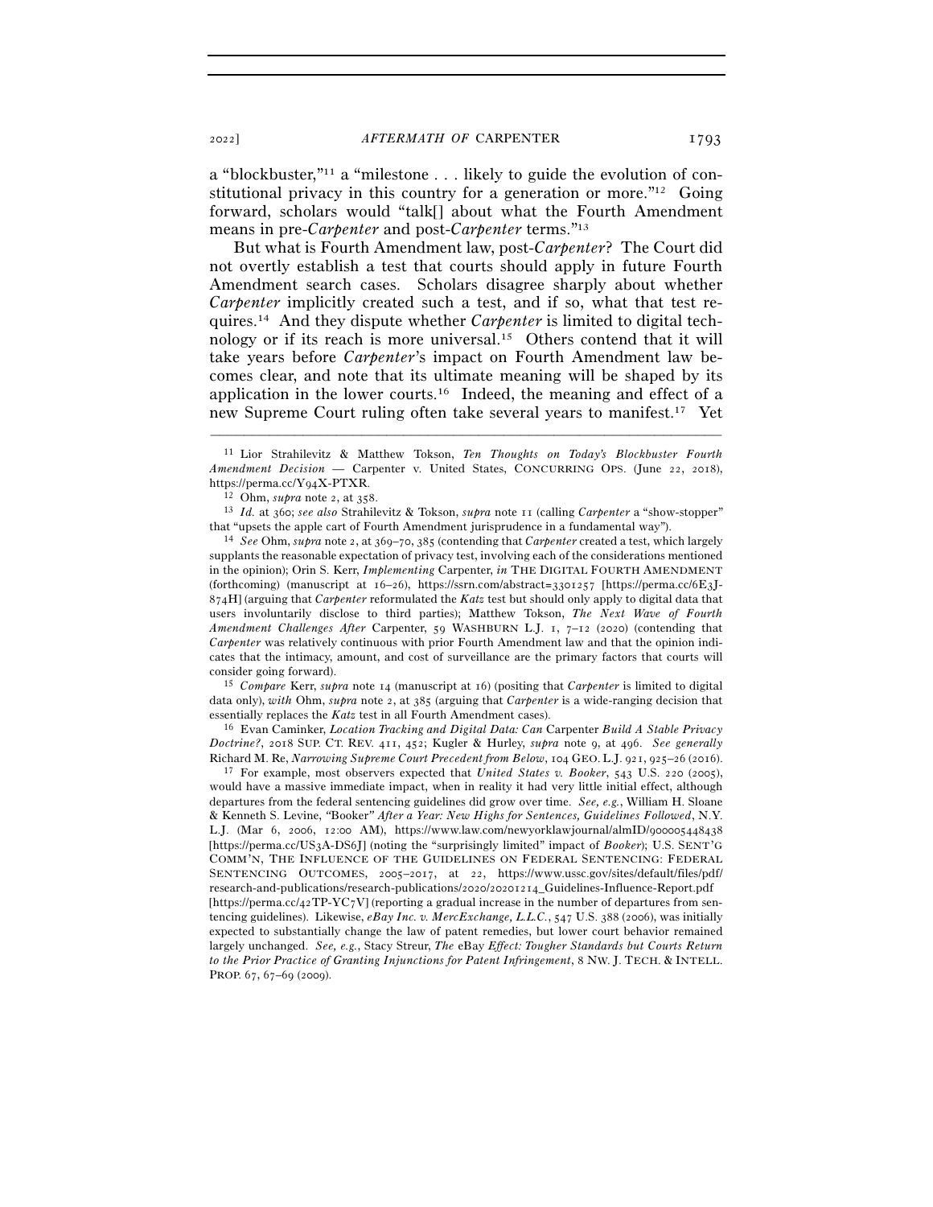a "blockbuster,"[11] a "milestone . . . likely to guide the evolution of constitutional privacy in this country for a generation or more."[12] Going forward, scholars would "talk[] about what the Fourth Amendment means in pre-*Carpenter* and post-*Carpenter* terms."[13]

But what is Fourth Amendment law, post-*Carpenter*? The Court did not overtly establish a test that courts should apply in future Fourth Amendment search cases. Scholars disagree sharply about whether *Carpenter* implicitly created such a test, and if so, what that test requires.[14] And they dispute whether *Carpenter* is limited to digital technology or if its reach is more universal.[15] Others contend that it will take years before *Carpenter*'s impact on Fourth Amendment law becomes clear, and note that its ultimate meaning will be shaped by its application in the lower courts.[16] Indeed, the meaning and effect of a new Supreme Court ruling often take several years to manifest.[17] Yet

---

[11] Lior Strahilevitz & Matthew Tokson, *Ten Thoughts on Today's Blockbuster Fourth Amendment Decision* — Carpenter v. United States, CONCURRING OPS. (June 22, 2018), https://perma.cc/Y94X-PTXR.

[12] Ohm, *supra* note 2, at 358.

[13] *Id.* at 360; *see also* Strahilevitz & Tokson, *supra* note 11 (calling *Carpenter* a "show-stopper" that "upsets the apple cart of Fourth Amendment jurisprudence in a fundamental way").

[14] *See* Ohm, *supra* note 2, at 369–70, 385 (contending that *Carpenter* created a test, which largely supplants the reasonable expectation of privacy test, involving each of the considerations mentioned in the opinion); Orin S. Kerr, *Implementing* Carpenter, *in* THE DIGITAL FOURTH AMENDMENT (forthcoming) (manuscript at 16–26), https://ssrn.com/abstract=3301257 [https://perma.cc/6E3J-874H] (arguing that *Carpenter* reformulated the *Katz* test but should only apply to digital data that users involuntarily disclose to third parties); Matthew Tokson, *The Next Wave of Fourth Amendment Challenges After* Carpenter, 59 WASHBURN L.J. 1, 7–12 (2020) (contending that *Carpenter* was relatively continuous with prior Fourth Amendment law and that the opinion indicates that the intimacy, amount, and cost of surveillance are the primary factors that courts will consider going forward).

[15] *Compare* Kerr, *supra* note 14 (manuscript at 16) (positing that *Carpenter* is limited to digital data only), *with* Ohm, *supra* note 2, at 385 (arguing that *Carpenter* is a wide-ranging decision that essentially replaces the *Katz* test in all Fourth Amendment cases).

[16] Evan Caminker, *Location Tracking and Digital Data: Can* Carpenter *Build A Stable Privacy Doctrine?*, 2018 SUP. CT. REV. 411, 452; Kugler & Hurley, *supra* note 9, at 496. *See generally* Richard M. Re, *Narrowing Supreme Court Precedent from Below*, 104 GEO. L.J. 921, 925–26 (2016).

[17] For example, most observers expected that *United States v. Booker*, 543 U.S. 220 (2005), would have a massive immediate impact, when in reality it had very little initial effect, although departures from the federal sentencing guidelines did grow over time. *See, e.g.*, William H. Sloane & Kenneth S. Levine, *"Booker" After a Year: New Highs for Sentences, Guidelines Followed*, N.Y. L.J. (Mar 6, 2006, 12:00 AM), https://www.law.com/newyorklawjournal/almID/900005448438 [https://perma.cc/US3A-DS6J] (noting the "surprisingly limited" impact of *Booker*); U.S. SENT'G COMM'N, THE INFLUENCE OF THE GUIDELINES ON FEDERAL SENTENCING: FEDERAL SENTENCING OUTCOMES, 2005–2017, at 22, https://www.ussc.gov/sites/default/files/pdf/research-and-publications/research-publications/2020/20201214_Guidelines-Influence-Report.pdf [https://perma.cc/42TP-YC7V] (reporting a gradual increase in the number of departures from sentencing guidelines). Likewise, *eBay Inc. v. MercExchange, L.L.C.*, 547 U.S. 388 (2006), was initially expected to substantially change the law of patent remedies, but lower court behavior remained largely unchanged. *See, e.g.*, Stacy Streur, *The* eBay *Effect: Tougher Standards but Courts Return to the Prior Practice of Granting Injunctions for Patent Infringement*, 8 NW. J. TECH. & INTELL. PROP. 67, 67–69 (2009).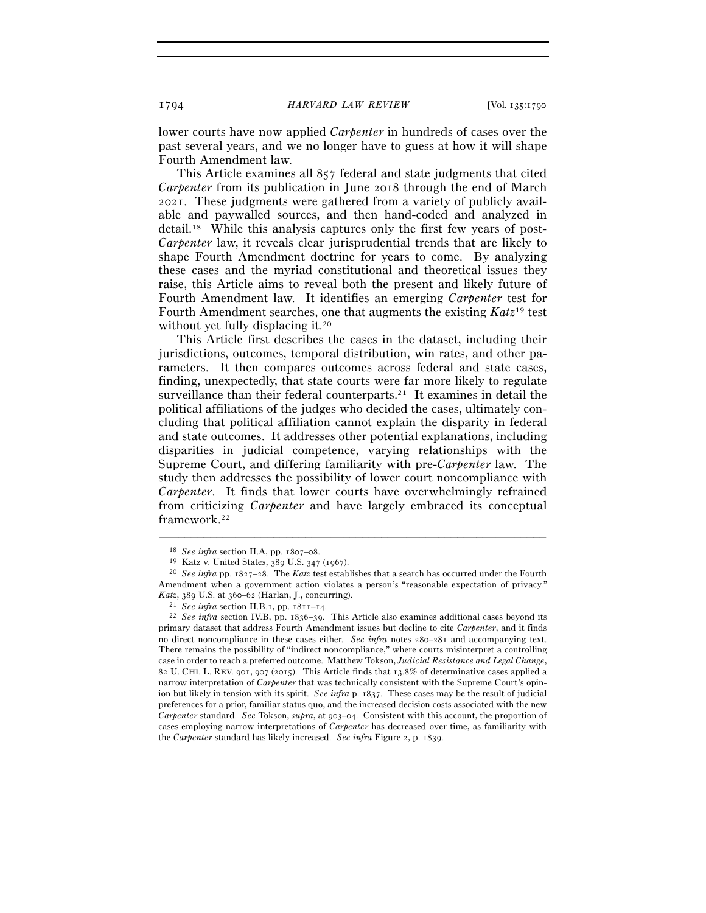lower courts have now applied *Carpenter* in hundreds of cases over the past several years, and we no longer have to guess at how it will shape Fourth Amendment law.

This Article examines all 857 federal and state judgments that cited *Carpenter* from its publication in June 2018 through the end of March 2021. These judgments were gathered from a variety of publicly available and paywalled sources, and then hand-coded and analyzed in detail.[18] While this analysis captures only the first few years of post-*Carpenter* law, it reveals clear jurisprudential trends that are likely to shape Fourth Amendment doctrine for years to come. By analyzing these cases and the myriad constitutional and theoretical issues they raise, this Article aims to reveal both the present and likely future of Fourth Amendment law. It identifies an emerging *Carpenter* test for Fourth Amendment searches, one that augments the existing *Katz*[19] test without yet fully displacing it.[20]

This Article first describes the cases in the dataset, including their jurisdictions, outcomes, temporal distribution, win rates, and other parameters. It then compares outcomes across federal and state cases, finding, unexpectedly, that state courts were far more likely to regulate surveillance than their federal counterparts.[21] It examines in detail the political affiliations of the judges who decided the cases, ultimately concluding that political affiliation cannot explain the disparity in federal and state outcomes. It addresses other potential explanations, including disparities in judicial competence, varying relationships with the Supreme Court, and differing familiarity with pre-*Carpenter* law. The study then addresses the possibility of lower court noncompliance with *Carpenter*. It finds that lower courts have overwhelmingly refrained from criticizing *Carpenter* and have largely embraced its conceptual framework.[22]

---

[18] *See infra* section II.A, pp. 1807–08.

[19] Katz v. United States, 389 U.S. 347 (1967).

[20] *See infra* pp. 1827–28. The *Katz* test establishes that a search has occurred under the Fourth Amendment when a government action violates a person's "reasonable expectation of privacy." *Katz*, 389 U.S. at 360–62 (Harlan, J., concurring).

[21] *See infra* section II.B.1, pp. 1811–14.

[22] *See infra* section IV.B, pp. 1836–39. This Article also examines additional cases beyond its primary dataset that address Fourth Amendment issues but decline to cite *Carpenter*, and it finds no direct noncompliance in these cases either. *See infra* notes 280–281 and accompanying text. There remains the possibility of "indirect noncompliance," where courts misinterpret a controlling case in order to reach a preferred outcome. Matthew Tokson, *Judicial Resistance and Legal Change*, 82 U. CHI. L. REV. 901, 907 (2015). This Article finds that 13.8% of determinative cases applied a narrow interpretation of *Carpenter* that was technically consistent with the Supreme Court's opinion but likely in tension with its spirit. *See infra* p. 1837. These cases may be the result of judicial preferences for a prior, familiar status quo, and the increased decision costs associated with the new *Carpenter* standard. *See* Tokson, *supra*, at 903–04. Consistent with this account, the proportion of cases employing narrow interpretations of *Carpenter* has decreased over time, as familiarity with the *Carpenter* standard has likely increased. *See infra* Figure 2, p. 1839.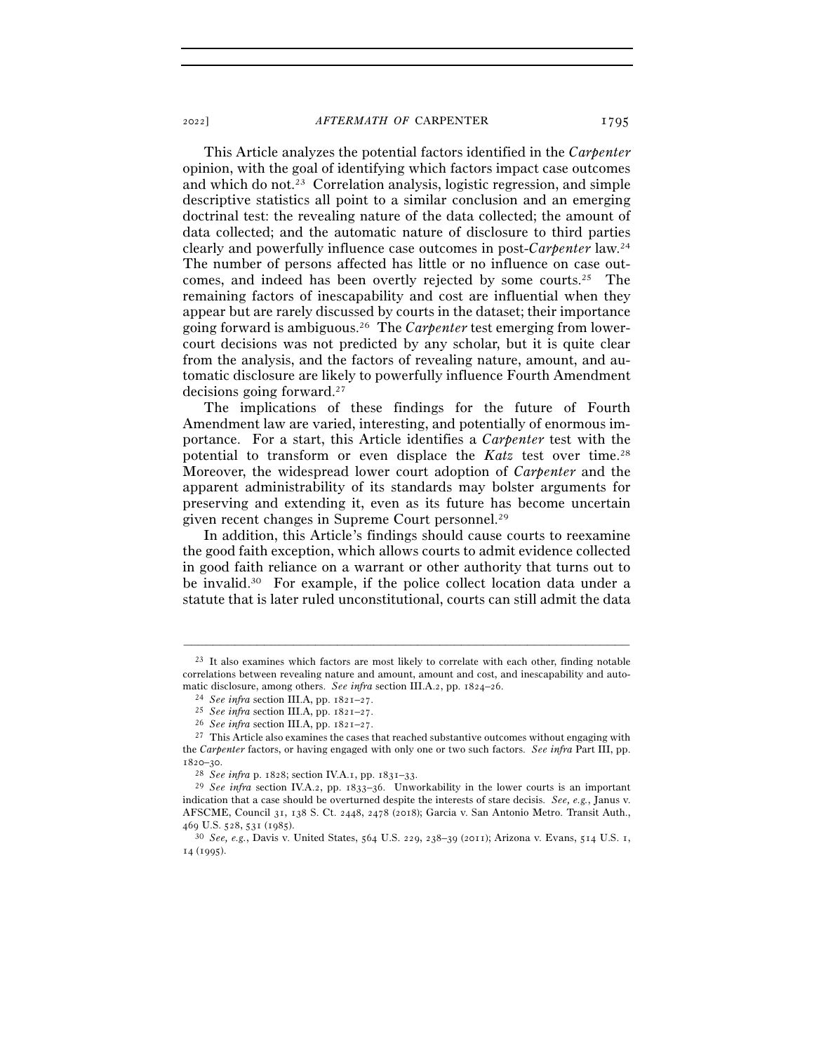This Article analyzes the potential factors identified in the *Carpenter* opinion, with the goal of identifying which factors impact case outcomes and which do not.[23] Correlation analysis, logistic regression, and simple descriptive statistics all point to a similar conclusion and an emerging doctrinal test: the revealing nature of the data collected; the amount of data collected; and the automatic nature of disclosure to third parties clearly and powerfully influence case outcomes in post-*Carpenter* law.[24] The number of persons affected has little or no influence on case outcomes, and indeed has been overtly rejected by some courts.[25] The remaining factors of inescapability and cost are influential when they appear but are rarely discussed by courts in the dataset; their importance going forward is ambiguous.[26] The *Carpenter* test emerging from lower-court decisions was not predicted by any scholar, but it is quite clear from the analysis, and the factors of revealing nature, amount, and automatic disclosure are likely to powerfully influence Fourth Amendment decisions going forward.[27]

The implications of these findings for the future of Fourth Amendment law are varied, interesting, and potentially of enormous importance. For a start, this Article identifies a *Carpenter* test with the potential to transform or even displace the *Katz* test over time.[28] Moreover, the widespread lower court adoption of *Carpenter* and the apparent administrability of its standards may bolster arguments for preserving and extending it, even as its future has become uncertain given recent changes in Supreme Court personnel.[29]

In addition, this Article's findings should cause courts to reexamine the good faith exception, which allows courts to admit evidence collected in good faith reliance on a warrant or other authority that turns out to be invalid.[30] For example, if the police collect location data under a statute that is later ruled unconstitutional, courts can still admit the data

---

[23] It also examines which factors are most likely to correlate with each other, finding notable correlations between revealing nature and amount, amount and cost, and inescapability and automatic disclosure, among others. *See infra* section III.A.2, pp. 1824–26.

[24] *See infra* section III.A, pp. 1821–27.

[25] *See infra* section III.A, pp. 1821–27.

[26] *See infra* section III.A, pp. 1821–27.

[27] This Article also examines the cases that reached substantive outcomes without engaging with the *Carpenter* factors, or having engaged with only one or two such factors. *See infra* Part III, pp. 1820–30.

[28] *See infra* p. 1828; section IV.A.1, pp. 1831–33.

[29] *See infra* section IV.A.2, pp. 1833–36. Unworkability in the lower courts is an important indication that a case should be overturned despite the interests of stare decisis. *See, e.g.*, Janus v. AFSCME, Council 31, 138 S. Ct. 2448, 2478 (2018); Garcia v. San Antonio Metro. Transit Auth., 469 U.S. 528, 531 (1985).

[30] *See, e.g.*, Davis v. United States, 564 U.S. 229, 238–39 (2011); Arizona v. Evans, 514 U.S. 1, 14 (1995).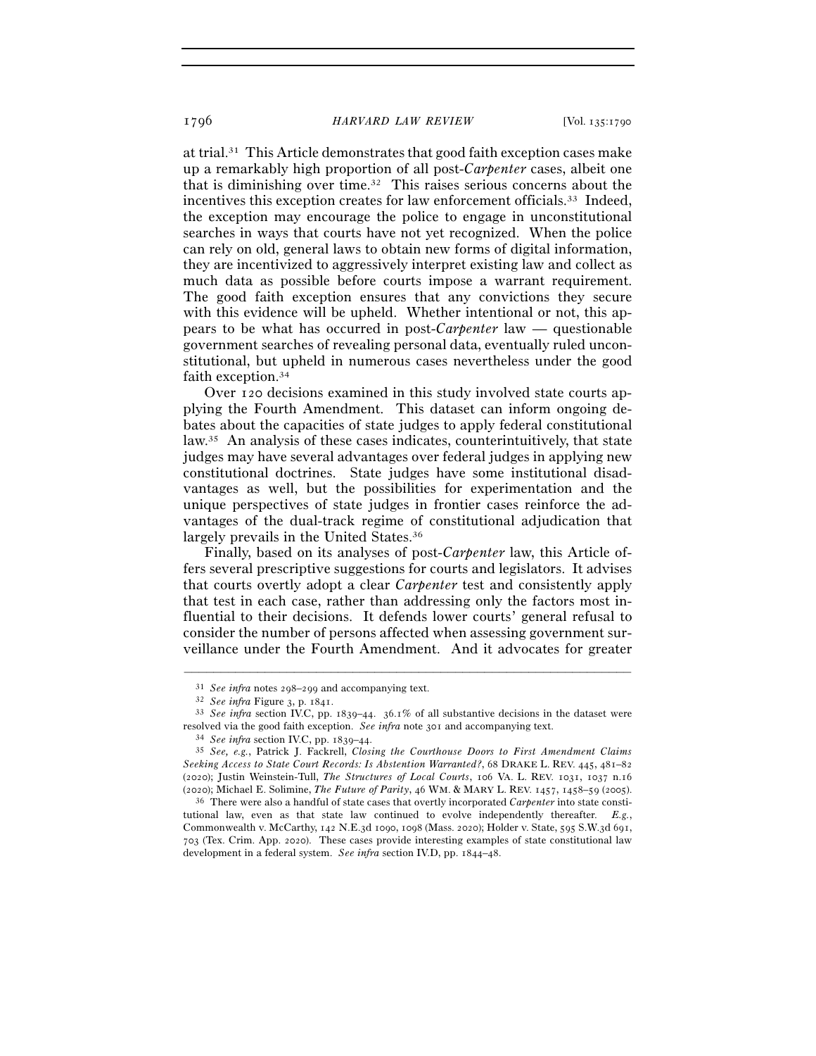at trial.[31] This Article demonstrates that good faith exception cases make up a remarkably high proportion of all post-*Carpenter* cases, albeit one that is diminishing over time.[32] This raises serious concerns about the incentives this exception creates for law enforcement officials.[33] Indeed, the exception may encourage the police to engage in unconstitutional searches in ways that courts have not yet recognized. When the police can rely on old, general laws to obtain new forms of digital information, they are incentivized to aggressively interpret existing law and collect as much data as possible before courts impose a warrant requirement. The good faith exception ensures that any convictions they secure with this evidence will be upheld. Whether intentional or not, this appears to be what has occurred in post-*Carpenter* law — questionable government searches of revealing personal data, eventually ruled unconstitutional, but upheld in numerous cases nevertheless under the good faith exception.[34]

Over 120 decisions examined in this study involved state courts applying the Fourth Amendment. This dataset can inform ongoing debates about the capacities of state judges to apply federal constitutional law.[35] An analysis of these cases indicates, counterintuitively, that state judges may have several advantages over federal judges in applying new constitutional doctrines. State judges have some institutional disadvantages as well, but the possibilities for experimentation and the unique perspectives of state judges in frontier cases reinforce the advantages of the dual-track regime of constitutional adjudication that largely prevails in the United States.[36]

Finally, based on its analyses of post-*Carpenter* law, this Article offers several prescriptive suggestions for courts and legislators. It advises that courts overtly adopt a clear *Carpenter* test and consistently apply that test in each case, rather than addressing only the factors most influential to their decisions. It defends lower courts' general refusal to consider the number of persons affected when assessing government surveillance under the Fourth Amendment. And it advocates for greater

---

[31] *See infra* notes 298–299 and accompanying text.

[32] *See infra* Figure 3, p. 1841.

[33] *See infra* section IV.C, pp. 1839–44. 36.1% of all substantive decisions in the dataset were resolved via the good faith exception. *See infra* note 301 and accompanying text.

[34] *See infra* section IV.C, pp. 1839–44.

[35] *See, e.g.*, Patrick J. Fackrell, *Closing the Courthouse Doors to First Amendment Claims Seeking Access to State Court Records: Is Abstention Warranted?*, 68 DRAKE L. REV. 445, 481–82 (2020); Justin Weinstein-Tull, *The Structures of Local Courts*, 106 VA. L. REV. 1031, 1037 n.16 (2020); Michael E. Solimine, *The Future of Parity*, 46 WM. & MARY L. REV. 1457, 1458–59 (2005).

[36] There were also a handful of state cases that overtly incorporated *Carpenter* into state constitutional law, even as that state law continued to evolve independently thereafter. *E.g.*, Commonwealth v. McCarthy, 142 N.E.3d 1090, 1098 (Mass. 2020); Holder v. State, 595 S.W.3d 691, 703 (Tex. Crim. App. 2020). These cases provide interesting examples of state constitutional law development in a federal system. *See infra* section IV.D, pp. 1844–48.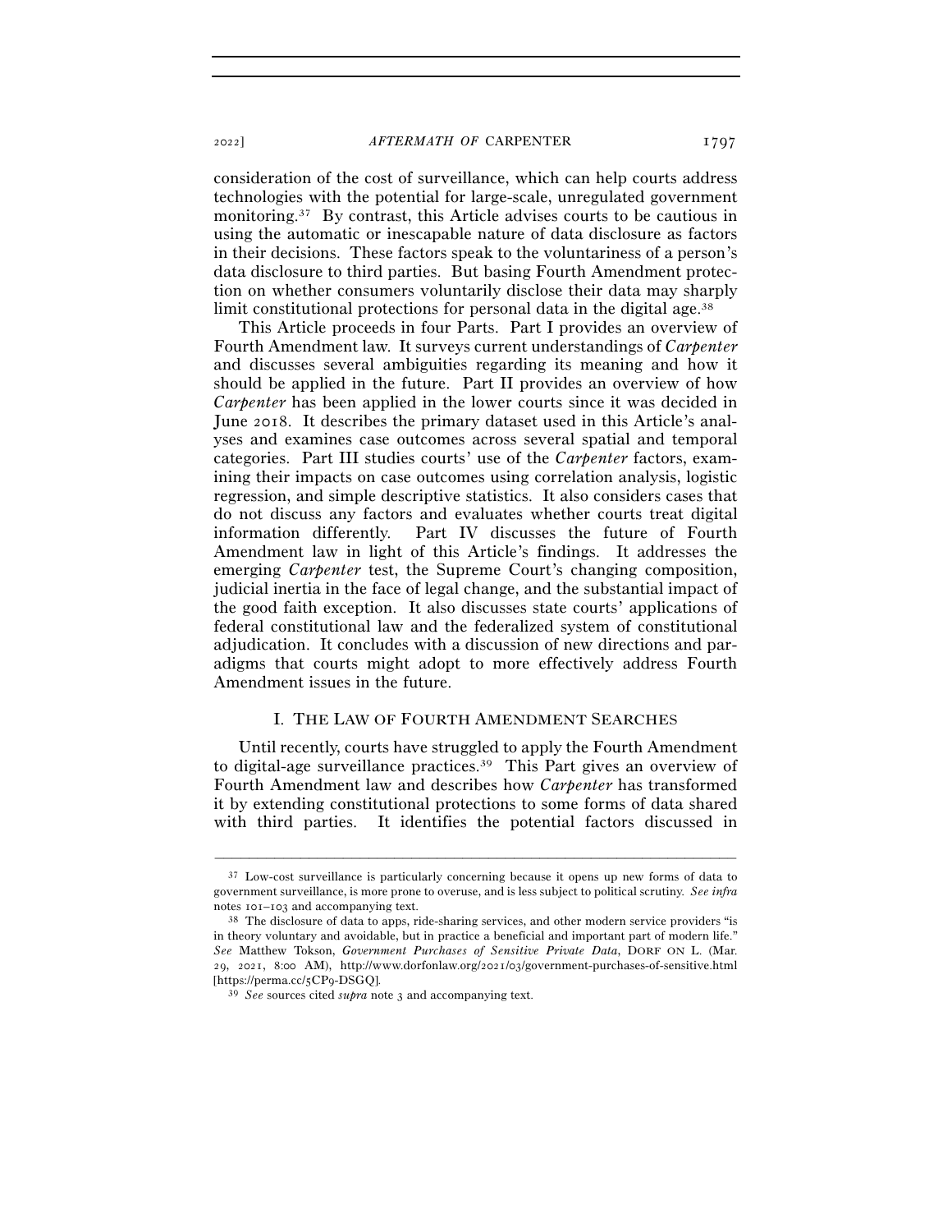consideration of the cost of surveillance, which can help courts address technologies with the potential for large-scale, unregulated government monitoring.[37] By contrast, this Article advises courts to be cautious in using the automatic or inescapable nature of data disclosure as factors in their decisions. These factors speak to the voluntariness of a person's data disclosure to third parties. But basing Fourth Amendment protection on whether consumers voluntarily disclose their data may sharply limit constitutional protections for personal data in the digital age.[38]

This Article proceeds in four Parts. Part I provides an overview of Fourth Amendment law. It surveys current understandings of *Carpenter* and discusses several ambiguities regarding its meaning and how it should be applied in the future. Part II provides an overview of how *Carpenter* has been applied in the lower courts since it was decided in June 2018. It describes the primary dataset used in this Article's analyses and examines case outcomes across several spatial and temporal categories. Part III studies courts' use of the *Carpenter* factors, examining their impacts on case outcomes using correlation analysis, logistic regression, and simple descriptive statistics. It also considers cases that do not discuss any factors and evaluates whether courts treat digital information differently. Part IV discusses the future of Fourth Amendment law in light of this Article's findings. It addresses the emerging *Carpenter* test, the Supreme Court's changing composition, judicial inertia in the face of legal change, and the substantial impact of the good faith exception. It also discusses state courts' applications of federal constitutional law and the federalized system of constitutional adjudication. It concludes with a discussion of new directions and paradigms that courts might adopt to more effectively address Fourth Amendment issues in the future.

## I. THE LAW OF FOURTH AMENDMENT SEARCHES

Until recently, courts have struggled to apply the Fourth Amendment to digital-age surveillance practices.[39] This Part gives an overview of Fourth Amendment law and describes how *Carpenter* has transformed it by extending constitutional protections to some forms of data shared with third parties. It identifies the potential factors discussed in

---

[37] Low-cost surveillance is particularly concerning because it opens up new forms of data to government surveillance, is more prone to overuse, and is less subject to political scrutiny. *See infra* notes 101–103 and accompanying text.

[38] The disclosure of data to apps, ride-sharing services, and other modern service providers "is in theory voluntary and avoidable, but in practice a beneficial and important part of modern life." *See* Matthew Tokson, *Government Purchases of Sensitive Private Data*, DORF ON L. (Mar. 29, 2021, 8:00 AM), http://www.dorfonlaw.org/2021/03/government-purchases-of-sensitive.html [https://perma.cc/5CP9-DSGQ].

[39] *See* sources cited *supra* note 3 and accompanying text.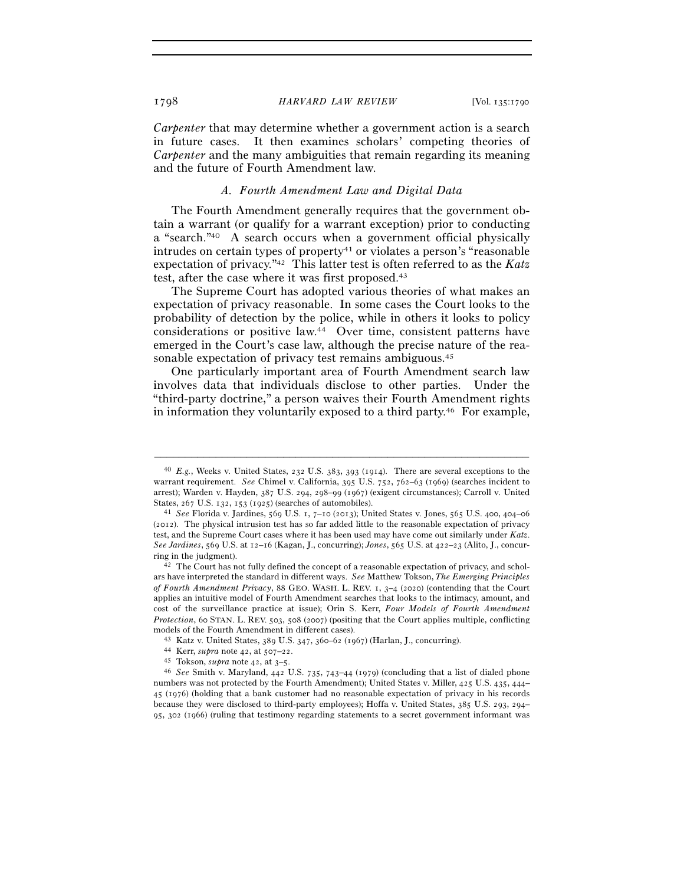*Carpenter* that may determine whether a government action is a search in future cases. It then examines scholars' competing theories of *Carpenter* and the many ambiguities that remain regarding its meaning and the future of Fourth Amendment law.

### *A. Fourth Amendment Law and Digital Data*

The Fourth Amendment generally requires that the government obtain a warrant (or qualify for a warrant exception) prior to conducting a "search."[40] A search occurs when a government official physically intrudes on certain types of property[41] or violates a person's "reasonable expectation of privacy."[42] This latter test is often referred to as the *Katz* test, after the case where it was first proposed.[43]

The Supreme Court has adopted various theories of what makes an expectation of privacy reasonable. In some cases the Court looks to the probability of detection by the police, while in others it looks to policy considerations or positive law.[44] Over time, consistent patterns have emerged in the Court's case law, although the precise nature of the reasonable expectation of privacy test remains ambiguous.[45]

One particularly important area of Fourth Amendment search law involves data that individuals disclose to other parties. Under the "third-party doctrine," a person waives their Fourth Amendment rights in information they voluntarily exposed to a third party.[46] For example,

---

[40] *E.g.*, Weeks v. United States, 232 U.S. 383, 393 (1914). There are several exceptions to the warrant requirement. *See* Chimel v. California, 395 U.S. 752, 762–63 (1969) (searches incident to arrest); Warden v. Hayden, 387 U.S. 294, 298–99 (1967) (exigent circumstances); Carroll v. United States, 267 U.S. 132, 153 (1925) (searches of automobiles).

[41] *See* Florida v. Jardines, 569 U.S. 1, 7–10 (2013); United States v. Jones, 565 U.S. 400, 404–06 (2012). The physical intrusion test has so far added little to the reasonable expectation of privacy test, and the Supreme Court cases where it has been used may have come out similarly under *Katz*. *See Jardines*, 569 U.S. at 12–16 (Kagan, J., concurring); *Jones*, 565 U.S. at 422–23 (Alito, J., concurring in the judgment).

[42] The Court has not fully defined the concept of a reasonable expectation of privacy, and scholars have interpreted the standard in different ways. *See* Matthew Tokson, *The Emerging Principles of Fourth Amendment Privacy*, 88 GEO. WASH. L. REV. 1, 3–4 (2020) (contending that the Court applies an intuitive model of Fourth Amendment searches that looks to the intimacy, amount, and cost of the surveillance practice at issue); Orin S. Kerr, *Four Models of Fourth Amendment Protection*, 60 STAN. L. REV. 503, 508 (2007) (positing that the Court applies multiple, conflicting models of the Fourth Amendment in different cases).

[43] Katz v. United States, 389 U.S. 347, 360–62 (1967) (Harlan, J., concurring).

[44] Kerr, *supra* note 42, at 507–22.

[45] Tokson, *supra* note 42, at 3–5.

[46] *See* Smith v. Maryland, 442 U.S. 735, 743–44 (1979) (concluding that a list of dialed phone numbers was not protected by the Fourth Amendment); United States v. Miller, 425 U.S. 435, 444–45 (1976) (holding that a bank customer had no reasonable expectation of privacy in his records because they were disclosed to third-party employees); Hoffa v. United States, 385 U.S. 293, 294–95, 302 (1966) (ruling that testimony regarding statements to a secret government informant was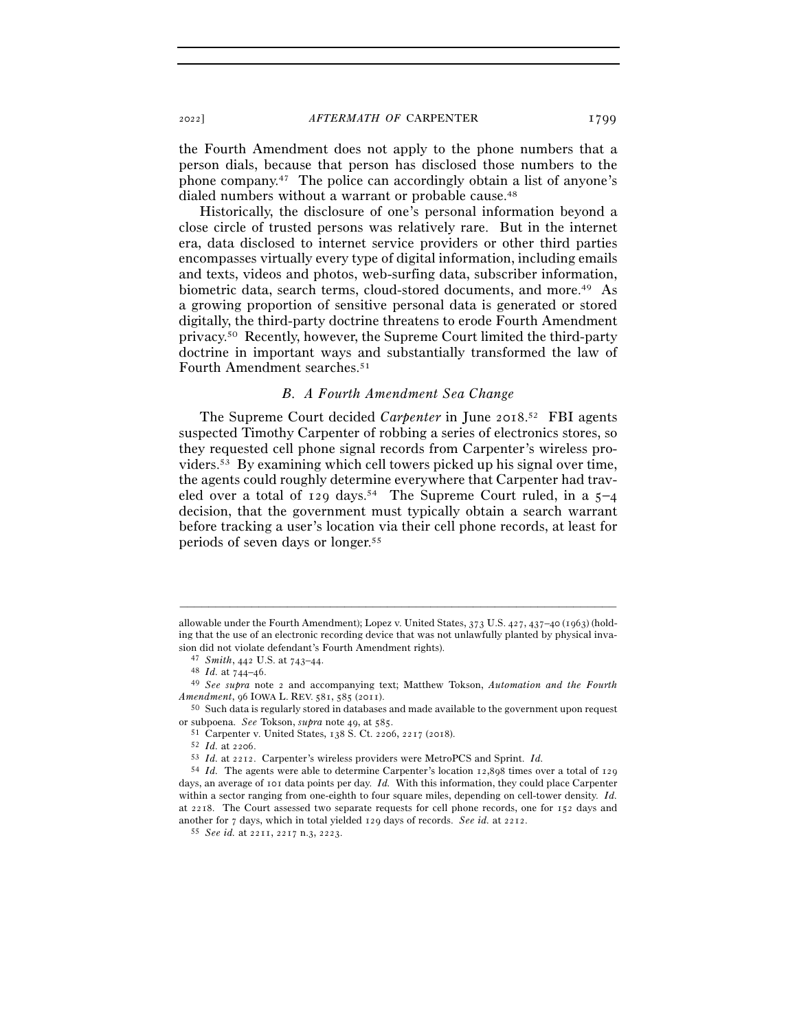the Fourth Amendment does not apply to the phone numbers that a person dials, because that person has disclosed those numbers to the phone company.[47] The police can accordingly obtain a list of anyone's dialed numbers without a warrant or probable cause.[48]

Historically, the disclosure of one's personal information beyond a close circle of trusted persons was relatively rare. But in the internet era, data disclosed to internet service providers or other third parties encompasses virtually every type of digital information, including emails and texts, videos and photos, web-surfing data, subscriber information, biometric data, search terms, cloud-stored documents, and more.[49] As a growing proportion of sensitive personal data is generated or stored digitally, the third-party doctrine threatens to erode Fourth Amendment privacy.[50] Recently, however, the Supreme Court limited the third-party doctrine in important ways and substantially transformed the law of Fourth Amendment searches.[51]

### *B. A Fourth Amendment Sea Change*

The Supreme Court decided *Carpenter* in June 2018.[52] FBI agents suspected Timothy Carpenter of robbing a series of electronics stores, so they requested cell phone signal records from Carpenter's wireless providers.[53] By examining which cell towers picked up his signal over time, the agents could roughly determine everywhere that Carpenter had traveled over a total of 129 days.[54] The Supreme Court ruled, in a 5–4 decision, that the government must typically obtain a search warrant before tracking a user's location via their cell phone records, at least for periods of seven days or longer.[55]

---

allowable under the Fourth Amendment); Lopez v. United States, 373 U.S. 427, 437–40 (1963) (holding that the use of an electronic recording device that was not unlawfully planted by physical invasion did not violate defendant's Fourth Amendment rights).

[47] *Smith*, 442 U.S. at 743–44.

[48] *Id.* at 744–46.

[49] *See supra* note 2 and accompanying text; Matthew Tokson, *Automation and the Fourth Amendment*, 96 IOWA L. REV. 581, 585 (2011).

[50] Such data is regularly stored in databases and made available to the government upon request or subpoena. *See* Tokson, *supra* note 49, at 585.

[51] Carpenter v. United States, 138 S. Ct. 2206, 2217 (2018).

[52] *Id.* at 2206.

[53] *Id.* at 2212. Carpenter's wireless providers were MetroPCS and Sprint. *Id.*

[54] *Id.* The agents were able to determine Carpenter's location 12,898 times over a total of 129 days, an average of 101 data points per day. *Id.* With this information, they could place Carpenter within a sector ranging from one-eighth to four square miles, depending on cell-tower density. *Id.* at 2218. The Court assessed two separate requests for cell phone records, one for 152 days and another for 7 days, which in total yielded 129 days of records. *See id.* at 2212.

[55] *See id.* at 2211, 2217 n.3, 2223.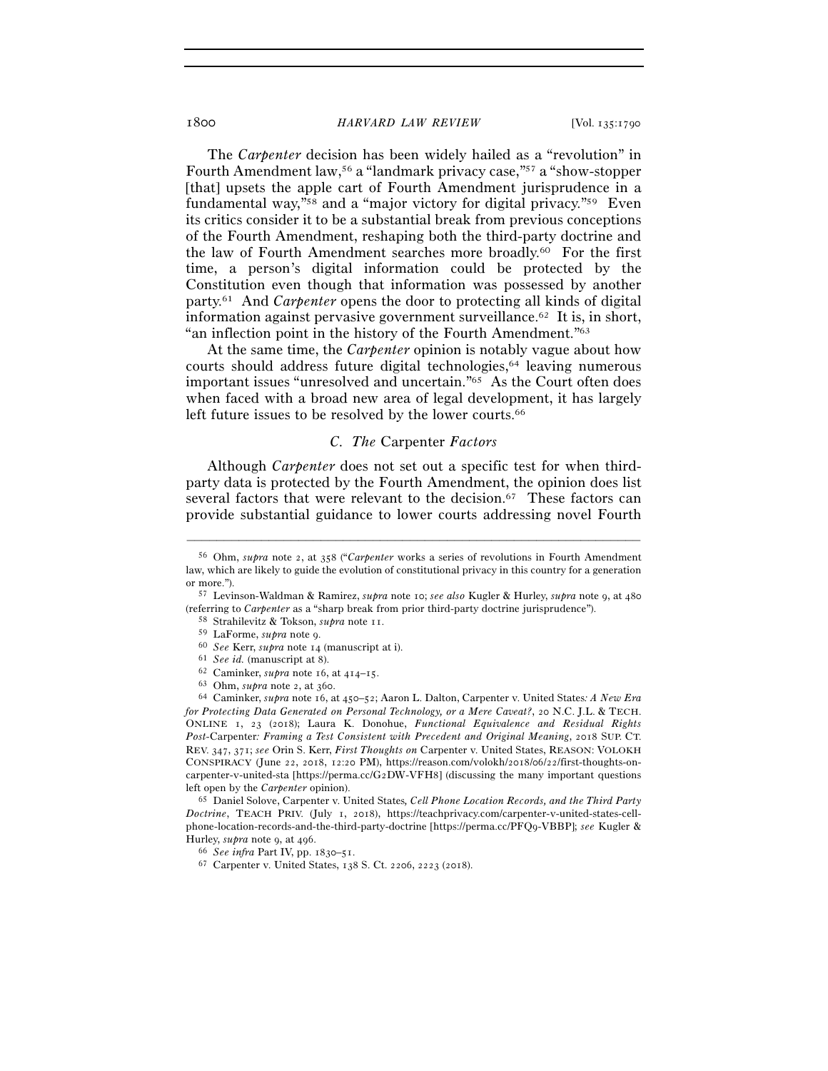The *Carpenter* decision has been widely hailed as a "revolution" in Fourth Amendment law,[56] a "landmark privacy case,"[57] a "show-stopper [that] upsets the apple cart of Fourth Amendment jurisprudence in a fundamental way,"[58] and a "major victory for digital privacy."[59] Even its critics consider it to be a substantial break from previous conceptions of the Fourth Amendment, reshaping both the third-party doctrine and the law of Fourth Amendment searches more broadly.[60] For the first time, a person's digital information could be protected by the Constitution even though that information was possessed by another party.[61] And *Carpenter* opens the door to protecting all kinds of digital information against pervasive government surveillance.[62] It is, in short, "an inflection point in the history of the Fourth Amendment."[63]

At the same time, the *Carpenter* opinion is notably vague about how courts should address future digital technologies,[64] leaving numerous important issues "unresolved and uncertain."[65] As the Court often does when faced with a broad new area of legal development, it has largely left future issues to be resolved by the lower courts.[66]

### C. *The* Carpenter *Factors*

Although *Carpenter* does not set out a specific test for when third-party data is protected by the Fourth Amendment, the opinion does list several factors that were relevant to the decision.[67] These factors can provide substantial guidance to lower courts addressing novel Fourth

---

[56] Ohm, *supra* note 2, at 358 ("*Carpenter* works a series of revolutions in Fourth Amendment law, which are likely to guide the evolution of constitutional privacy in this country for a generation or more.").

[57] Levinson-Waldman & Ramirez, *supra* note 10; *see also* Kugler & Hurley, *supra* note 9, at 480 (referring to *Carpenter* as a "sharp break from prior third-party doctrine jurisprudence").

[58] Strahilevitz & Tokson, *supra* note 11.

[59] LaForme, *supra* note 9.

[60] *See* Kerr, *supra* note 14 (manuscript at i).

[61] *See id.* (manuscript at 8).

[62] Caminker, *supra* note 16, at 414–15.

[63] Ohm, *supra* note 2, at 360.

[64] Caminker, *supra* note 16, at 450–52; Aaron L. Dalton, Carpenter v. United States*: A New Era for Protecting Data Generated on Personal Technology, or a Mere Caveat?*, 20 N.C. J.L. & TECH. ONLINE 1, 23 (2018); Laura K. Donohue, *Functional Equivalence and Residual Rights Post-*Carpenter*: Framing a Test Consistent with Precedent and Original Meaning*, 2018 SUP. CT. REV. 347, 371; *see* Orin S. Kerr, *First Thoughts on* Carpenter v. United States, REASON: VOLOKH CONSPIRACY (June 22, 2018, 12:20 PM), https://reason.com/volokh/2018/06/22/first-thoughts-on-carpenter-v-united-sta [https://perma.cc/G2DW-VFH8] (discussing the many important questions left open by the *Carpenter* opinion).

[65] Daniel Solove, Carpenter v. United States*, Cell Phone Location Records, and the Third Party Doctrine*, TEACH PRIV. (July 1, 2018), https://teachprivacy.com/carpenter-v-united-states-cell-phone-location-records-and-the-third-party-doctrine [https://perma.cc/PFQ9-VBBP]; *see* Kugler & Hurley, *supra* note 9, at 496.

[66] *See infra* Part IV, pp. 1830–51.

[67] Carpenter v. United States, 138 S. Ct. 2206, 2223 (2018).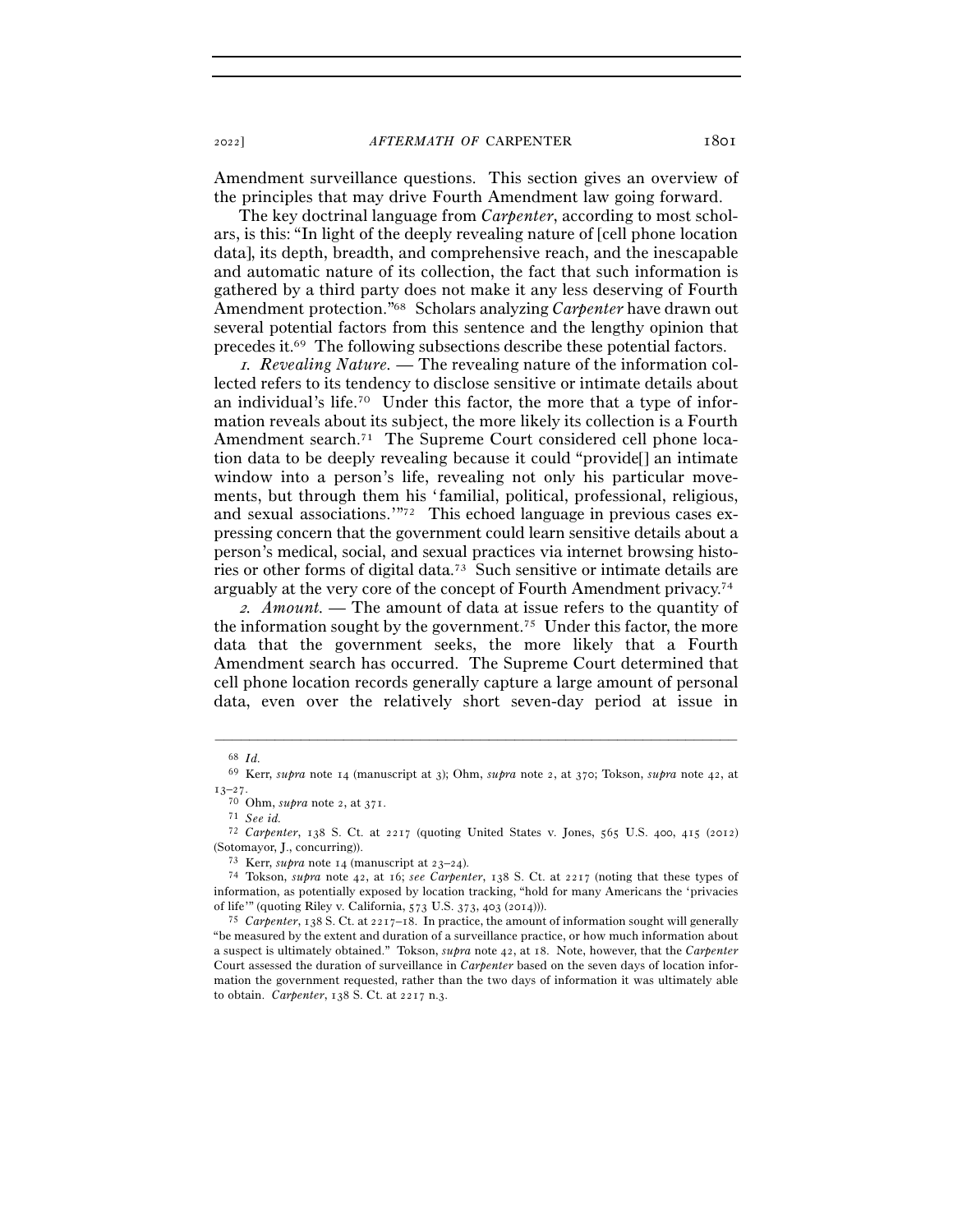Amendment surveillance questions. This section gives an overview of the principles that may drive Fourth Amendment law going forward.

The key doctrinal language from *Carpenter*, according to most scholars, is this: "In light of the deeply revealing nature of [cell phone location data], its depth, breadth, and comprehensive reach, and the inescapable and automatic nature of its collection, the fact that such information is gathered by a third party does not make it any less deserving of Fourth Amendment protection."[68] Scholars analyzing *Carpenter* have drawn out several potential factors from this sentence and the lengthy opinion that precedes it.[69] The following subsections describe these potential factors.

*1. Revealing Nature.* — The revealing nature of the information collected refers to its tendency to disclose sensitive or intimate details about an individual's life.[70] Under this factor, the more that a type of information reveals about its subject, the more likely its collection is a Fourth Amendment search.[71] The Supreme Court considered cell phone location data to be deeply revealing because it could "provide[] an intimate window into a person's life, revealing not only his particular movements, but through them his 'familial, political, professional, religious, and sexual associations.'"[72] This echoed language in previous cases expressing concern that the government could learn sensitive details about a person's medical, social, and sexual practices via internet browsing histories or other forms of digital data.[73] Such sensitive or intimate details are arguably at the very core of the concept of Fourth Amendment privacy.[74]

*2. Amount.* — The amount of data at issue refers to the quantity of the information sought by the government.[75] Under this factor, the more data that the government seeks, the more likely that a Fourth Amendment search has occurred. The Supreme Court determined that cell phone location records generally capture a large amount of personal data, even over the relatively short seven-day period at issue in

---

[68] *Id.*

[69] Kerr, *supra* note 14 (manuscript at 3); Ohm, *supra* note 2, at 370; Tokson, *supra* note 42, at 13–27.

[70] Ohm, *supra* note 2, at 371.

[71] *See id.*

[72] *Carpenter*, 138 S. Ct. at 2217 (quoting United States v. Jones, 565 U.S. 400, 415 (2012) (Sotomayor, J., concurring)).

[73] Kerr, *supra* note 14 (manuscript at 23–24).

[74] Tokson, *supra* note 42, at 16; *see Carpenter*, 138 S. Ct. at 2217 (noting that these types of information, as potentially exposed by location tracking, "hold for many Americans the 'privacies of life'" (quoting Riley v. California, 573 U.S. 373, 403 (2014))).

[75] *Carpenter*, 138 S. Ct. at 2217–18. In practice, the amount of information sought will generally "be measured by the extent and duration of a surveillance practice, or how much information about a suspect is ultimately obtained." Tokson, *supra* note 42, at 18. Note, however, that the *Carpenter* Court assessed the duration of surveillance in *Carpenter* based on the seven days of location information the government requested, rather than the two days of information it was ultimately able to obtain. *Carpenter*, 138 S. Ct. at 2217 n.3.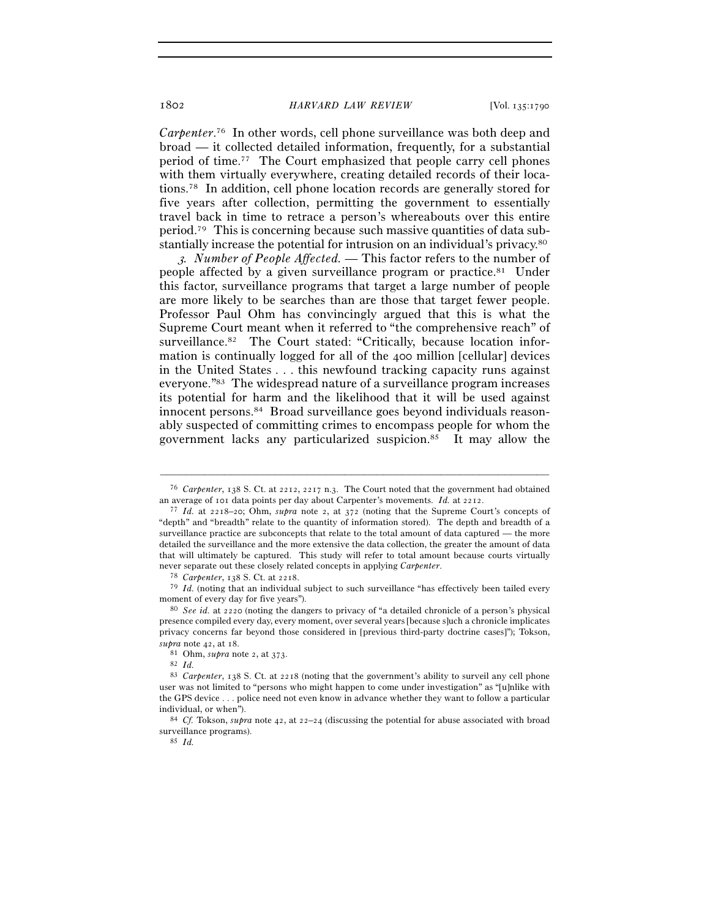*Carpenter*.[76] In other words, cell phone surveillance was both deep and broad — it collected detailed information, frequently, for a substantial period of time.[77] The Court emphasized that people carry cell phones with them virtually everywhere, creating detailed records of their locations.[78] In addition, cell phone location records are generally stored for five years after collection, permitting the government to essentially travel back in time to retrace a person's whereabouts over this entire period.[79] This is concerning because such massive quantities of data substantially increase the potential for intrusion on an individual's privacy.[80]

*3. Number of People Affected.* — This factor refers to the number of people affected by a given surveillance program or practice.[81] Under this factor, surveillance programs that target a large number of people are more likely to be searches than are those that target fewer people. Professor Paul Ohm has convincingly argued that this is what the Supreme Court meant when it referred to "the comprehensive reach" of surveillance.[82] The Court stated: "Critically, because location information is continually logged for all of the 400 million [cellular] devices in the United States . . . this newfound tracking capacity runs against everyone."[83] The widespread nature of a surveillance program increases its potential for harm and the likelihood that it will be used against innocent persons.[84] Broad surveillance goes beyond individuals reasonably suspected of committing crimes to encompass people for whom the government lacks any particularized suspicion.[85] It may allow the

---

[76] *Carpenter*, 138 S. Ct. at 2212, 2217 n.3. The Court noted that the government had obtained an average of 101 data points per day about Carpenter's movements. *Id.* at 2212.

[77] *Id.* at 2218–20; Ohm, *supra* note 2, at 372 (noting that the Supreme Court's concepts of "depth" and "breadth" relate to the quantity of information stored). The depth and breadth of a surveillance practice are subconcepts that relate to the total amount of data captured — the more detailed the surveillance and the more extensive the data collection, the greater the amount of data that will ultimately be captured. This study will refer to total amount because courts virtually never separate out these closely related concepts in applying *Carpenter*.

[78] *Carpenter*, 138 S. Ct. at 2218.

[79] *Id.* (noting that an individual subject to such surveillance "has effectively been tailed every moment of every day for five years").

[80] *See id.* at 2220 (noting the dangers to privacy of "a detailed chronicle of a person's physical presence compiled every day, every moment, over several years [because s]uch a chronicle implicates privacy concerns far beyond those considered in [previous third-party doctrine cases]"); Tokson, *supra* note 42, at 18.

[81] Ohm, *supra* note 2, at 373.

[82] *Id.*

[83] *Carpenter*, 138 S. Ct. at 2218 (noting that the government's ability to surveil any cell phone user was not limited to "persons who might happen to come under investigation" as "[u]nlike with the GPS device . . . police need not even know in advance whether they want to follow a particular individual, or when").

[84] *Cf.* Tokson, *supra* note 42, at 22–24 (discussing the potential for abuse associated with broad surveillance programs).

[85] *Id.*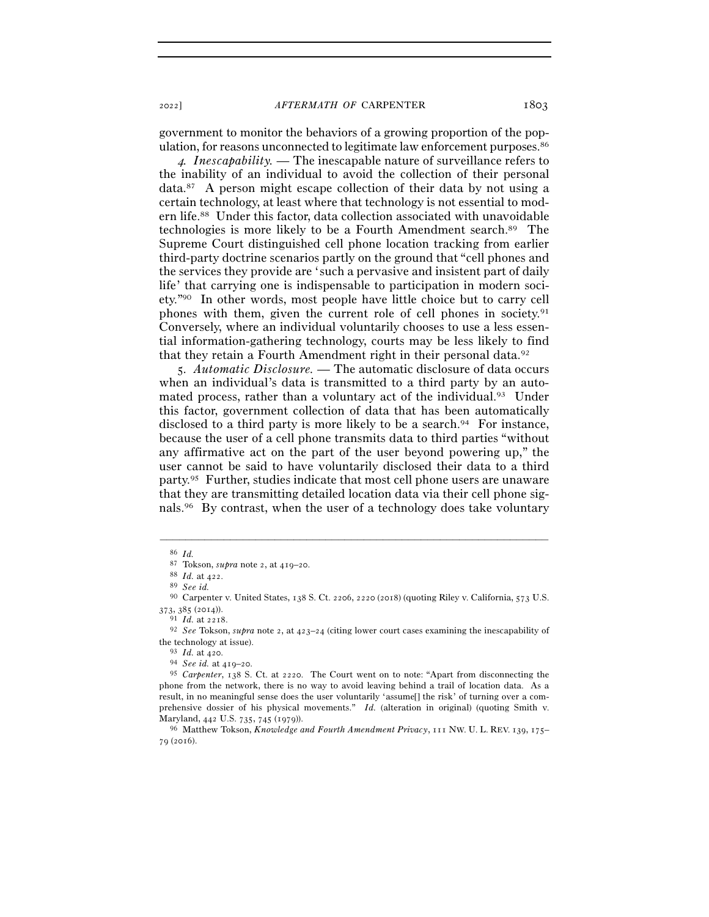government to monitor the behaviors of a growing proportion of the population, for reasons unconnected to legitimate law enforcement purposes.[86]

*4. Inescapability.* — The inescapable nature of surveillance refers to the inability of an individual to avoid the collection of their personal data.[87] A person might escape collection of their data by not using a certain technology, at least where that technology is not essential to modern life.[88] Under this factor, data collection associated with unavoidable technologies is more likely to be a Fourth Amendment search.[89] The Supreme Court distinguished cell phone location tracking from earlier third-party doctrine scenarios partly on the ground that "cell phones and the services they provide are 'such a pervasive and insistent part of daily life' that carrying one is indispensable to participation in modern society."[90] In other words, most people have little choice but to carry cell phones with them, given the current role of cell phones in society.[91] Conversely, where an individual voluntarily chooses to use a less essential information-gathering technology, courts may be less likely to find that they retain a Fourth Amendment right in their personal data.[92]

*5. Automatic Disclosure.* — The automatic disclosure of data occurs when an individual's data is transmitted to a third party by an automated process, rather than a voluntary act of the individual.[93] Under this factor, government collection of data that has been automatically disclosed to a third party is more likely to be a search.[94] For instance, because the user of a cell phone transmits data to third parties "without any affirmative act on the part of the user beyond powering up," the user cannot be said to have voluntarily disclosed their data to a third party.[95] Further, studies indicate that most cell phone users are unaware that they are transmitting detailed location data via their cell phone signals.[96] By contrast, when the user of a technology does take voluntary

---

[86] *Id.*

[87] Tokson, *supra* note 2, at 419–20.

[88] *Id.* at 422.

[89] *See id.*

[90] Carpenter v. United States, 138 S. Ct. 2206, 2220 (2018) (quoting Riley v. California, 573 U.S. 373, 385 (2014)).

[91] *Id.* at 2218.

[92] *See* Tokson, *supra* note 2, at 423–24 (citing lower court cases examining the inescapability of the technology at issue).

[93] *Id.* at 420.

[94] *See id.* at 419–20.

[95] *Carpenter*, 138 S. Ct. at 2220. The Court went on to note: "Apart from disconnecting the phone from the network, there is no way to avoid leaving behind a trail of location data. As a result, in no meaningful sense does the user voluntarily 'assume[] the risk' of turning over a comprehensive dossier of his physical movements." *Id.* (alteration in original) (quoting Smith v. Maryland, 442 U.S. 735, 745 (1979)).

[96] Matthew Tokson, *Knowledge and Fourth Amendment Privacy*, 111 NW. U. L. REV. 139, 175–79 (2016).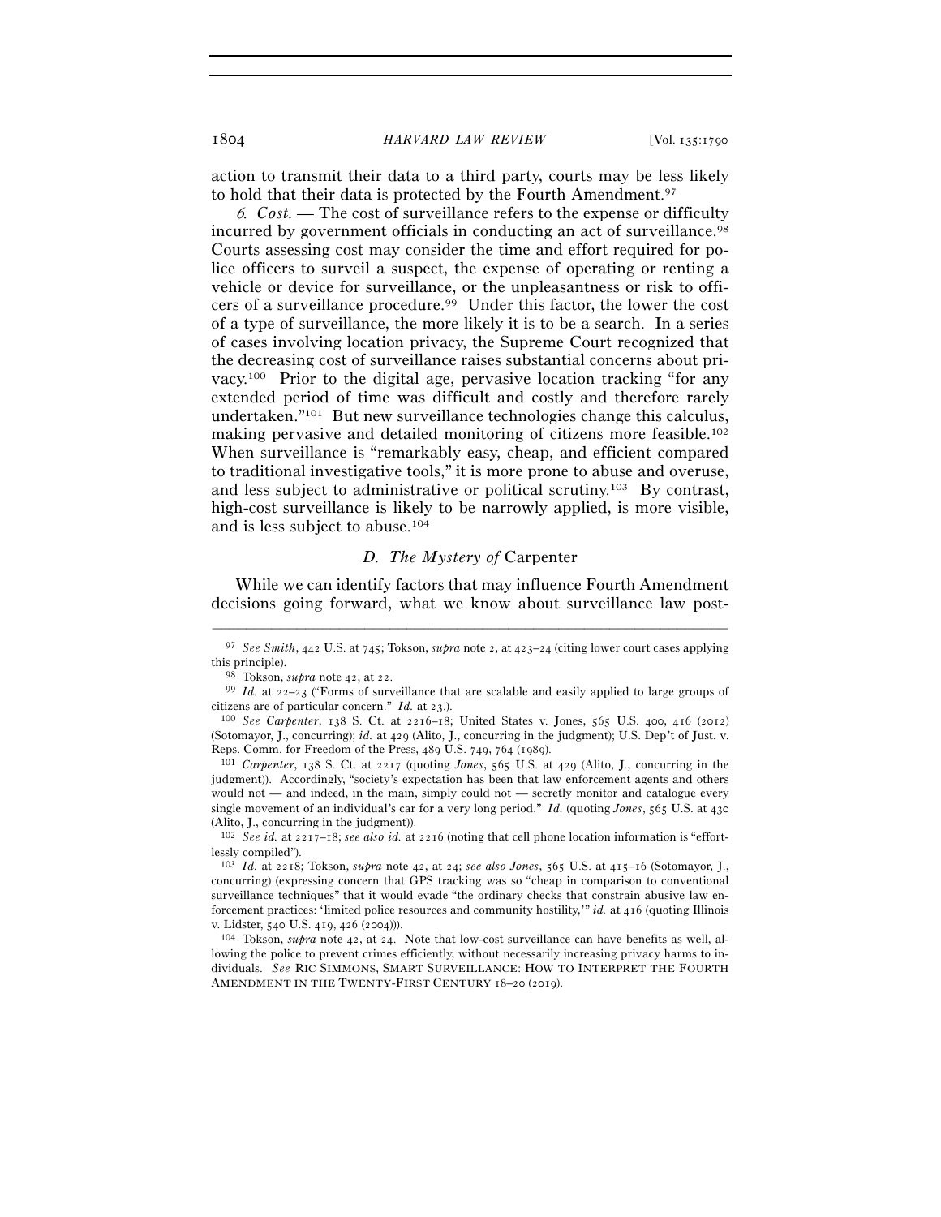action to transmit their data to a third party, courts may be less likely to hold that their data is protected by the Fourth Amendment.[97]

*6. Cost.* — The cost of surveillance refers to the expense or difficulty incurred by government officials in conducting an act of surveillance.[98] Courts assessing cost may consider the time and effort required for police officers to surveil a suspect, the expense of operating or renting a vehicle or device for surveillance, or the unpleasantness or risk to officers of a surveillance procedure.[99] Under this factor, the lower the cost of a type of surveillance, the more likely it is to be a search. In a series of cases involving location privacy, the Supreme Court recognized that the decreasing cost of surveillance raises substantial concerns about privacy.[100] Prior to the digital age, pervasive location tracking "for any extended period of time was difficult and costly and therefore rarely undertaken."[101] But new surveillance technologies change this calculus, making pervasive and detailed monitoring of citizens more feasible.[102] When surveillance is "remarkably easy, cheap, and efficient compared to traditional investigative tools," it is more prone to abuse and overuse, and less subject to administrative or political scrutiny.[103] By contrast, high-cost surveillance is likely to be narrowly applied, is more visible, and is less subject to abuse.[104]

### *D. The Mystery of* Carpenter

While we can identify factors that may influence Fourth Amendment decisions going forward, what we know about surveillance law post-

---

[97] *See Smith*, 442 U.S. at 745; Tokson, *supra* note 2, at 423–24 (citing lower court cases applying this principle).

[98] Tokson, *supra* note 42, at 22.

[99] *Id.* at 22–23 ("Forms of surveillance that are scalable and easily applied to large groups of citizens are of particular concern." *Id.* at 23.).

[100] *See Carpenter*, 138 S. Ct. at 2216–18; United States v. Jones, 565 U.S. 400, 416 (2012) (Sotomayor, J., concurring); *id.* at 429 (Alito, J., concurring in the judgment); U.S. Dep't of Just. v. Reps. Comm. for Freedom of the Press, 489 U.S. 749, 764 (1989).

[101] *Carpenter*, 138 S. Ct. at 2217 (quoting *Jones*, 565 U.S. at 429 (Alito, J., concurring in the judgment)). Accordingly, "society's expectation has been that law enforcement agents and others would not — and indeed, in the main, simply could not — secretly monitor and catalogue every single movement of an individual's car for a very long period." *Id.* (quoting *Jones*, 565 U.S. at 430 (Alito, J., concurring in the judgment)).

[102] *See id.* at 2217–18; *see also id.* at 2216 (noting that cell phone location information is "effortlessly compiled").

[103] *Id.* at 2218; Tokson, *supra* note 42, at 24; *see also Jones*, 565 U.S. at 415–16 (Sotomayor, J., concurring) (expressing concern that GPS tracking was so "cheap in comparison to conventional surveillance techniques" that it would evade "the ordinary checks that constrain abusive law enforcement practices: 'limited police resources and community hostility,'" *id.* at 416 (quoting Illinois v. Lidster, 540 U.S. 419, 426 (2004))).

[104] Tokson, *supra* note 42, at 24. Note that low-cost surveillance can have benefits as well, allowing the police to prevent crimes efficiently, without necessarily increasing privacy harms to individuals. *See* RIC SIMMONS, SMART SURVEILLANCE: HOW TO INTERPRET THE FOURTH AMENDMENT IN THE TWENTY-FIRST CENTURY 18–20 (2019).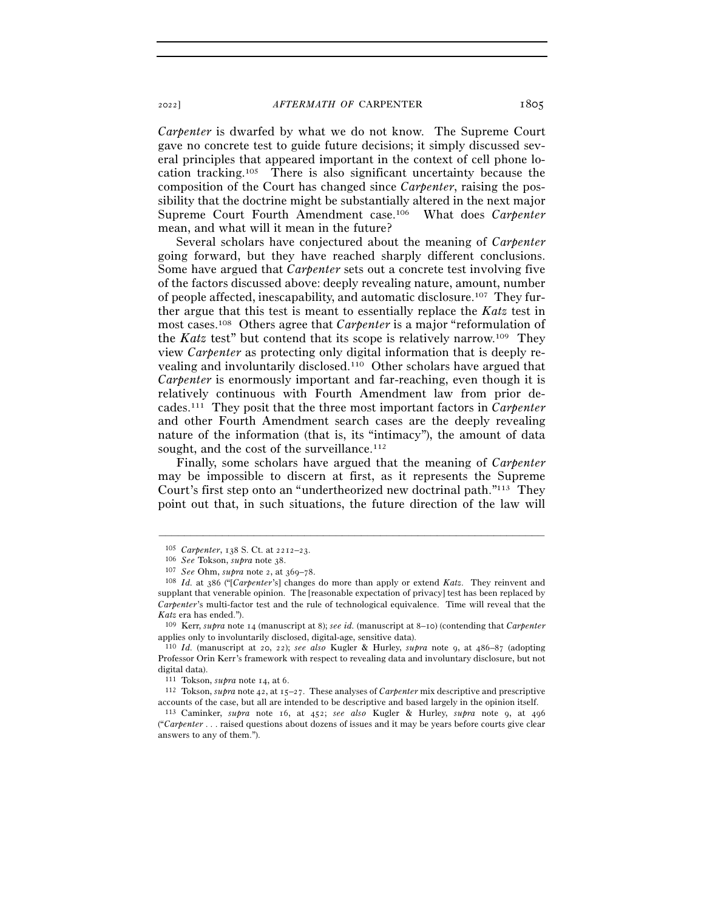*Carpenter* is dwarfed by what we do not know. The Supreme Court gave no concrete test to guide future decisions; it simply discussed several principles that appeared important in the context of cell phone location tracking.[105] There is also significant uncertainty because the composition of the Court has changed since *Carpenter*, raising the possibility that the doctrine might be substantially altered in the next major Supreme Court Fourth Amendment case.[106] What does *Carpenter* mean, and what will it mean in the future?

Several scholars have conjectured about the meaning of *Carpenter* going forward, but they have reached sharply different conclusions. Some have argued that *Carpenter* sets out a concrete test involving five of the factors discussed above: deeply revealing nature, amount, number of people affected, inescapability, and automatic disclosure.[107] They further argue that this test is meant to essentially replace the *Katz* test in most cases.[108] Others agree that *Carpenter* is a major "reformulation of the *Katz* test" but contend that its scope is relatively narrow.[109] They view *Carpenter* as protecting only digital information that is deeply revealing and involuntarily disclosed.[110] Other scholars have argued that *Carpenter* is enormously important and far-reaching, even though it is relatively continuous with Fourth Amendment law from prior decades.[111] They posit that the three most important factors in *Carpenter* and other Fourth Amendment search cases are the deeply revealing nature of the information (that is, its "intimacy"), the amount of data sought, and the cost of the surveillance.[112]

Finally, some scholars have argued that the meaning of *Carpenter* may be impossible to discern at first, as it represents the Supreme Court's first step onto an "undertheorized new doctrinal path."[113] They point out that, in such situations, the future direction of the law will

---

[105] *Carpenter*, 138 S. Ct. at 2212–23.

[106] *See* Tokson, *supra* note 38.

[107] *See* Ohm, *supra* note 2, at 369–78.

[108] *Id.* at 386 ("[*Carpenter*'s] changes do more than apply or extend *Katz*. They reinvent and supplant that venerable opinion. The [reasonable expectation of privacy] test has been replaced by *Carpenter*'s multi-factor test and the rule of technological equivalence. Time will reveal that the *Katz* era has ended.").

[109] Kerr, *supra* note 14 (manuscript at 8); *see id.* (manuscript at 8–10) (contending that *Carpenter* applies only to involuntarily disclosed, digital-age, sensitive data).

[110] *Id.* (manuscript at 20, 22); *see also* Kugler & Hurley, *supra* note 9, at 486–87 (adopting Professor Orin Kerr's framework with respect to revealing data and involuntary disclosure, but not digital data).

[111] Tokson, *supra* note 14, at 6.

[112] Tokson, *supra* note 42, at 15–27. These analyses of *Carpenter* mix descriptive and prescriptive accounts of the case, but all are intended to be descriptive and based largely in the opinion itself.

[113] Caminker, *supra* note 16, at 452; *see also* Kugler & Hurley, *supra* note 9, at 496 ("*Carpenter* . . . raised questions about dozens of issues and it may be years before courts give clear answers to any of them.").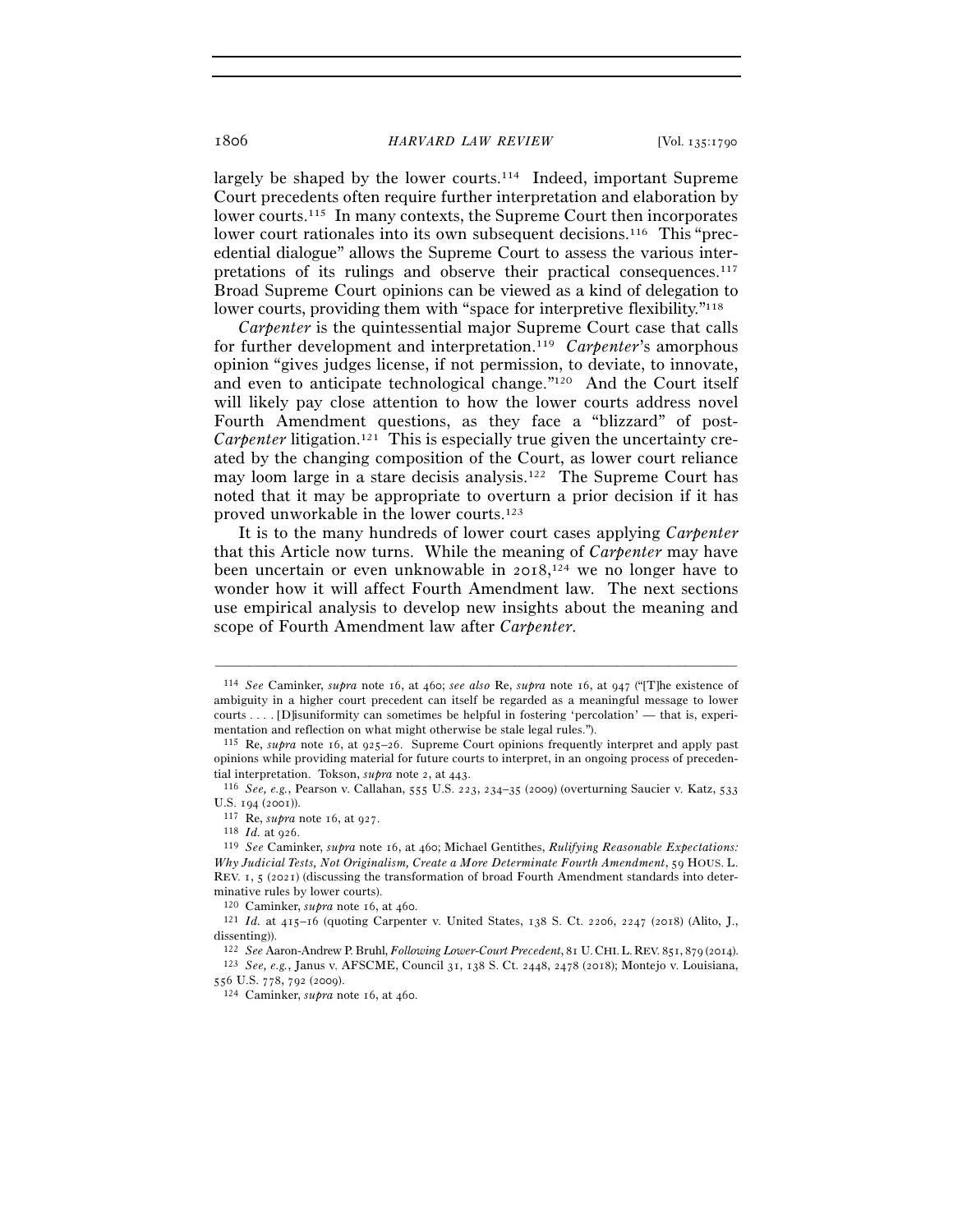largely be shaped by the lower courts.[114] Indeed, important Supreme Court precedents often require further interpretation and elaboration by lower courts.[115] In many contexts, the Supreme Court then incorporates lower court rationales into its own subsequent decisions.[116] This "precedential dialogue" allows the Supreme Court to assess the various interpretations of its rulings and observe their practical consequences.[117] Broad Supreme Court opinions can be viewed as a kind of delegation to lower courts, providing them with "space for interpretive flexibility."[118]

*Carpenter* is the quintessential major Supreme Court case that calls for further development and interpretation.[119] *Carpenter*'s amorphous opinion "gives judges license, if not permission, to deviate, to innovate, and even to anticipate technological change."[120] And the Court itself will likely pay close attention to how the lower courts address novel Fourth Amendment questions, as they face a "blizzard" of post-*Carpenter* litigation.[121] This is especially true given the uncertainty created by the changing composition of the Court, as lower court reliance may loom large in a stare decisis analysis.[122] The Supreme Court has noted that it may be appropriate to overturn a prior decision if it has proved unworkable in the lower courts.[123]

It is to the many hundreds of lower court cases applying *Carpenter* that this Article now turns. While the meaning of *Carpenter* may have been uncertain or even unknowable in 2018,[124] we no longer have to wonder how it will affect Fourth Amendment law. The next sections use empirical analysis to develop new insights about the meaning and scope of Fourth Amendment law after *Carpenter*.

---

[114] *See* Caminker, *supra* note 16, at 460; *see also* Re, *supra* note 16, at 947 ("[T]he existence of ambiguity in a higher court precedent can itself be regarded as a meaningful message to lower courts . . . . [D]isuniformity can sometimes be helpful in fostering 'percolation' — that is, experimentation and reflection on what might otherwise be stale legal rules.").

[115] Re, *supra* note 16, at 925–26. Supreme Court opinions frequently interpret and apply past opinions while providing material for future courts to interpret, in an ongoing process of precedential interpretation. Tokson, *supra* note 2, at 443.

[116] *See, e.g.*, Pearson v. Callahan, 555 U.S. 223, 234–35 (2009) (overturning Saucier v. Katz, 533 U.S. 194 (2001)).

[117] Re, *supra* note 16, at 927.

[118] *Id.* at 926.

[119] *See* Caminker, *supra* note 16, at 460; Michael Gentithes, *Rulifying Reasonable Expectations: Why Judicial Tests, Not Originalism, Create a More Determinate Fourth Amendment*, 59 HOUS. L. REV. 1, 5 (2021) (discussing the transformation of broad Fourth Amendment standards into determinative rules by lower courts).

[120] Caminker, *supra* note 16, at 460.

[121] *Id.* at 415–16 (quoting Carpenter v. United States, 138 S. Ct. 2206, 2247 (2018) (Alito, J., dissenting)).

[122] *See* Aaron-Andrew P. Bruhl, *Following Lower-Court Precedent*, 81 U. CHI. L. REV. 851, 879 (2014).

[123] *See, e.g.*, Janus v. AFSCME, Council 31, 138 S. Ct. 2448, 2478 (2018); Montejo v. Louisiana, 556 U.S. 778, 792 (2009).

[124] Caminker, *supra* note 16, at 460.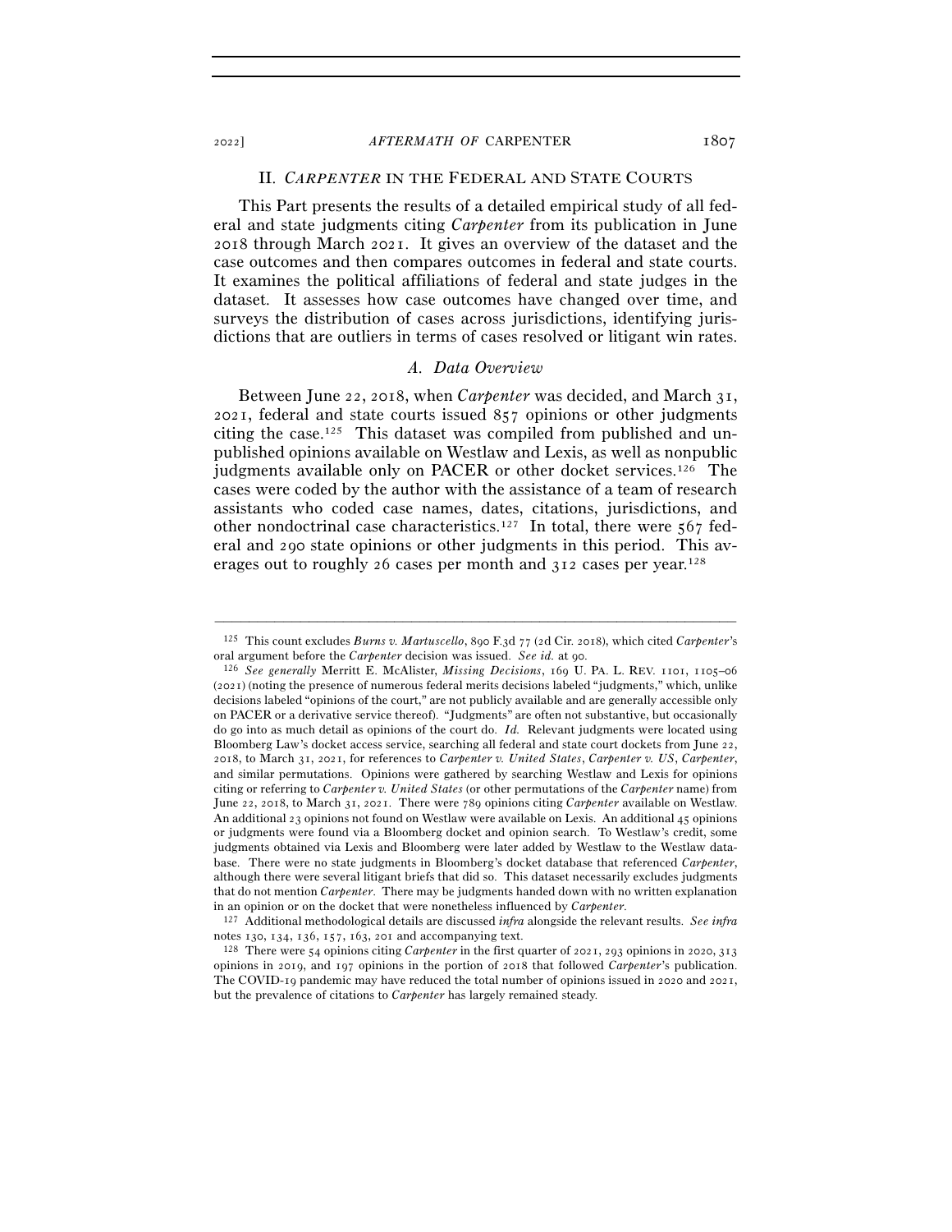## II. *CARPENTER* IN THE FEDERAL AND STATE COURTS

This Part presents the results of a detailed empirical study of all federal and state judgments citing *Carpenter* from its publication in June 2018 through March 2021. It gives an overview of the dataset and the case outcomes and then compares outcomes in federal and state courts. It examines the political affiliations of federal and state judges in the dataset. It assesses how case outcomes have changed over time, and surveys the distribution of cases across jurisdictions, identifying jurisdictions that are outliers in terms of cases resolved or litigant win rates.

### *A. Data Overview*

Between June 22, 2018, when *Carpenter* was decided, and March 31, 2021, federal and state courts issued 857 opinions or other judgments citing the case.[125] This dataset was compiled from published and unpublished opinions available on Westlaw and Lexis, as well as nonpublic judgments available only on PACER or other docket services.[126] The cases were coded by the author with the assistance of a team of research assistants who coded case names, dates, citations, jurisdictions, and other nondoctrinal case characteristics.[127] In total, there were 567 federal and 290 state opinions or other judgments in this period. This averages out to roughly 26 cases per month and 312 cases per year.[128]

---

[125] This count excludes *Burns v. Martuscello*, 890 F.3d 77 (2d Cir. 2018), which cited *Carpenter*'s oral argument before the *Carpenter* decision was issued. *See id.* at 90.

[126] *See generally* Merritt E. McAlister, *Missing Decisions*, 169 U. PA. L. REV. 1101, 1105–06 (2021) (noting the presence of numerous federal merits decisions labeled "judgments," which, unlike decisions labeled "opinions of the court," are not publicly available and are generally accessible only on PACER or a derivative service thereof). "Judgments" are often not substantive, but occasionally do go into as much detail as opinions of the court do. *Id.* Relevant judgments were located using Bloomberg Law's docket access service, searching all federal and state court dockets from June 22, 2018, to March 31, 2021, for references to *Carpenter v. United States*, *Carpenter v. US*, *Carpenter*, and similar permutations. Opinions were gathered by searching Westlaw and Lexis for opinions citing or referring to *Carpenter v. United States* (or other permutations of the *Carpenter* name) from June 22, 2018, to March 31, 2021. There were 789 opinions citing *Carpenter* available on Westlaw. An additional 23 opinions not found on Westlaw were available on Lexis. An additional 45 opinions or judgments were found via a Bloomberg docket and opinion search. To Westlaw's credit, some judgments obtained via Lexis and Bloomberg were later added by Westlaw to the Westlaw database. There were no state judgments in Bloomberg's docket database that referenced *Carpenter*, although there were several litigant briefs that did so. This dataset necessarily excludes judgments that do not mention *Carpenter*. There may be judgments handed down with no written explanation in an opinion or on the docket that were nonetheless influenced by *Carpenter*.

[127] Additional methodological details are discussed *infra* alongside the relevant results. *See infra* notes 130, 134, 136, 157, 163, 201 and accompanying text.

[128] There were 54 opinions citing *Carpenter* in the first quarter of 2021, 293 opinions in 2020, 313 opinions in 2019, and 197 opinions in the portion of 2018 that followed *Carpenter*'s publication. The COVID-19 pandemic may have reduced the total number of opinions issued in 2020 and 2021, but the prevalence of citations to *Carpenter* has largely remained steady.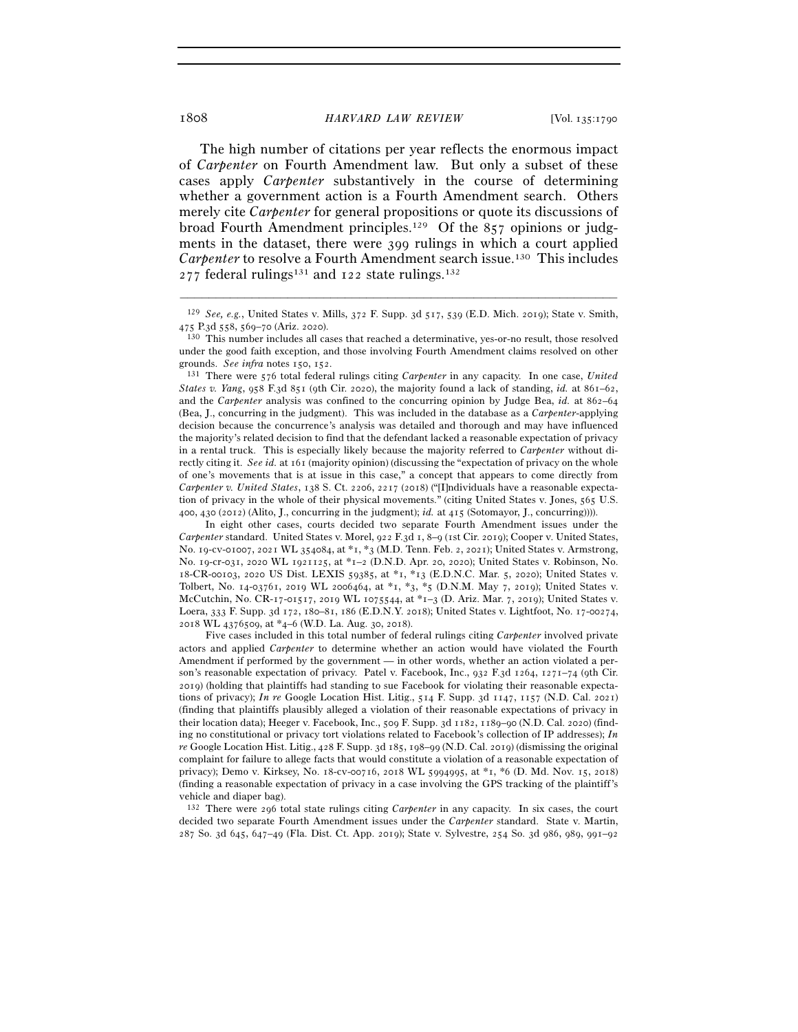The high number of citations per year reflects the enormous impact of *Carpenter* on Fourth Amendment law. But only a subset of these cases apply *Carpenter* substantively in the course of determining whether a government action is a Fourth Amendment search. Others merely cite *Carpenter* for general propositions or quote its discussions of broad Fourth Amendment principles.[129] Of the 857 opinions or judgments in the dataset, there were 399 rulings in which a court applied *Carpenter* to resolve a Fourth Amendment search issue.[130] This includes 277 federal rulings[131] and 122 state rulings.[132]

---

[129] *See, e.g.*, United States v. Mills, 372 F. Supp. 3d 517, 539 (E.D. Mich. 2019); State v. Smith, 475 P.3d 558, 569–70 (Ariz. 2020).

[130] This number includes all cases that reached a determinative, yes-or-no result, those resolved under the good faith exception, and those involving Fourth Amendment claims resolved on other grounds. *See infra* notes 150, 152.

[131] There were 576 total federal rulings citing *Carpenter* in any capacity. In one case, *United States v. Yang*, 958 F.3d 851 (9th Cir. 2020), the majority found a lack of standing, *id.* at 861–62, and the *Carpenter* analysis was confined to the concurring opinion by Judge Bea, *id.* at 862–64 (Bea, J., concurring in the judgment). This was included in the database as a *Carpenter*-applying decision because the concurrence's analysis was detailed and thorough and may have influenced the majority's related decision to find that the defendant lacked a reasonable expectation of privacy in a rental truck. This is especially likely because the majority referred to *Carpenter* without directly citing it. *See id.* at 161 (majority opinion) (discussing the "expectation of privacy on the whole of one's movements that is at issue in this case," a concept that appears to come directly from *Carpenter v. United States*, 138 S. Ct. 2206, 2217 (2018) ("[I]ndividuals have a reasonable expectation of privacy in the whole of their physical movements." (citing United States v. Jones, 565 U.S. 400, 430 (2012) (Alito, J., concurring in the judgment); *id.* at 415 (Sotomayor, J., concurring)))).

In eight other cases, courts decided two separate Fourth Amendment issues under the *Carpenter* standard. United States v. Morel, 922 F.3d 1, 8–9 (1st Cir. 2019); Cooper v. United States, No. 19-cv-01007, 2021 WL 354084, at \*1, \*3 (M.D. Tenn. Feb. 2, 2021); United States v. Armstrong, No. 19-cr-031, 2020 WL 1921125, at \*1–2 (D.N.D. Apr. 20, 2020); United States v. Robinson, No. 18-CR-00103, 2020 US Dist. LEXIS 59385, at \*1, \*13 (E.D.N.C. Mar. 5, 2020); United States v. Tolbert, No. 14-03761, 2019 WL 2006464, at \*1, \*3, \*5 (D.N.M. May 7, 2019); United States v. McCutchin, No. CR-17-01517, 2019 WL 1075544, at \*1–3 (D. Ariz. Mar. 7, 2019); United States v. Loera, 333 F. Supp. 3d 172, 180–81, 186 (E.D.N.Y. 2018); United States v. Lightfoot, No. 17-00274, 2018 WL 4376509, at \*4–6 (W.D. La. Aug. 30, 2018).

Five cases included in this total number of federal rulings citing *Carpenter* involved private actors and applied *Carpenter* to determine whether an action would have violated the Fourth Amendment if performed by the government — in other words, whether an action violated a person's reasonable expectation of privacy. Patel v. Facebook, Inc., 932 F.3d 1264, 1271–74 (9th Cir. 2019) (holding that plaintiffs had standing to sue Facebook for violating their reasonable expectations of privacy); *In re* Google Location Hist. Litig., 514 F. Supp. 3d 1147, 1157 (N.D. Cal. 2021) (finding that plaintiffs plausibly alleged a violation of their reasonable expectations of privacy in their location data); Heeger v. Facebook, Inc., 509 F. Supp. 3d 1182, 1189–90 (N.D. Cal. 2020) (finding no constitutional or privacy tort violations related to Facebook's collection of IP addresses); *In re* Google Location Hist. Litig., 428 F. Supp. 3d 185, 198–99 (N.D. Cal. 2019) (dismissing the original complaint for failure to allege facts that would constitute a violation of a reasonable expectation of privacy); Demo v. Kirksey, No. 18-cv-00716, 2018 WL 5994995, at \*1, \*6 (D. Md. Nov. 15, 2018) (finding a reasonable expectation of privacy in a case involving the GPS tracking of the plaintiff's vehicle and diaper bag).

[132] There were 296 total state rulings citing *Carpenter* in any capacity. In six cases, the court decided two separate Fourth Amendment issues under the *Carpenter* standard. State v. Martin, 287 So. 3d 645, 647–49 (Fla. Dist. Ct. App. 2019); State v. Sylvestre, 254 So. 3d 986, 989, 991–92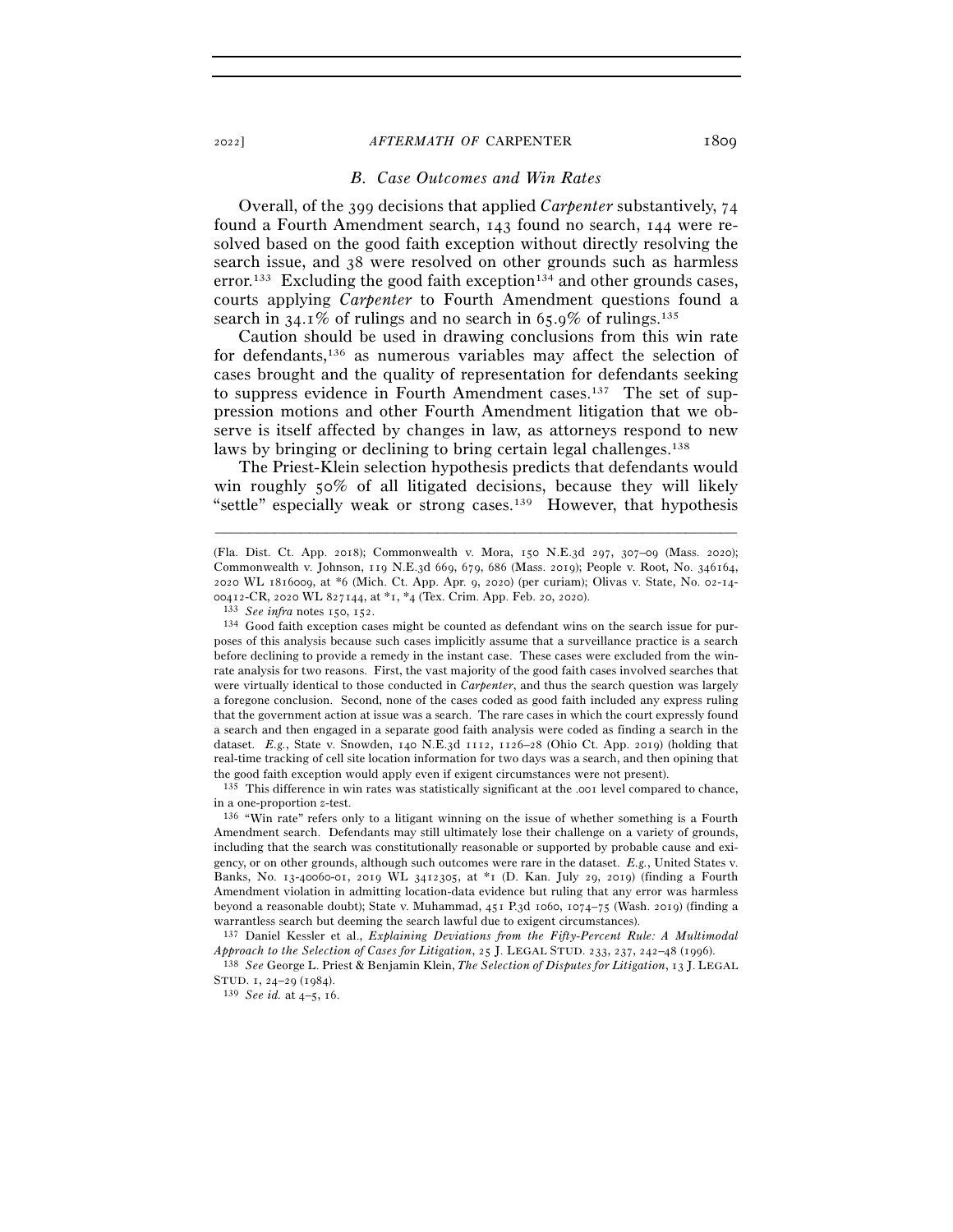### B. Case Outcomes and Win Rates

Overall, of the 399 decisions that applied *Carpenter* substantively, 74 found a Fourth Amendment search, 143 found no search, 144 were resolved based on the good faith exception without directly resolving the search issue, and 38 were resolved on other grounds such as harmless error.[133] Excluding the good faith exception[134] and other grounds cases, courts applying *Carpenter* to Fourth Amendment questions found a search in 34.1% of rulings and no search in 65.9% of rulings.[135]

Caution should be used in drawing conclusions from this win rate for defendants,[136] as numerous variables may affect the selection of cases brought and the quality of representation for defendants seeking to suppress evidence in Fourth Amendment cases.[137] The set of suppression motions and other Fourth Amendment litigation that we observe is itself affected by changes in law, as attorneys respond to new laws by bringing or declining to bring certain legal challenges.[138]

The Priest-Klein selection hypothesis predicts that defendants would win roughly 50% of all litigated decisions, because they will likely "settle" especially weak or strong cases.[139] However, that hypothesis

---

(Fla. Dist. Ct. App. 2018); Commonwealth v. Mora, 150 N.E.3d 297, 307–09 (Mass. 2020); Commonwealth v. Johnson, 119 N.E.3d 669, 679, 686 (Mass. 2019); People v. Root, No. 346164, 2020 WL 1816009, at *6 (Mich. Ct. App. Apr. 9, 2020) (per curiam); Olivas v. State, No. 02-14-00412-CR, 2020 WL 827144, at *1, *4 (Tex. Crim. App. Feb. 20, 2020).

[133] *See infra* notes 150, 152.

[134] Good faith exception cases might be counted as defendant wins on the search issue for purposes of this analysis because such cases implicitly assume that a surveillance practice is a search before declining to provide a remedy in the instant case. These cases were excluded from the win-rate analysis for two reasons. First, the vast majority of the good faith cases involved searches that were virtually identical to those conducted in *Carpenter*, and thus the search question was largely a foregone conclusion. Second, none of the cases coded as good faith included any express ruling that the government action at issue was a search. The rare cases in which the court expressly found a search and then engaged in a separate good faith analysis were coded as finding a search in the dataset. *E.g.*, State v. Snowden, 140 N.E.3d 1112, 1126–28 (Ohio Ct. App. 2019) (holding that real-time tracking of cell site location information for two days was a search, and then opining that the good faith exception would apply even if exigent circumstances were not present).

[135] This difference in win rates was statistically significant at the .001 level compared to chance, in a one-proportion *z*-test.

[136] "Win rate" refers only to a litigant winning on the issue of whether something is a Fourth Amendment search. Defendants may still ultimately lose their challenge on a variety of grounds, including that the search was constitutionally reasonable or supported by probable cause and exigency, or on other grounds, although such outcomes were rare in the dataset. *E.g.*, United States v. Banks, No. 13-40060-01, 2019 WL 3412305, at *1 (D. Kan. July 29, 2019) (finding a Fourth Amendment violation in admitting location-data evidence but ruling that any error was harmless beyond a reasonable doubt); State v. Muhammad, 451 P.3d 1060, 1074–75 (Wash. 2019) (finding a warrantless search but deeming the search lawful due to exigent circumstances).

[137] Daniel Kessler et al., *Explaining Deviations from the Fifty-Percent Rule: A Multimodal Approach to the Selection of Cases for Litigation*, 25 J. LEGAL STUD. 233, 237, 242–48 (1996).

[138] *See* George L. Priest & Benjamin Klein, *The Selection of Disputes for Litigation*, 13 J. LEGAL STUD. 1, 24–29 (1984).

[139] *See id.* at 4–5, 16.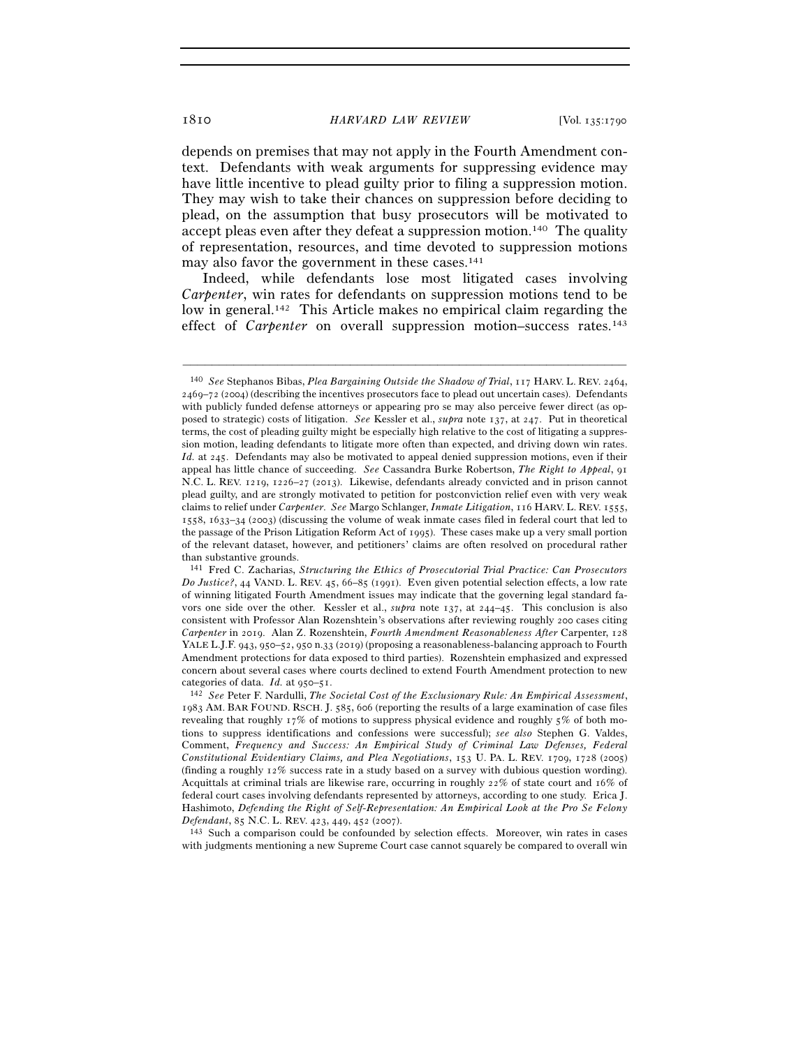depends on premises that may not apply in the Fourth Amendment context. Defendants with weak arguments for suppressing evidence may have little incentive to plead guilty prior to filing a suppression motion. They may wish to take their chances on suppression before deciding to plead, on the assumption that busy prosecutors will be motivated to accept pleas even after they defeat a suppression motion.[140] The quality of representation, resources, and time devoted to suppression motions may also favor the government in these cases.[141]

Indeed, while defendants lose most litigated cases involving *Carpenter*, win rates for defendants on suppression motions tend to be low in general.[142] This Article makes no empirical claim regarding the effect of *Carpenter* on overall suppression motion–success rates.[143]

---

[140] *See* Stephanos Bibas, *Plea Bargaining Outside the Shadow of Trial*, 117 HARV. L. REV. 2464, 2469–72 (2004) (describing the incentives prosecutors face to plead out uncertain cases). Defendants with publicly funded defense attorneys or appearing pro se may also perceive fewer direct (as opposed to strategic) costs of litigation. *See* Kessler et al., *supra* note 137, at 247. Put in theoretical terms, the cost of pleading guilty might be especially high relative to the cost of litigating a suppression motion, leading defendants to litigate more often than expected, and driving down win rates. *Id.* at 245. Defendants may also be motivated to appeal denied suppression motions, even if their appeal has little chance of succeeding. *See* Cassandra Burke Robertson, *The Right to Appeal*, 91 N.C. L. REV. 1219, 1226–27 (2013). Likewise, defendants already convicted and in prison cannot plead guilty, and are strongly motivated to petition for postconviction relief even with very weak claims to relief under *Carpenter*. *See* Margo Schlanger, *Inmate Litigation*, 116 HARV. L. REV. 1555, 1558, 1633–34 (2003) (discussing the volume of weak inmate cases filed in federal court that led to the passage of the Prison Litigation Reform Act of 1995). These cases make up a very small portion of the relevant dataset, however, and petitioners' claims are often resolved on procedural rather than substantive grounds.

[141] Fred C. Zacharias, *Structuring the Ethics of Prosecutorial Trial Practice: Can Prosecutors Do Justice?*, 44 VAND. L. REV. 45, 66–85 (1991). Even given potential selection effects, a low rate of winning litigated Fourth Amendment issues may indicate that the governing legal standard favors one side over the other. Kessler et al., *supra* note 137, at 244–45. This conclusion is also consistent with Professor Alan Rozenshtein's observations after reviewing roughly 200 cases citing *Carpenter* in 2019. Alan Z. Rozenshtein, *Fourth Amendment Reasonableness After* Carpenter, 128 YALE L.J.F. 943, 950–52, 950 n.33 (2019) (proposing a reasonableness-balancing approach to Fourth Amendment protections for data exposed to third parties). Rozenshtein emphasized and expressed concern about several cases where courts declined to extend Fourth Amendment protection to new categories of data. *Id.* at 950–51.

[142] *See* Peter F. Nardulli, *The Societal Cost of the Exclusionary Rule: An Empirical Assessment*, 1983 AM. BAR FOUND. RSCH. J. 585, 606 (reporting the results of a large examination of case files revealing that roughly 17% of motions to suppress physical evidence and roughly 5% of both motions to suppress identifications and confessions were successful); *see also* Stephen G. Valdes, Comment, *Frequency and Success: An Empirical Study of Criminal Law Defenses, Federal Constitutional Evidentiary Claims, and Plea Negotiations*, 153 U. PA. L. REV. 1709, 1728 (2005) (finding a roughly 12% success rate in a study based on a survey with dubious question wording). Acquittals at criminal trials are likewise rare, occurring in roughly 22% of state court and 16% of federal court cases involving defendants represented by attorneys, according to one study. Erica J. Hashimoto, *Defending the Right of Self-Representation: An Empirical Look at the Pro Se Felony Defendant*, 85 N.C. L. REV. 423, 449, 452 (2007).

[143] Such a comparison could be confounded by selection effects. Moreover, win rates in cases with judgments mentioning a new Supreme Court case cannot squarely be compared to overall win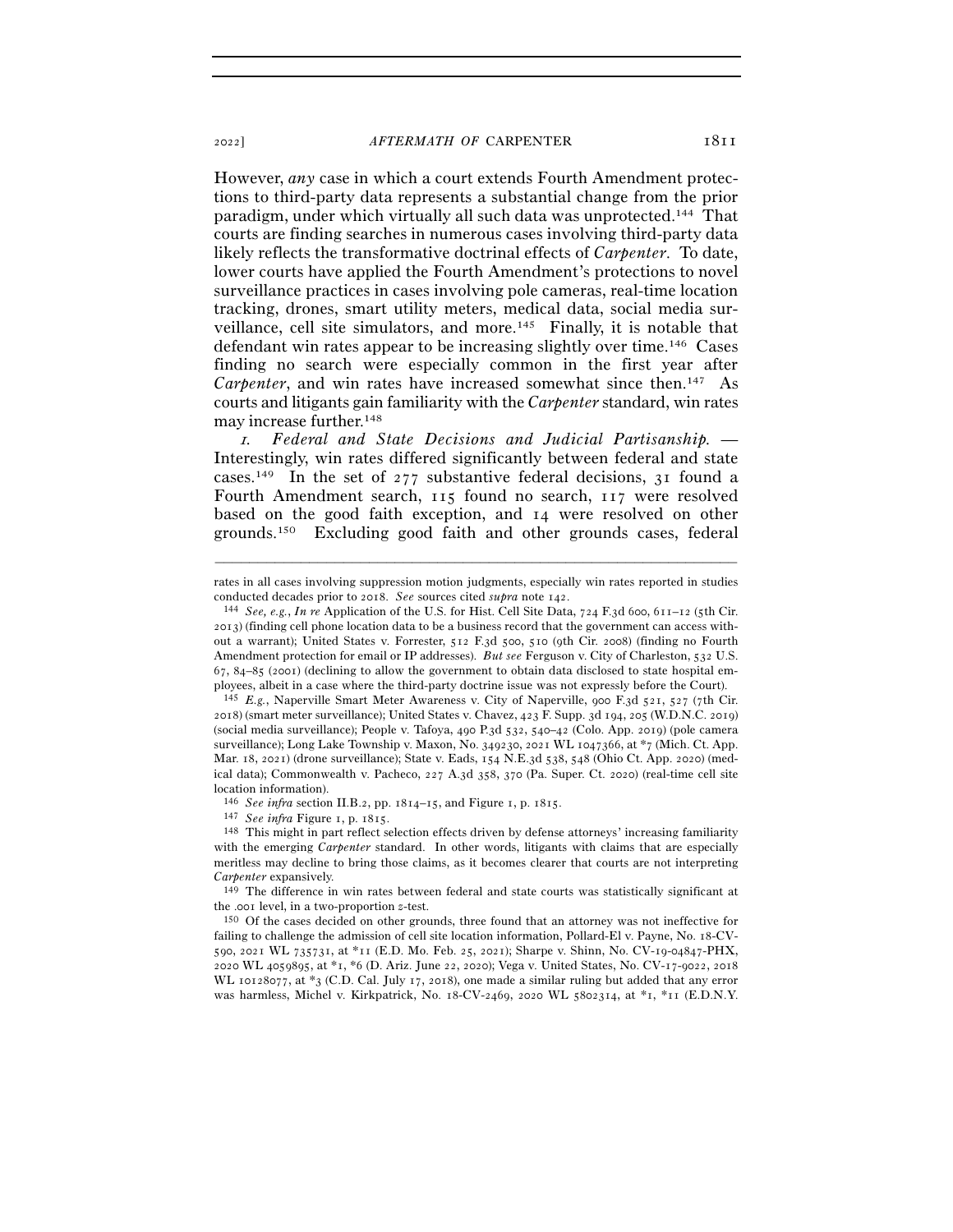However, *any* case in which a court extends Fourth Amendment protections to third-party data represents a substantial change from the prior paradigm, under which virtually all such data was unprotected.[144] That courts are finding searches in numerous cases involving third-party data likely reflects the transformative doctrinal effects of *Carpenter*. To date, lower courts have applied the Fourth Amendment's protections to novel surveillance practices in cases involving pole cameras, real-time location tracking, drones, smart utility meters, medical data, social media surveillance, cell site simulators, and more.[145] Finally, it is notable that defendant win rates appear to be increasing slightly over time.[146] Cases finding no search were especially common in the first year after *Carpenter*, and win rates have increased somewhat since then.[147] As courts and litigants gain familiarity with the *Carpenter* standard, win rates may increase further.[148]

*1. Federal and State Decisions and Judicial Partisanship.* — Interestingly, win rates differed significantly between federal and state cases.[149] In the set of 277 substantive federal decisions, 31 found a Fourth Amendment search, 115 found no search, 117 were resolved based on the good faith exception, and 14 were resolved on other grounds.[150] Excluding good faith and other grounds cases, federal

---

rates in all cases involving suppression motion judgments, especially win rates reported in studies conducted decades prior to 2018. *See* sources cited *supra* note 142.

[144] *See, e.g.*, *In re* Application of the U.S. for Hist. Cell Site Data, 724 F.3d 600, 611–12 (5th Cir. 2013) (finding cell phone location data to be a business record that the government can access without a warrant); United States v. Forrester, 512 F.3d 500, 510 (9th Cir. 2008) (finding no Fourth Amendment protection for email or IP addresses). *But see* Ferguson v. City of Charleston, 532 U.S. 67, 84–85 (2001) (declining to allow the government to obtain data disclosed to state hospital employees, albeit in a case where the third-party doctrine issue was not expressly before the Court).

[145] *E.g.*, Naperville Smart Meter Awareness v. City of Naperville, 900 F.3d 521, 527 (7th Cir. 2018) (smart meter surveillance); United States v. Chavez, 423 F. Supp. 3d 194, 205 (W.D.N.C. 2019) (social media surveillance); People v. Tafoya, 490 P.3d 532, 540–42 (Colo. App. 2019) (pole camera surveillance); Long Lake Township v. Maxon, No. 349230, 2021 WL 1047366, at *7 (Mich. Ct. App. Mar. 18, 2021) (drone surveillance); State v. Eads, 154 N.E.3d 538, 548 (Ohio Ct. App. 2020) (medical data); Commonwealth v. Pacheco, 227 A.3d 358, 370 (Pa. Super. Ct. 2020) (real-time cell site location information).

[146] *See infra* section II.B.2, pp. 1814–15, and Figure 1, p. 1815.

[147] *See infra* Figure 1, p. 1815.

[148] This might in part reflect selection effects driven by defense attorneys' increasing familiarity with the emerging *Carpenter* standard. In other words, litigants with claims that are especially meritless may decline to bring those claims, as it becomes clearer that courts are not interpreting *Carpenter* expansively.

[149] The difference in win rates between federal and state courts was statistically significant at the .001 level, in a two-proportion *z*-test.

[150] Of the cases decided on other grounds, three found that an attorney was not ineffective for failing to challenge the admission of cell site location information, Pollard-El v. Payne, No. 18-CV-590, 2021 WL 735731, at *11 (E.D. Mo. Feb. 25, 2021); Sharpe v. Shinn, No. CV-19-04847-PHX, 2020 WL 4059895, at *1, *6 (D. Ariz. June 22, 2020); Vega v. United States, No. CV-17-9022, 2018 WL 10128077, at *3 (C.D. Cal. July 17, 2018), one made a similar ruling but added that any error was harmless, Michel v. Kirkpatrick, No. 18-CV-2469, 2020 WL 5802314, at *1, *11 (E.D.N.Y.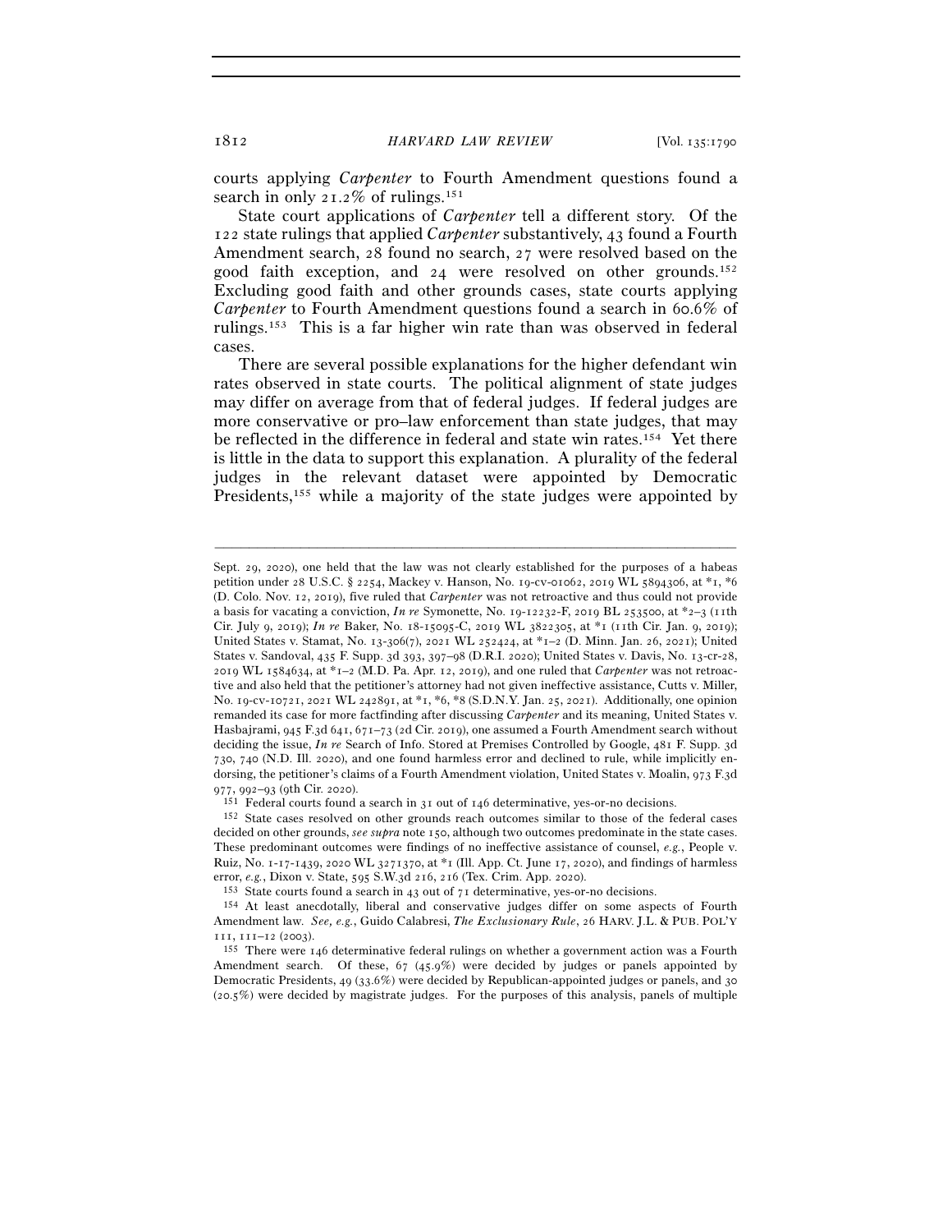courts applying *Carpenter* to Fourth Amendment questions found a search in only 21.2% of rulings.[151]

State court applications of *Carpenter* tell a different story. Of the 122 state rulings that applied *Carpenter* substantively, 43 found a Fourth Amendment search, 28 found no search, 27 were resolved based on the good faith exception, and 24 were resolved on other grounds.[152] Excluding good faith and other grounds cases, state courts applying *Carpenter* to Fourth Amendment questions found a search in 60.6% of rulings.[153] This is a far higher win rate than was observed in federal cases.

There are several possible explanations for the higher defendant win rates observed in state courts. The political alignment of state judges may differ on average from that of federal judges. If federal judges are more conservative or pro–law enforcement than state judges, that may be reflected in the difference in federal and state win rates.[154] Yet there is little in the data to support this explanation. A plurality of the federal judges in the relevant dataset were appointed by Democratic Presidents,[155] while a majority of the state judges were appointed by

---

Sept. 29, 2020), one held that the law was not clearly established for the purposes of a habeas petition under 28 U.S.C. § 2254, Mackey v. Hanson, No. 19-cv-01062, 2019 WL 5894306, at \*1, \*6 (D. Colo. Nov. 12, 2019), five ruled that *Carpenter* was not retroactive and thus could not provide a basis for vacating a conviction, *In re* Symonette, No. 19-12232-F, 2019 BL 253500, at \*2–3 (11th Cir. July 9, 2019); *In re* Baker, No. 18-15095-C, 2019 WL 3822305, at \*1 (11th Cir. Jan. 9, 2019); United States v. Stamat, No. 13-306(7), 2021 WL 252424, at \*1–2 (D. Minn. Jan. 26, 2021); United States v. Sandoval, 435 F. Supp. 3d 393, 397–98 (D.R.I. 2020); United States v. Davis, No. 13-cr-28, 2019 WL 1584634, at \*1–2 (M.D. Pa. Apr. 12, 2019), and one ruled that *Carpenter* was not retroactive and also held that the petitioner's attorney had not given ineffective assistance, Cutts v. Miller, No. 19-cv-10721, 2021 WL 242891, at \*1, \*6, \*8 (S.D.N.Y. Jan. 25, 2021). Additionally, one opinion remanded its case for more factfinding after discussing *Carpenter* and its meaning, United States v. Hasbajrami, 945 F.3d 641, 671–73 (2d Cir. 2019), one assumed a Fourth Amendment search without deciding the issue, *In re* Search of Info. Stored at Premises Controlled by Google, 481 F. Supp. 3d 730, 740 (N.D. Ill. 2020), and one found harmless error and declined to rule, while implicitly endorsing, the petitioner's claims of a Fourth Amendment violation, United States v. Moalin, 973 F.3d 977, 992–93 (9th Cir. 2020).

[151] Federal courts found a search in 31 out of 146 determinative, yes-or-no decisions.

[152] State cases resolved on other grounds reach outcomes similar to those of the federal cases decided on other grounds, *see supra* note 150, although two outcomes predominate in the state cases. These predominant outcomes were findings of no ineffective assistance of counsel, *e.g.*, People v. Ruiz, No. 1-17-1439, 2020 WL 3271370, at \*1 (Ill. App. Ct. June 17, 2020), and findings of harmless error, *e.g.*, Dixon v. State, 595 S.W.3d 216, 216 (Tex. Crim. App. 2020).

[153] State courts found a search in 43 out of 71 determinative, yes-or-no decisions.

[154] At least anecdotally, liberal and conservative judges differ on some aspects of Fourth Amendment law. *See, e.g.*, Guido Calabresi, *The Exclusionary Rule*, 26 HARV. J.L. & PUB. POL'Y 111, 111–12 (2003).

[155] There were 146 determinative federal rulings on whether a government action was a Fourth Amendment search. Of these, 67 (45.9%) were decided by judges or panels appointed by Democratic Presidents, 49 (33.6%) were decided by Republican-appointed judges or panels, and 30 (20.5%) were decided by magistrate judges. For the purposes of this analysis, panels of multiple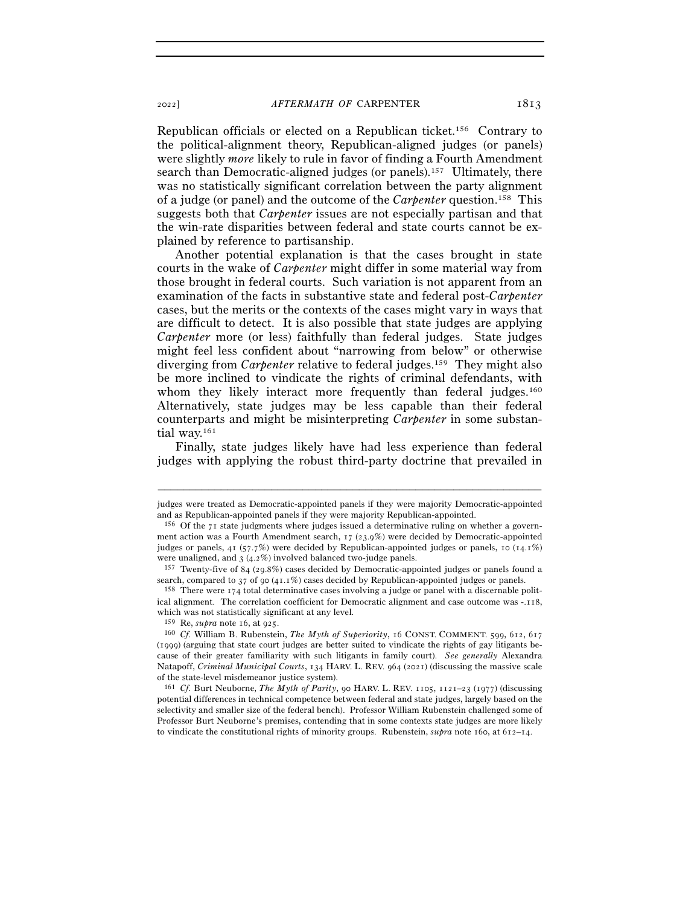Republican officials or elected on a Republican ticket.[156] Contrary to the political-alignment theory, Republican-aligned judges (or panels) were slightly *more* likely to rule in favor of finding a Fourth Amendment search than Democratic-aligned judges (or panels).[157] Ultimately, there was no statistically significant correlation between the party alignment of a judge (or panel) and the outcome of the *Carpenter* question.[158] This suggests both that *Carpenter* issues are not especially partisan and that the win-rate disparities between federal and state courts cannot be explained by reference to partisanship.

Another potential explanation is that the cases brought in state courts in the wake of *Carpenter* might differ in some material way from those brought in federal courts. Such variation is not apparent from an examination of the facts in substantive state and federal post-*Carpenter* cases, but the merits or the contexts of the cases might vary in ways that are difficult to detect. It is also possible that state judges are applying *Carpenter* more (or less) faithfully than federal judges. State judges might feel less confident about "narrowing from below" or otherwise diverging from *Carpenter* relative to federal judges.[159] They might also be more inclined to vindicate the rights of criminal defendants, with whom they likely interact more frequently than federal judges.[160] Alternatively, state judges may be less capable than their federal counterparts and might be misinterpreting *Carpenter* in some substantial way.[161]

Finally, state judges likely have had less experience than federal judges with applying the robust third-party doctrine that prevailed in

---

judges were treated as Democratic-appointed panels if they were majority Democratic-appointed and as Republican-appointed panels if they were majority Republican-appointed.

[156] Of the 71 state judgments where judges issued a determinative ruling on whether a government action was a Fourth Amendment search, 17 (23.9%) were decided by Democratic-appointed judges or panels, 41 (57.7%) were decided by Republican-appointed judges or panels, 10 (14.1%) were unaligned, and 3 (4.2%) involved balanced two-judge panels.

[157] Twenty-five of 84 (29.8%) cases decided by Democratic-appointed judges or panels found a search, compared to 37 of 90 (41.1%) cases decided by Republican-appointed judges or panels.

[158] There were 174 total determinative cases involving a judge or panel with a discernable political alignment. The correlation coefficient for Democratic alignment and case outcome was -.118, which was not statistically significant at any level.

[159] Re, *supra* note 16, at 925.

[160] *Cf.* William B. Rubenstein, *The Myth of Superiority*, 16 CONST. COMMENT. 599, 612, 617 (1999) (arguing that state court judges are better suited to vindicate the rights of gay litigants because of their greater familiarity with such litigants in family court). *See generally* Alexandra Natapoff, *Criminal Municipal Courts*, 134 HARV. L. REV. 964 (2021) (discussing the massive scale of the state-level misdemeanor justice system).

[161] *Cf.* Burt Neuborne, *The Myth of Parity*, 90 HARV. L. REV. 1105, 1121–23 (1977) (discussing potential differences in technical competence between federal and state judges, largely based on the selectivity and smaller size of the federal bench). Professor William Rubenstein challenged some of Professor Burt Neuborne's premises, contending that in some contexts state judges are more likely to vindicate the constitutional rights of minority groups. Rubenstein, *supra* note 160, at 612–14.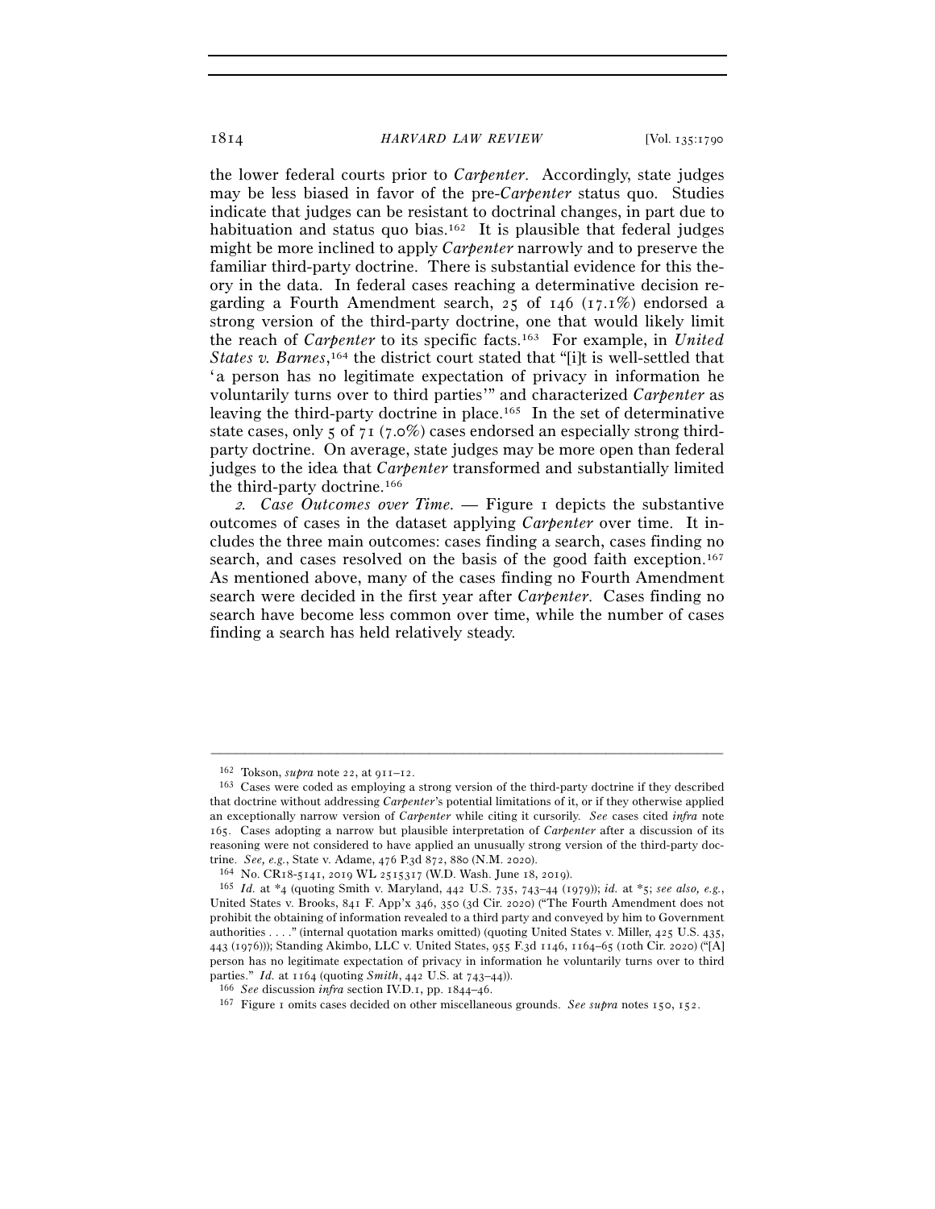the lower federal courts prior to *Carpenter*. Accordingly, state judges may be less biased in favor of the pre-*Carpenter* status quo. Studies indicate that judges can be resistant to doctrinal changes, in part due to habituation and status quo bias.[162] It is plausible that federal judges might be more inclined to apply *Carpenter* narrowly and to preserve the familiar third-party doctrine. There is substantial evidence for this theory in the data. In federal cases reaching a determinative decision regarding a Fourth Amendment search, 25 of 146 (17.1%) endorsed a strong version of the third-party doctrine, one that would likely limit the reach of *Carpenter* to its specific facts.[163] For example, in *United States v. Barnes*,[164] the district court stated that "[i]t is well-settled that 'a person has no legitimate expectation of privacy in information he voluntarily turns over to third parties'" and characterized *Carpenter* as leaving the third-party doctrine in place.[165] In the set of determinative state cases, only 5 of 71 (7.0%) cases endorsed an especially strong third-party doctrine. On average, state judges may be more open than federal judges to the idea that *Carpenter* transformed and substantially limited the third-party doctrine.[166]

*2. Case Outcomes over Time.* — Figure 1 depicts the substantive outcomes of cases in the dataset applying *Carpenter* over time. It includes the three main outcomes: cases finding a search, cases finding no search, and cases resolved on the basis of the good faith exception.[167] As mentioned above, many of the cases finding no Fourth Amendment search were decided in the first year after *Carpenter*. Cases finding no search have become less common over time, while the number of cases finding a search has held relatively steady.

---

[162] Tokson, *supra* note 22, at 911–12.

[163] Cases were coded as employing a strong version of the third-party doctrine if they described that doctrine without addressing *Carpenter*'s potential limitations of it, or if they otherwise applied an exceptionally narrow version of *Carpenter* while citing it cursorily. *See* cases cited *infra* note 165. Cases adopting a narrow but plausible interpretation of *Carpenter* after a discussion of its reasoning were not considered to have applied an unusually strong version of the third-party doctrine. *See, e.g.*, State v. Adame, 476 P.3d 872, 880 (N.M. 2020).

[164] No. CR18-5141, 2019 WL 2515317 (W.D. Wash. June 18, 2019).

[165] *Id.* at \*4 (quoting Smith v. Maryland, 442 U.S. 735, 743–44 (1979)); *id.* at \*5; *see also, e.g.*, United States v. Brooks, 841 F. App'x 346, 350 (3d Cir. 2020) ("The Fourth Amendment does not prohibit the obtaining of information revealed to a third party and conveyed by him to Government authorities . . . ." (internal quotation marks omitted) (quoting United States v. Miller, 425 U.S. 435, 443 (1976))); Standing Akimbo, LLC v. United States, 955 F.3d 1146, 1164–65 (10th Cir. 2020) ("[A] person has no legitimate expectation of privacy in information he voluntarily turns over to third parties." *Id.* at 1164 (quoting *Smith*, 442 U.S. at 743–44)).

[166] *See* discussion *infra* section IV.D.1, pp. 1844–46.

[167] Figure 1 omits cases decided on other miscellaneous grounds. *See supra* notes 150, 152.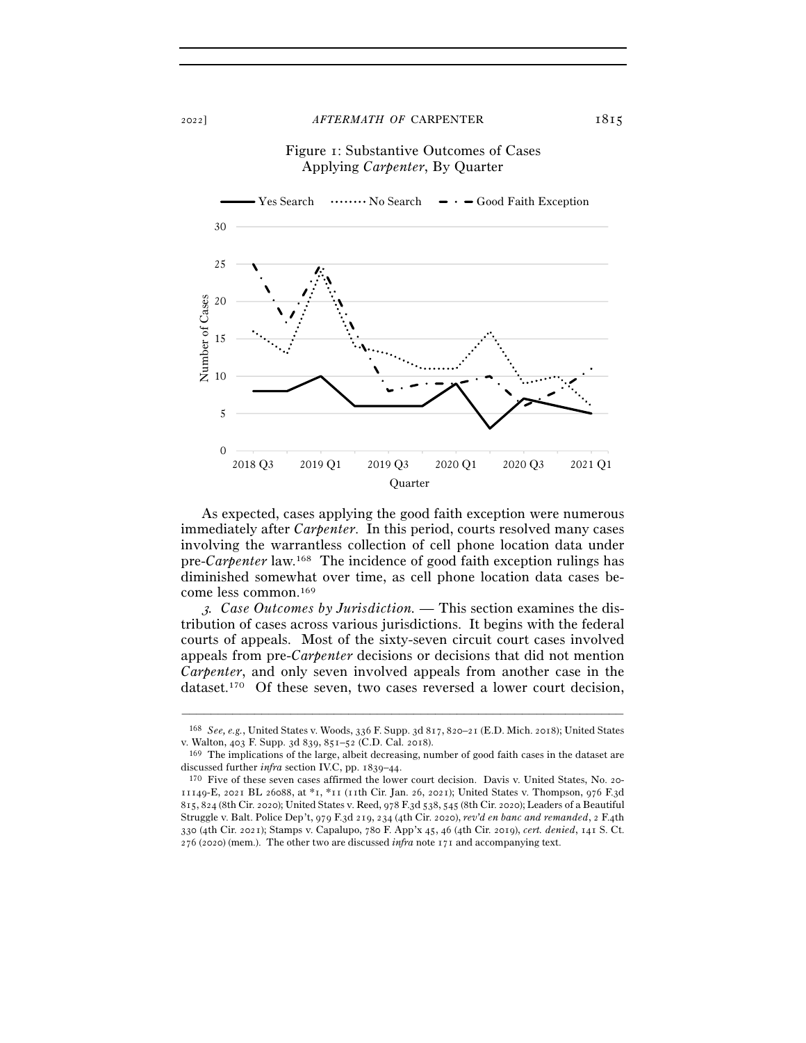Figure 1: Substantive Outcomes of Cases Applying *Carpenter*, By Quarter

As expected, cases applying the good faith exception were numerous immediately after *Carpenter*. In this period, courts resolved many cases involving the warrantless collection of cell phone location data under pre-*Carpenter* law.[168] The incidence of good faith exception rulings has diminished somewhat over time, as cell phone location data cases become less common.[169]

*3. Case Outcomes by Jurisdiction.* — This section examines the distribution of cases across various jurisdictions. It begins with the federal courts of appeals. Most of the sixty-seven circuit court cases involved appeals from pre-*Carpenter* decisions or decisions that did not mention *Carpenter*, and only seven involved appeals from another case in the dataset.[170] Of these seven, two cases reversed a lower court decision,

---

[168] *See, e.g.*, United States v. Woods, 336 F. Supp. 3d 817, 820–21 (E.D. Mich. 2018); United States v. Walton, 403 F. Supp. 3d 839, 851–52 (C.D. Cal. 2018).

[169] The implications of the large, albeit decreasing, number of good faith cases in the dataset are discussed further *infra* section IV.C, pp. 1839–44.

[170] Five of these seven cases affirmed the lower court decision. Davis v. United States, No. 20-11149-E, 2021 BL 26088, at *1, *11 (11th Cir. Jan. 26, 2021); United States v. Thompson, 976 F.3d 815, 824 (8th Cir. 2020); United States v. Reed, 978 F.3d 538, 545 (8th Cir. 2020); Leaders of a Beautiful Struggle v. Balt. Police Dep't, 979 F.3d 219, 234 (4th Cir. 2020), *rev'd en banc and remanded*, 2 F.4th 330 (4th Cir. 2021); Stamps v. Capalupo, 780 F. App'x 45, 46 (4th Cir. 2019), *cert. denied*, 141 S. Ct. 276 (2020) (mem.). The other two are discussed *infra* note 171 and accompanying text.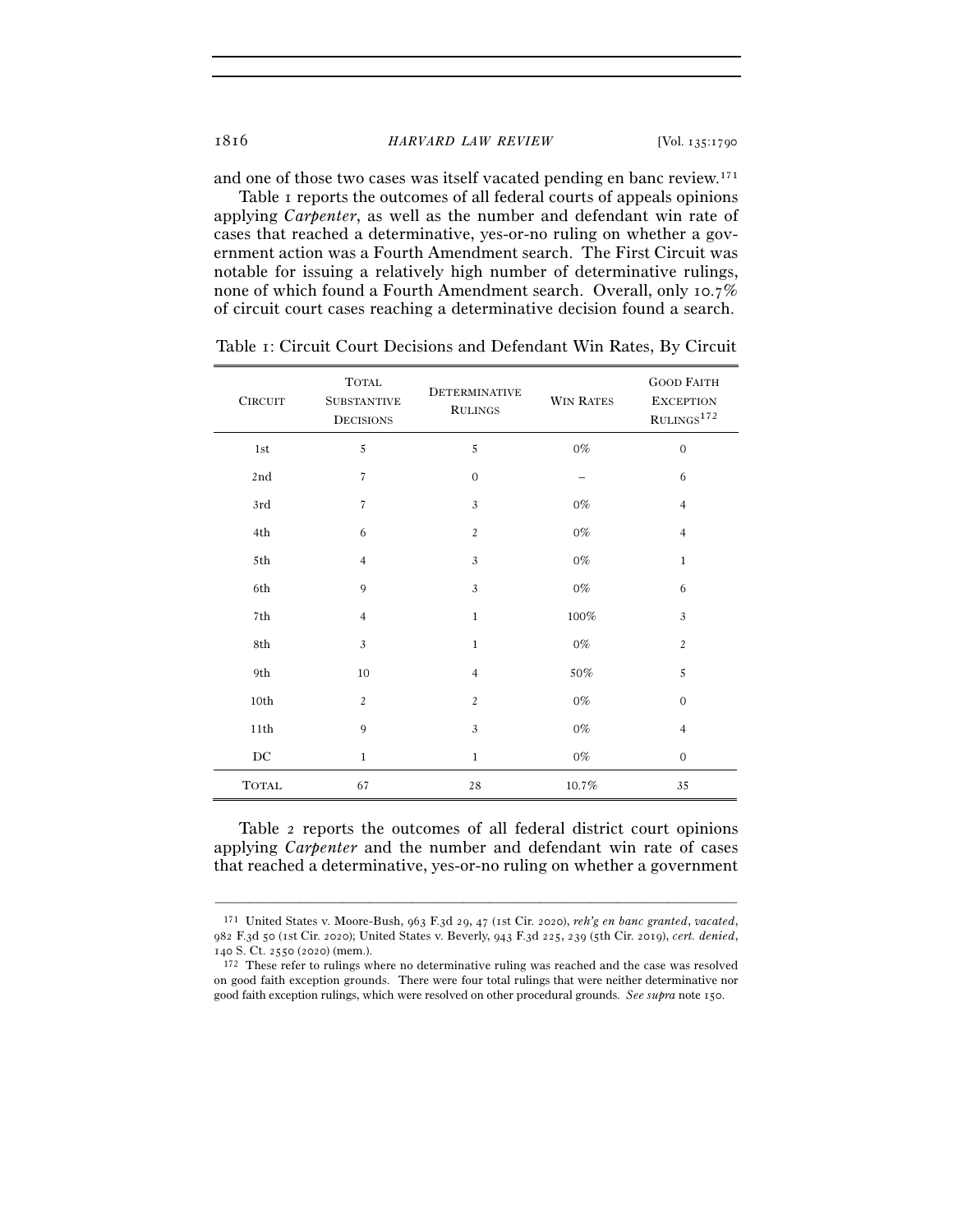and one of those two cases was itself vacated pending en banc review.[171]

Table 1 reports the outcomes of all federal courts of appeals opinions applying *Carpenter*, as well as the number and defendant win rate of cases that reached a determinative, yes-or-no ruling on whether a government action was a Fourth Amendment search. The First Circuit was notable for issuing a relatively high number of determinative rulings, none of which found a Fourth Amendment search. Overall, only 10.7% of circuit court cases reaching a determinative decision found a search.

Table 1: Circuit Court Decisions and Defendant Win Rates, By Circuit

| CIRCUIT | TOTAL SUBSTANTIVE DECISIONS | DETERMINATIVE RULINGS | WIN RATES | GOOD FAITH EXCEPTION RULINGS[172] |
|---|---|---|---|---|
| 1st | 5 | 5 | 0% | 0 |
| 2nd | 7 | 0 | – | 6 |
| 3rd | 7 | 3 | 0% | 4 |
| 4th | 6 | 2 | 0% | 4 |
| 5th | 4 | 3 | 0% | 1 |
| 6th | 9 | 3 | 0% | 6 |
| 7th | 4 | 1 | 100% | 3 |
| 8th | 3 | 1 | 0% | 2 |
| 9th | 10 | 4 | 50% | 5 |
| 10th | 2 | 2 | 0% | 0 |
| 11th | 9 | 3 | 0% | 4 |
| DC | 1 | 1 | 0% | 0 |
| TOTAL | 67 | 28 | 10.7% | 35 |

Table 2 reports the outcomes of all federal district court opinions applying *Carpenter* and the number and defendant win rate of cases that reached a determinative, yes-or-no ruling on whether a government

---

[171] United States v. Moore-Bush, 963 F.3d 29, 47 (1st Cir. 2020), *reh'g en banc granted*, *vacated*, 982 F.3d 50 (1st Cir. 2020); United States v. Beverly, 943 F.3d 225, 239 (5th Cir. 2019), *cert. denied*, 140 S. Ct. 2550 (2020) (mem.).

[172] These refer to rulings where no determinative ruling was reached and the case was resolved on good faith exception grounds. There were four total rulings that were neither determinative nor good faith exception rulings, which were resolved on other procedural grounds. *See supra* note 150.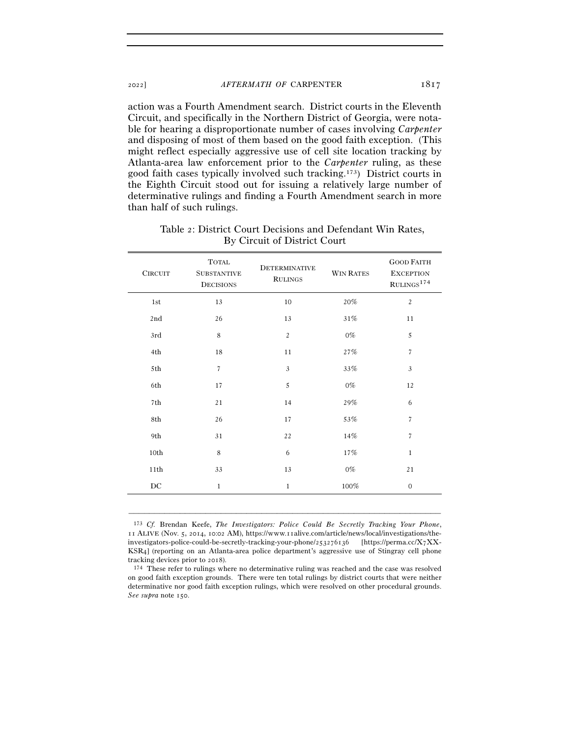action was a Fourth Amendment search. District courts in the Eleventh Circuit, and specifically in the Northern District of Georgia, were notable for hearing a disproportionate number of cases involving *Carpenter* and disposing of most of them based on the good faith exception. (This might reflect especially aggressive use of cell site location tracking by Atlanta-area law enforcement prior to the *Carpenter* ruling, as these good faith cases typically involved such tracking.[173]) District courts in the Eighth Circuit stood out for issuing a relatively large number of determinative rulings and finding a Fourth Amendment search in more than half of such rulings.

Table 2: District Court Decisions and Defendant Win Rates, By Circuit of District Court

| Circuit | Total Substantive Decisions | Determinative Rulings | Win Rates | Good Faith Exception Rulings[174] |
|---|---|---|---|---|
| 1st | 13 | 10 | 20% | 2 |
| 2nd | 26 | 13 | 31% | 11 |
| 3rd | 8 | 2 | 0% | 5 |
| 4th | 18 | 11 | 27% | 7 |
| 5th | 7 | 3 | 33% | 3 |
| 6th | 17 | 5 | 0% | 12 |
| 7th | 21 | 14 | 29% | 6 |
| 8th | 26 | 17 | 53% | 7 |
| 9th | 31 | 22 | 14% | 7 |
| 10th | 8 | 6 | 17% | 1 |
| 11th | 33 | 13 | 0% | 21 |
| DC | 1 | 1 | 100% | 0 |

---

[173] *Cf.* Brendan Keefe, *The Investigators: Police Could Be Secretly Tracking Your Phone*, 11 ALIVE (Nov. 5, 2014, 10:02 AM), https://www.11alive.com/article/news/local/investigations/the-investigators-police-could-be-secretly-tracking-your-phone/253276136 [https://perma.cc/X7XX-KSR4] (reporting on an Atlanta-area police department's aggressive use of Stingray cell phone tracking devices prior to 2018).

[174] These refer to rulings where no determinative ruling was reached and the case was resolved on good faith exception grounds. There were ten total rulings by district courts that were neither determinative nor good faith exception rulings, which were resolved on other procedural grounds. *See supra* note 150.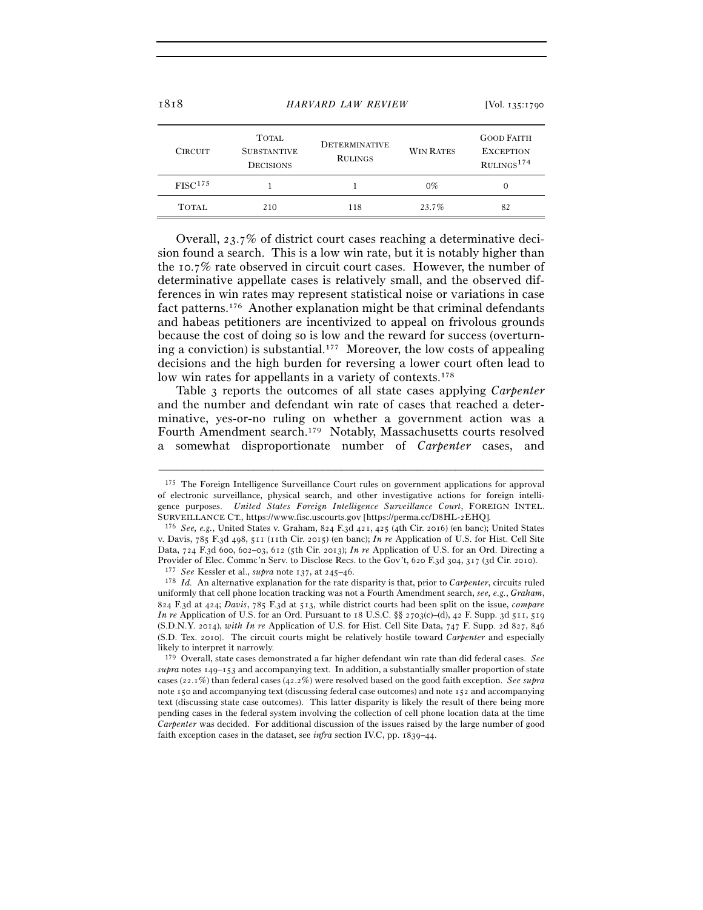| Circuit | Total Substantive Decisions | Determinative Rulings | Win Rates | Good Faith Exception Rulings[174] |
|---|---|---|---|---|
| FISC[175] | 1 | 1 | 0% | 0 |
| Total | 210 | 118 | 23.7% | 82 |

Overall, 23.7% of district court cases reaching a determinative decision found a search. This is a low win rate, but it is notably higher than the 10.7% rate observed in circuit court cases. However, the number of determinative appellate cases is relatively small, and the observed differences in win rates may represent statistical noise or variations in case fact patterns.[176] Another explanation might be that criminal defendants and habeas petitioners are incentivized to appeal on frivolous grounds because the cost of doing so is low and the reward for success (overturning a conviction) is substantial.[177] Moreover, the low costs of appealing decisions and the high burden for reversing a lower court often lead to low win rates for appellants in a variety of contexts.[178]

Table 3 reports the outcomes of all state cases applying *Carpenter* and the number and defendant win rate of cases that reached a determinative, yes-or-no ruling on whether a government action was a Fourth Amendment search.[179] Notably, Massachusetts courts resolved a somewhat disproportionate number of *Carpenter* cases, and

---

[175] The Foreign Intelligence Surveillance Court rules on government applications for approval of electronic surveillance, physical search, and other investigative actions for foreign intelligence purposes. *United States Foreign Intelligence Surveillance Court*, FOREIGN INTEL. SURVEILLANCE CT., https://www.fisc.uscourts.gov [https://perma.cc/D8HL-2EHQ].

[176] *See, e.g.*, United States v. Graham, 824 F.3d 421, 425 (4th Cir. 2016) (en banc); United States v. Davis, 785 F.3d 498, 511 (11th Cir. 2015) (en banc); *In re* Application of U.S. for Hist. Cell Site Data, 724 F.3d 600, 602–03, 612 (5th Cir. 2013); *In re* Application of U.S. for an Ord. Directing a Provider of Elec. Commc'n Serv. to Disclose Recs. to the Gov't, 620 F.3d 304, 317 (3d Cir. 2010).

[177] *See* Kessler et al., *supra* note 137, at 245–46.

[178] *Id.* An alternative explanation for the rate disparity is that, prior to *Carpenter*, circuits ruled uniformly that cell phone location tracking was not a Fourth Amendment search, *see, e.g.*, *Graham*, 824 F.3d at 424; *Davis*, 785 F.3d at 513, while district courts had been split on the issue, *compare In re* Application of U.S. for an Ord. Pursuant to 18 U.S.C. §§ 2703(c)–(d), 42 F. Supp. 3d 511, 519 (S.D.N.Y. 2014), *with In re* Application of U.S. for Hist. Cell Site Data, 747 F. Supp. 2d 827, 846 (S.D. Tex. 2010). The circuit courts might be relatively hostile toward *Carpenter* and especially likely to interpret it narrowly.

[179] Overall, state cases demonstrated a far higher defendant win rate than did federal cases. *See supra* notes 149–153 and accompanying text. In addition, a substantially smaller proportion of state cases (22.1%) than federal cases (42.2%) were resolved based on the good faith exception. *See supra* note 150 and accompanying text (discussing federal case outcomes) and note 152 and accompanying text (discussing state case outcomes). This latter disparity is likely the result of there being more pending cases in the federal system involving the collection of cell phone location data at the time *Carpenter* was decided. For additional discussion of the issues raised by the large number of good faith exception cases in the dataset, see *infra* section IV.C, pp. 1839–44.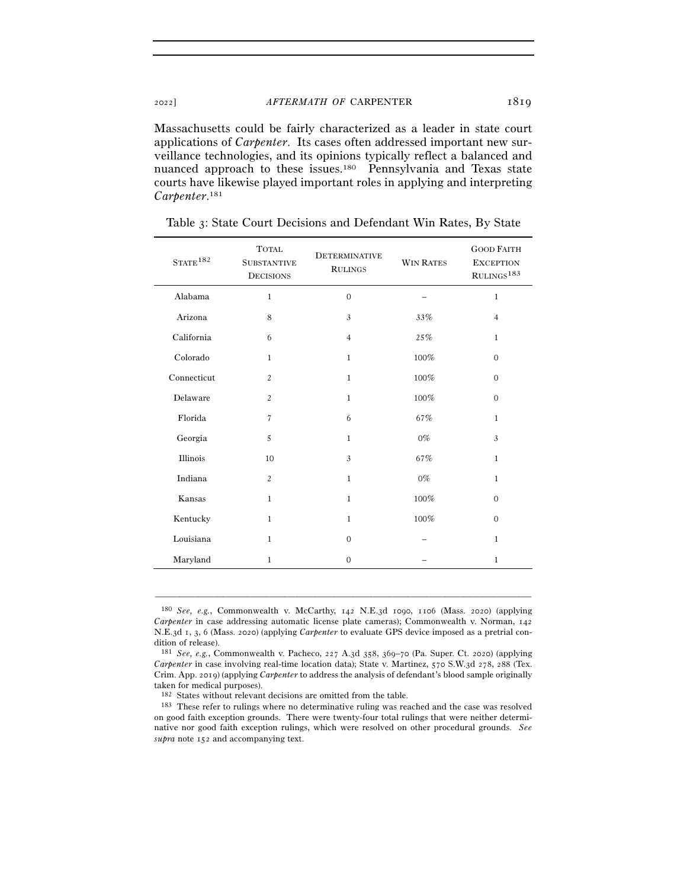Massachusetts could be fairly characterized as a leader in state court applications of *Carpenter*. Its cases often addressed important new surveillance technologies, and its opinions typically reflect a balanced and nuanced approach to these issues.[180] Pennsylvania and Texas state courts have likewise played important roles in applying and interpreting *Carpenter*.[181]

Table 3: State Court Decisions and Defendant Win Rates, By State

| STATE[182] | TOTAL SUBSTANTIVE DECISIONS | DETERMINATIVE RULINGS | WIN RATES | GOOD FAITH EXCEPTION RULINGS[183] |
|---|---|---|---|---|
| Alabama | 1 | 0 | – | 1 |
| Arizona | 8 | 3 | 33% | 4 |
| California | 6 | 4 | 25% | 1 |
| Colorado | 1 | 1 | 100% | 0 |
| Connecticut | 2 | 1 | 100% | 0 |
| Delaware | 2 | 1 | 100% | 0 |
| Florida | 7 | 6 | 67% | 1 |
| Georgia | 5 | 1 | 0% | 3 |
| Illinois | 10 | 3 | 67% | 1 |
| Indiana | 2 | 1 | 0% | 1 |
| Kansas | 1 | 1 | 100% | 0 |
| Kentucky | 1 | 1 | 100% | 0 |
| Louisiana | 1 | 0 | – | 1 |
| Maryland | 1 | 0 | – | 1 |

---

[180] *See, e.g.*, Commonwealth v. McCarthy, 142 N.E.3d 1090, 1106 (Mass. 2020) (applying *Carpenter* in case addressing automatic license plate cameras); Commonwealth v. Norman, 142 N.E.3d 1, 3, 6 (Mass. 2020) (applying *Carpenter* to evaluate GPS device imposed as a pretrial condition of release).

[181] *See, e.g.*, Commonwealth v. Pacheco, 227 A.3d 358, 369–70 (Pa. Super. Ct. 2020) (applying *Carpenter* in case involving real-time location data); State v. Martinez, 570 S.W.3d 278, 288 (Tex. Crim. App. 2019) (applying *Carpenter* to address the analysis of defendant's blood sample originally taken for medical purposes).

[182] States without relevant decisions are omitted from the table.

[183] These refer to rulings where no determinative ruling was reached and the case was resolved on good faith exception grounds. There were twenty-four total rulings that were neither determinative nor good faith exception rulings, which were resolved on other procedural grounds. *See supra* note 152 and accompanying text.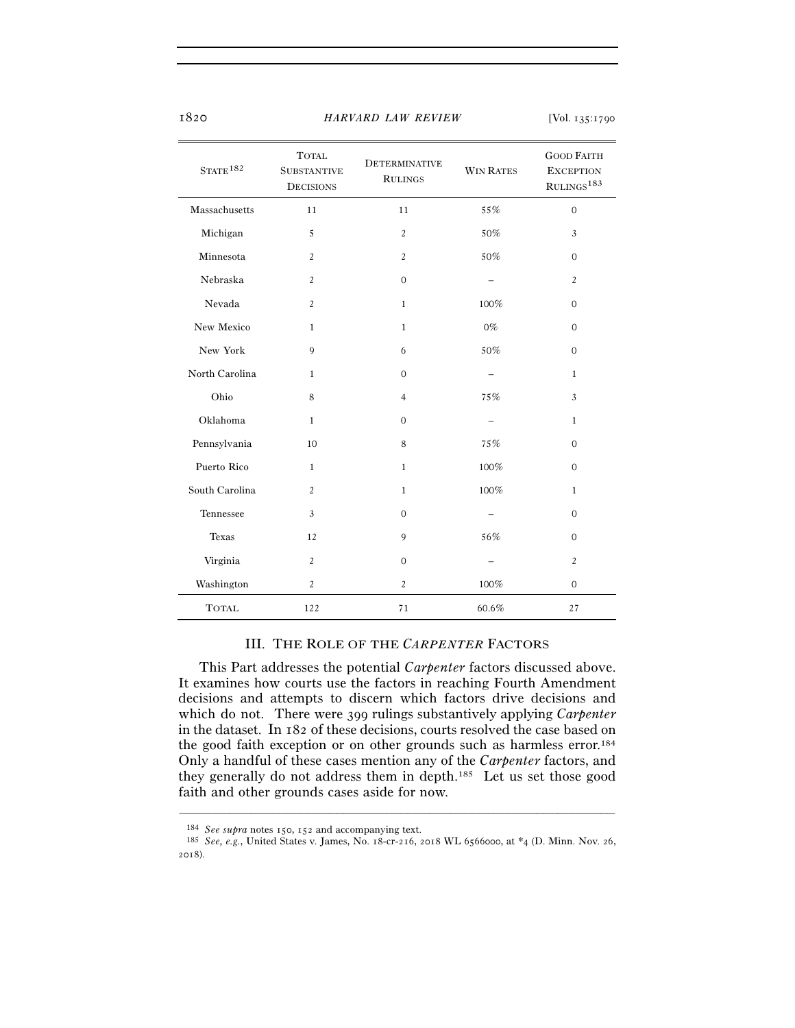| STATE[182] | TOTAL SUBSTANTIVE DECISIONS | DETERMINATIVE RULINGS | WIN RATES | GOOD FAITH EXCEPTION RULINGS[183] |
|---|---|---|---|---|
| Massachusetts | 11 | 11 | 55% | 0 |
| Michigan | 5 | 2 | 50% | 3 |
| Minnesota | 2 | 2 | 50% | 0 |
| Nebraska | 2 | 0 | – | 2 |
| Nevada | 2 | 1 | 100% | 0 |
| New Mexico | 1 | 1 | 0% | 0 |
| New York | 9 | 6 | 50% | 0 |
| North Carolina | 1 | 0 | – | 1 |
| Ohio | 8 | 4 | 75% | 3 |
| Oklahoma | 1 | 0 | – | 1 |
| Pennsylvania | 10 | 8 | 75% | 0 |
| Puerto Rico | 1 | 1 | 100% | 0 |
| South Carolina | 2 | 1 | 100% | 1 |
| Tennessee | 3 | 0 | – | 0 |
| Texas | 12 | 9 | 56% | 0 |
| Virginia | 2 | 0 | – | 2 |
| Washington | 2 | 2 | 100% | 0 |
| TOTAL | 122 | 71 | 60.6% | 27 |

## III. THE ROLE OF THE *CARPENTER* FACTORS

This Part addresses the potential *Carpenter* factors discussed above. It examines how courts use the factors in reaching Fourth Amendment decisions and attempts to discern which factors drive decisions and which do not. There were 399 rulings substantively applying *Carpenter* in the dataset. In 182 of these decisions, courts resolved the case based on the good faith exception or on other grounds such as harmless error.[184] Only a handful of these cases mention any of the *Carpenter* factors, and they generally do not address them in depth.[185] Let us set those good faith and other grounds cases aside for now.

---

[184] *See supra* notes 150, 152 and accompanying text.

[185] *See, e.g.*, United States v. James, No. 18-cr-216, 2018 WL 6566000, at *4 (D. Minn. Nov. 26, 2018).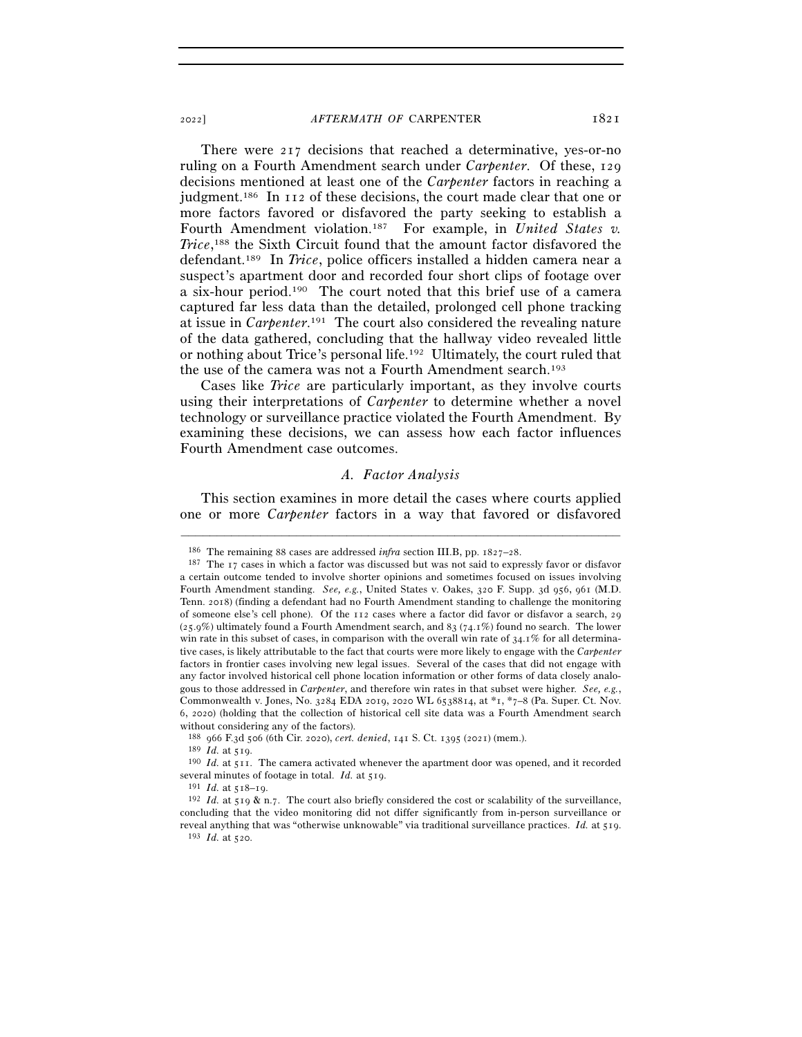There were 217 decisions that reached a determinative, yes-or-no ruling on a Fourth Amendment search under *Carpenter*. Of these, 129 decisions mentioned at least one of the *Carpenter* factors in reaching a judgment.[186] In 112 of these decisions, the court made clear that one or more factors favored or disfavored the party seeking to establish a Fourth Amendment violation.[187] For example, in *United States v. Trice*,[188] the Sixth Circuit found that the amount factor disfavored the defendant.[189] In *Trice*, police officers installed a hidden camera near a suspect's apartment door and recorded four short clips of footage over a six-hour period.[190] The court noted that this brief use of a camera captured far less data than the detailed, prolonged cell phone tracking at issue in *Carpenter*.[191] The court also considered the revealing nature of the data gathered, concluding that the hallway video revealed little or nothing about Trice's personal life.[192] Ultimately, the court ruled that the use of the camera was not a Fourth Amendment search.[193]

Cases like *Trice* are particularly important, as they involve courts using their interpretations of *Carpenter* to determine whether a novel technology or surveillance practice violated the Fourth Amendment. By examining these decisions, we can assess how each factor influences Fourth Amendment case outcomes.

### A. Factor Analysis

This section examines in more detail the cases where courts applied one or more *Carpenter* factors in a way that favored or disfavored

---

[186] The remaining 88 cases are addressed *infra* section III.B, pp. 1827–28.

[187] The 17 cases in which a factor was discussed but was not said to expressly favor or disfavor a certain outcome tended to involve shorter opinions and sometimes focused on issues involving Fourth Amendment standing. *See, e.g.*, United States v. Oakes, 320 F. Supp. 3d 956, 961 (M.D. Tenn. 2018) (finding a defendant had no Fourth Amendment standing to challenge the monitoring of someone else's cell phone). Of the 112 cases where a factor did favor or disfavor a search, 29 (25.9%) ultimately found a Fourth Amendment search, and 83 (74.1%) found no search. The lower win rate in this subset of cases, in comparison with the overall win rate of 34.1% for all determinative cases, is likely attributable to the fact that courts were more likely to engage with the *Carpenter* factors in frontier cases involving new legal issues. Several of the cases that did not engage with any factor involved historical cell phone location information or other forms of data closely analogous to those addressed in *Carpenter*, and therefore win rates in that subset were higher. *See, e.g.*, Commonwealth v. Jones, No. 3284 EDA 2019, 2020 WL 6538814, at \*1, \*7–8 (Pa. Super. Ct. Nov. 6, 2020) (holding that the collection of historical cell site data was a Fourth Amendment search without considering any of the factors).

[188] 966 F.3d 506 (6th Cir. 2020), *cert. denied*, 141 S. Ct. 1395 (2021) (mem.).

[189] *Id.* at 519.

[190] *Id.* at 511. The camera activated whenever the apartment door was opened, and it recorded several minutes of footage in total. *Id.* at 519.

[191] *Id.* at 518–19.

[192] *Id.* at 519 & n.7. The court also briefly considered the cost or scalability of the surveillance, concluding that the video monitoring did not differ significantly from in-person surveillance or reveal anything that was "otherwise unknowable" via traditional surveillance practices. *Id.* at 519.

[193] *Id.* at 520.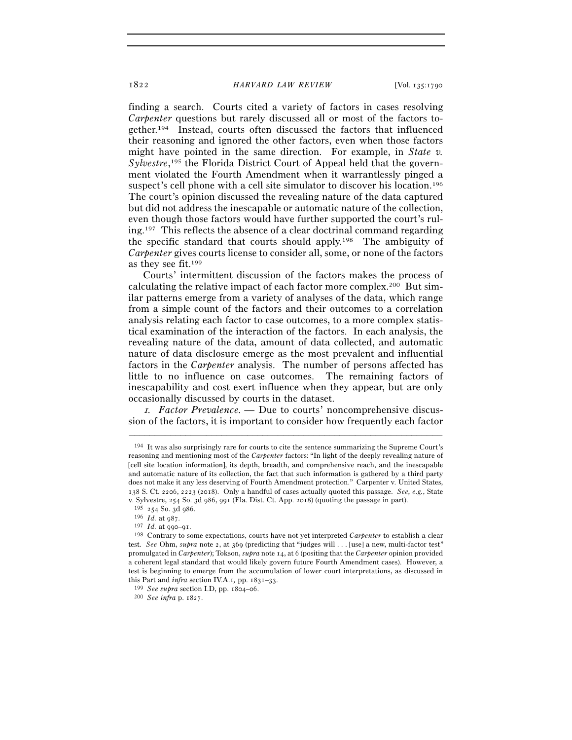finding a search. Courts cited a variety of factors in cases resolving *Carpenter* questions but rarely discussed all or most of the factors together.[194] Instead, courts often discussed the factors that influenced their reasoning and ignored the other factors, even when those factors might have pointed in the same direction. For example, in *State v. Sylvestre*,[195] the Florida District Court of Appeal held that the government violated the Fourth Amendment when it warrantlessly pinged a suspect's cell phone with a cell site simulator to discover his location.[196] The court's opinion discussed the revealing nature of the data captured but did not address the inescapable or automatic nature of the collection, even though those factors would have further supported the court's ruling.[197] This reflects the absence of a clear doctrinal command regarding the specific standard that courts should apply.[198] The ambiguity of *Carpenter* gives courts license to consider all, some, or none of the factors as they see fit.[199]

Courts' intermittent discussion of the factors makes the process of calculating the relative impact of each factor more complex.[200] But similar patterns emerge from a variety of analyses of the data, which range from a simple count of the factors and their outcomes to a correlation analysis relating each factor to case outcomes, to a more complex statistical examination of the interaction of the factors. In each analysis, the revealing nature of the data, amount of data collected, and automatic nature of data disclosure emerge as the most prevalent and influential factors in the *Carpenter* analysis. The number of persons affected has little to no influence on case outcomes. The remaining factors of inescapability and cost exert influence when they appear, but are only occasionally discussed by courts in the dataset.

*1. Factor Prevalence.* — Due to courts' noncomprehensive discussion of the factors, it is important to consider how frequently each factor

---

[194] It was also surprisingly rare for courts to cite the sentence summarizing the Supreme Court's reasoning and mentioning most of the *Carpenter* factors: "In light of the deeply revealing nature of [cell site location information], its depth, breadth, and comprehensive reach, and the inescapable and automatic nature of its collection, the fact that such information is gathered by a third party does not make it any less deserving of Fourth Amendment protection." Carpenter v. United States, 138 S. Ct. 2206, 2223 (2018). Only a handful of cases actually quoted this passage. *See, e.g.*, State v. Sylvestre, 254 So. 3d 986, 991 (Fla. Dist. Ct. App. 2018) (quoting the passage in part).

[195] 254 So. 3d 986.

[196] *Id.* at 987.

[197] *Id.* at 990–91.

[198] Contrary to some expectations, courts have not yet interpreted *Carpenter* to establish a clear test. *See* Ohm, *supra* note 2, at 369 (predicting that "judges will . . . [use] a new, multi-factor test" promulgated in *Carpenter*); Tokson, *supra* note 14, at 6 (positing that the *Carpenter* opinion provided a coherent legal standard that would likely govern future Fourth Amendment cases). However, a test is beginning to emerge from the accumulation of lower court interpretations, as discussed in this Part and *infra* section IV.A.1, pp. 1831–33.

[199] *See supra* section I.D, pp. 1804–06.

[200] *See infra* p. 1827.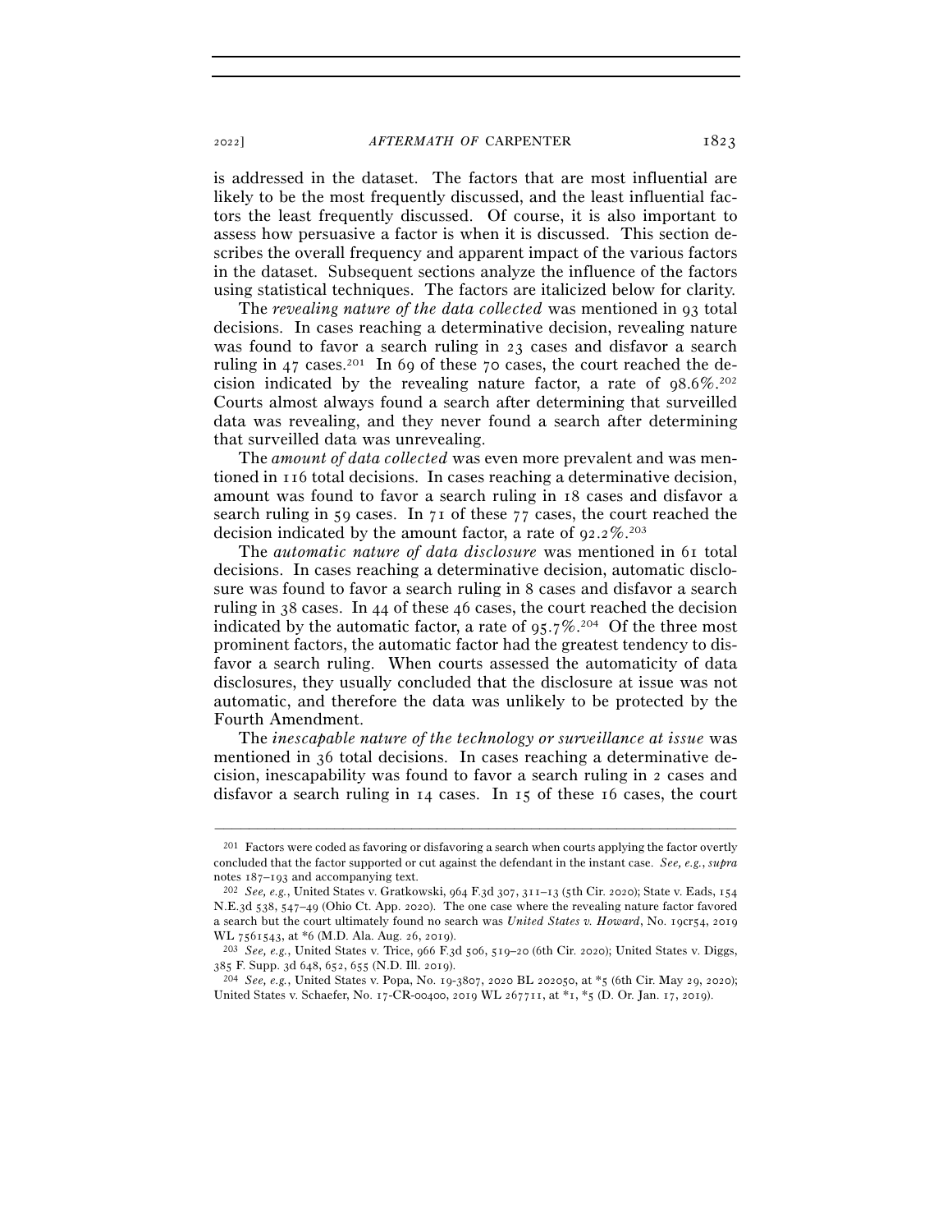is addressed in the dataset. The factors that are most influential are likely to be the most frequently discussed, and the least influential factors the least frequently discussed. Of course, it is also important to assess how persuasive a factor is when it is discussed. This section describes the overall frequency and apparent impact of the various factors in the dataset. Subsequent sections analyze the influence of the factors using statistical techniques. The factors are italicized below for clarity.

The *revealing nature of the data collected* was mentioned in 93 total decisions. In cases reaching a determinative decision, revealing nature was found to favor a search ruling in 23 cases and disfavor a search ruling in 47 cases.[201] In 69 of these 70 cases, the court reached the decision indicated by the revealing nature factor, a rate of 98.6%.[202] Courts almost always found a search after determining that surveilled data was revealing, and they never found a search after determining that surveilled data was unrevealing.

The *amount of data collected* was even more prevalent and was mentioned in 116 total decisions. In cases reaching a determinative decision, amount was found to favor a search ruling in 18 cases and disfavor a search ruling in 59 cases. In 71 of these 77 cases, the court reached the decision indicated by the amount factor, a rate of 92.2%.[203]

The *automatic nature of data disclosure* was mentioned in 61 total decisions. In cases reaching a determinative decision, automatic disclosure was found to favor a search ruling in 8 cases and disfavor a search ruling in 38 cases. In 44 of these 46 cases, the court reached the decision indicated by the automatic factor, a rate of 95.7%.[204] Of the three most prominent factors, the automatic factor had the greatest tendency to disfavor a search ruling. When courts assessed the automaticity of data disclosures, they usually concluded that the disclosure at issue was not automatic, and therefore the data was unlikely to be protected by the Fourth Amendment.

The *inescapable nature of the technology or surveillance at issue* was mentioned in 36 total decisions. In cases reaching a determinative decision, inescapability was found to favor a search ruling in 2 cases and disfavor a search ruling in 14 cases. In 15 of these 16 cases, the court

---

[201] Factors were coded as favoring or disfavoring a search when courts applying the factor overtly concluded that the factor supported or cut against the defendant in the instant case. *See, e.g.*, *supra* notes 187–193 and accompanying text.

[202] *See, e.g.*, United States v. Gratkowski, 964 F.3d 307, 311–13 (5th Cir. 2020); State v. Eads, 154 N.E.3d 538, 547–49 (Ohio Ct. App. 2020). The one case where the revealing nature factor favored a search but the court ultimately found no search was *United States v. Howard*, No. 19cr54, 2019 WL 7561543, at *6 (M.D. Ala. Aug. 26, 2019).

[203] *See, e.g.*, United States v. Trice, 966 F.3d 506, 519–20 (6th Cir. 2020); United States v. Diggs, 385 F. Supp. 3d 648, 652, 655 (N.D. Ill. 2019).

[204] *See, e.g.*, United States v. Popa, No. 19-3807, 2020 BL 202050, at *5 (6th Cir. May 29, 2020); United States v. Schaefer, No. 17-CR-00400, 2019 WL 267711, at *1, *5 (D. Or. Jan. 17, 2019).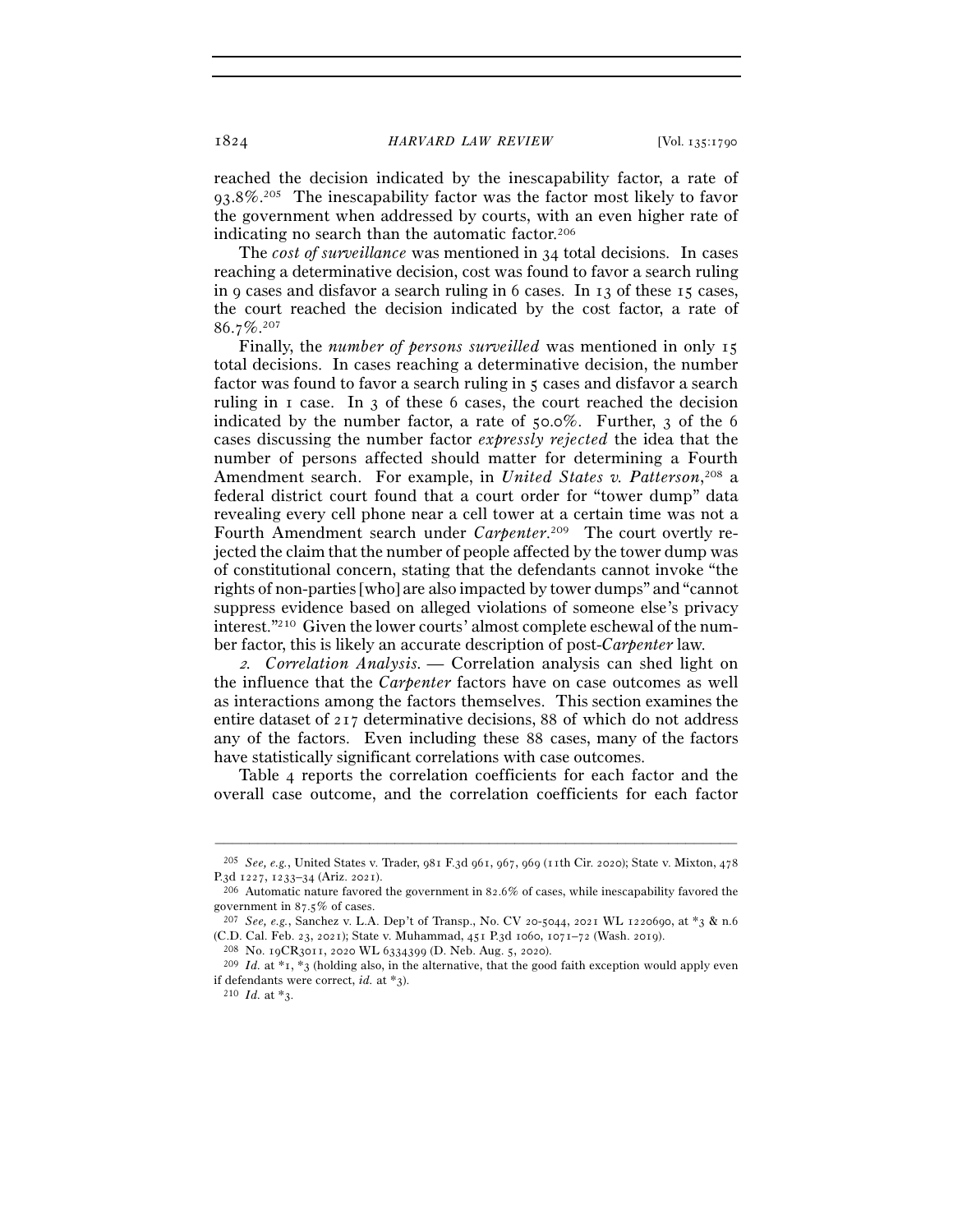reached the decision indicated by the inescapability factor, a rate of 93.8%.[205] The inescapability factor was the factor most likely to favor the government when addressed by courts, with an even higher rate of indicating no search than the automatic factor.[206]

The *cost of surveillance* was mentioned in 34 total decisions. In cases reaching a determinative decision, cost was found to favor a search ruling in 9 cases and disfavor a search ruling in 6 cases. In 13 of these 15 cases, the court reached the decision indicated by the cost factor, a rate of 86.7%.[207]

Finally, the *number of persons surveilled* was mentioned in only 15 total decisions. In cases reaching a determinative decision, the number factor was found to favor a search ruling in 5 cases and disfavor a search ruling in 1 case. In 3 of these 6 cases, the court reached the decision indicated by the number factor, a rate of 50.0%. Further, 3 of the 6 cases discussing the number factor *expressly rejected* the idea that the number of persons affected should matter for determining a Fourth Amendment search. For example, in *United States v. Patterson*,[208] a federal district court found that a court order for "tower dump" data revealing every cell phone near a cell tower at a certain time was not a Fourth Amendment search under *Carpenter*.[209] The court overtly rejected the claim that the number of people affected by the tower dump was of constitutional concern, stating that the defendants cannot invoke "the rights of non-parties [who] are also impacted by tower dumps" and "cannot suppress evidence based on alleged violations of someone else's privacy interest."[210] Given the lower courts' almost complete eschewal of the number factor, this is likely an accurate description of post-*Carpenter* law.

*2. Correlation Analysis.* — Correlation analysis can shed light on the influence that the *Carpenter* factors have on case outcomes as well as interactions among the factors themselves. This section examines the entire dataset of 217 determinative decisions, 88 of which do not address any of the factors. Even including these 88 cases, many of the factors have statistically significant correlations with case outcomes.

Table 4 reports the correlation coefficients for each factor and the overall case outcome, and the correlation coefficients for each factor

---

[205] *See, e.g.*, United States v. Trader, 981 F.3d 961, 967, 969 (11th Cir. 2020); State v. Mixton, 478 P.3d 1227, 1233–34 (Ariz. 2021).

[206] Automatic nature favored the government in 82.6% of cases, while inescapability favored the government in 87.5% of cases.

[207] *See, e.g.*, Sanchez v. L.A. Dep't of Transp., No. CV 20-5044, 2021 WL 1220690, at *3 & n.6 (C.D. Cal. Feb. 23, 2021); State v. Muhammad, 451 P.3d 1060, 1071–72 (Wash. 2019).

[208] No. 19CR3011, 2020 WL 6334399 (D. Neb. Aug. 5, 2020).

[209] *Id.* at *1, *3 (holding also, in the alternative, that the good faith exception would apply even if defendants were correct, *id.* at *3).

[210] *Id.* at *3.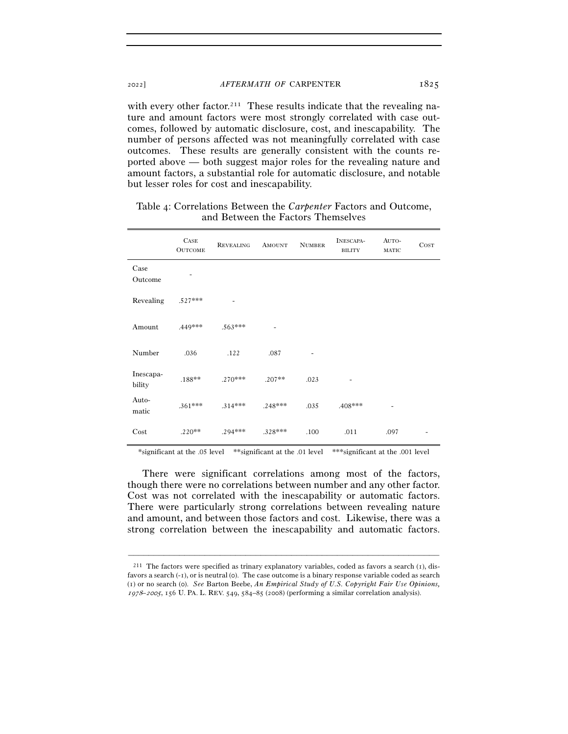with every other factor.[211] These results indicate that the revealing nature and amount factors were most strongly correlated with case outcomes, followed by automatic disclosure, cost, and inescapability. The number of persons affected was not meaningfully correlated with case outcomes. These results are generally consistent with the counts reported above — both suggest major roles for the revealing nature and amount factors, a substantial role for automatic disclosure, and notable but lesser roles for cost and inescapability.

Table 4: Correlations Between the *Carpenter* Factors and Outcome, and Between the Factors Themselves

| | Case Outcome | Revealing | Amount | Number | Inescapability | Automatic | Cost |
|---|---|---|---|---|---|---|---|
| Case Outcome | - | | | | | | |
| Revealing | .527*** | - | | | | | |
| Amount | .449*** | .563*** | - | | | | |
| Number | .036 | .122 | .087 | - | | | |
| Inescapability | .188** | .270*** | .207** | .023 | - | | |
| Automatic | .361*** | .314*** | .248*** | .035 | .408*** | - | |
| Cost | .220** | .294*** | .328*** | .100 | .011 | .097 | - |

*significant at the .05 level **significant at the .01 level ***significant at the .001 level

There were significant correlations among most of the factors, though there were no correlations between number and any other factor. Cost was not correlated with the inescapability or automatic factors. There were particularly strong correlations between revealing nature and amount, and between those factors and cost. Likewise, there was a strong correlation between the inescapability and automatic factors.

---

[211] The factors were specified as trinary explanatory variables, coded as favors a search (1), disfavors a search (-1), or is neutral (0). The case outcome is a binary response variable coded as search (1) or no search (0). *See* Barton Beebe, *An Empirical Study of U.S. Copyright Fair Use Opinions, 1978–2005*, 156 U. PA. L. REV. 549, 584–85 (2008) (performing a similar correlation analysis).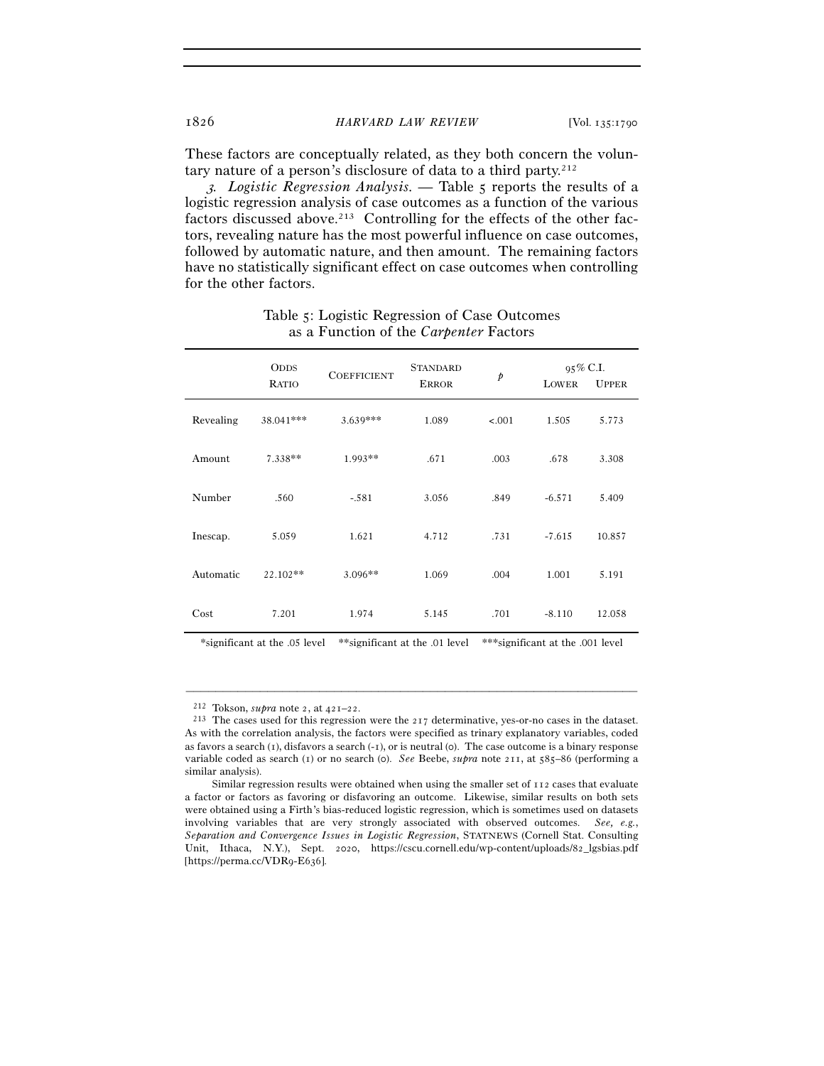These factors are conceptually related, as they both concern the voluntary nature of a person's disclosure of data to a third party.[212]

*3. Logistic Regression Analysis.* — Table 5 reports the results of a logistic regression analysis of case outcomes as a function of the various factors discussed above.[213] Controlling for the effects of the other factors, revealing nature has the most powerful influence on case outcomes, followed by automatic nature, and then amount. The remaining factors have no statistically significant effect on case outcomes when controlling for the other factors.

Table 5: Logistic Regression of Case Outcomes as a Function of the *Carpenter* Factors

| | Odds Ratio | Coefficient | Standard Error | $p$ | 95% C.I. Lower | 95% C.I. Upper |
|---|---|---|---|---|---|---|
| Revealing | 38.041*** | 3.639*** | 1.089 | <.001 | 1.505 | 5.773 |
| Amount | 7.338** | 1.993** | .671 | .003 | .678 | 3.308 |
| Number | .560 | -.581 | 3.056 | .849 | -6.571 | 5.409 |
| Inescap. | 5.059 | 1.621 | 4.712 | .731 | -7.615 | 10.857 |
| Automatic | 22.102** | 3.096** | 1.069 | .004 | 1.001 | 5.191 |
| Cost | 7.201 | 1.974 | 5.145 | .701 | -8.110 | 12.058 |

*significant at the .05 level **significant at the .01 level ***significant at the .001 level

---

[212] Tokson, *supra* note 2, at 421–22.

[213] The cases used for this regression were the 217 determinative, yes-or-no cases in the dataset. As with the correlation analysis, the factors were specified as trinary explanatory variables, coded as favors a search (1), disfavors a search (-1), or is neutral (0). The case outcome is a binary response variable coded as search (1) or no search (0). *See* Beebe, *supra* note 211, at 585–86 (performing a similar analysis).

Similar regression results were obtained when using the smaller set of 112 cases that evaluate a factor or factors as favoring or disfavoring an outcome. Likewise, similar results on both sets were obtained using a Firth's bias-reduced logistic regression, which is sometimes used on datasets involving variables that are very strongly associated with observed outcomes. *See, e.g.*, *Separation and Convergence Issues in Logistic Regression*, STATNEWS (Cornell Stat. Consulting Unit, Ithaca, N.Y.), Sept. 2020, https://cscu.cornell.edu/wp-content/uploads/82_lgsbias.pdf [https://perma.cc/VDR9-E636].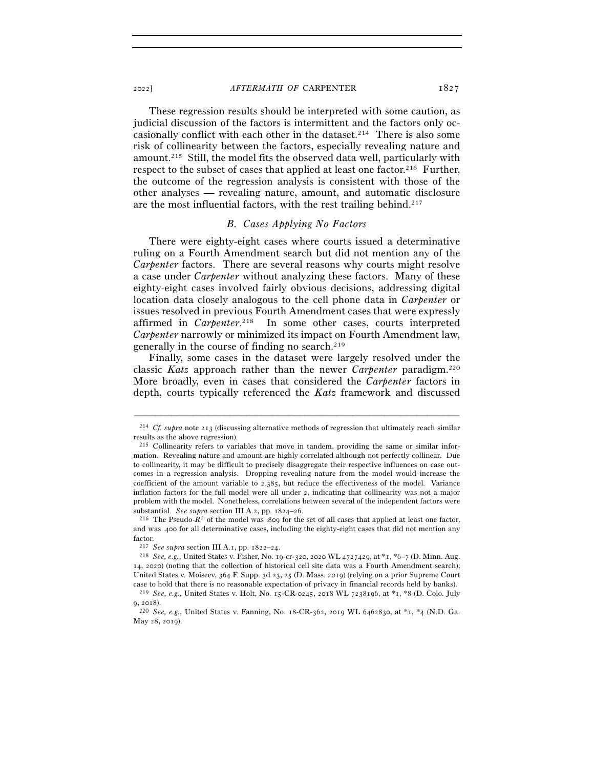These regression results should be interpreted with some caution, as judicial discussion of the factors is intermittent and the factors only occasionally conflict with each other in the dataset.[214] There is also some risk of collinearity between the factors, especially revealing nature and amount.[215] Still, the model fits the observed data well, particularly with respect to the subset of cases that applied at least one factor.[216] Further, the outcome of the regression analysis is consistent with those of the other analyses — revealing nature, amount, and automatic disclosure are the most influential factors, with the rest trailing behind.[217]

### B. *Cases Applying No Factors*

There were eighty-eight cases where courts issued a determinative ruling on a Fourth Amendment search but did not mention any of the *Carpenter* factors. There are several reasons why courts might resolve a case under *Carpenter* without analyzing these factors. Many of these eighty-eight cases involved fairly obvious decisions, addressing digital location data closely analogous to the cell phone data in *Carpenter* or issues resolved in previous Fourth Amendment cases that were expressly affirmed in *Carpenter*.[218] In some other cases, courts interpreted *Carpenter* narrowly or minimized its impact on Fourth Amendment law, generally in the course of finding no search.[219]

Finally, some cases in the dataset were largely resolved under the classic *Katz* approach rather than the newer *Carpenter* paradigm.[220] More broadly, even in cases that considered the *Carpenter* factors in depth, courts typically referenced the *Katz* framework and discussed

---

[214] *Cf. supra* note 213 (discussing alternative methods of regression that ultimately reach similar results as the above regression).

[215] Collinearity refers to variables that move in tandem, providing the same or similar information. Revealing nature and amount are highly correlated although not perfectly collinear. Due to collinearity, it may be difficult to precisely disaggregate their respective influences on case outcomes in a regression analysis. Dropping revealing nature from the model would increase the coefficient of the amount variable to 2.385, but reduce the effectiveness of the model. Variance inflation factors for the full model were all under 2, indicating that collinearity was not a major problem with the model. Nonetheless, correlations between several of the independent factors were substantial. *See supra* section III.A.2, pp. 1824–26.

[216] The Pseudo-$R^2$ of the model was .809 for the set of all cases that applied at least one factor, and was .400 for all determinative cases, including the eighty-eight cases that did not mention any factor.

[217] *See supra* section III.A.1, pp. 1822–24.

[218] *See, e.g.*, United States v. Fisher, No. 19-cr-320, 2020 WL 4727429, at \*1, \*6–7 (D. Minn. Aug. 14, 2020) (noting that the collection of historical cell site data was a Fourth Amendment search); United States v. Moiseev, 364 F. Supp. 3d 23, 25 (D. Mass. 2019) (relying on a prior Supreme Court case to hold that there is no reasonable expectation of privacy in financial records held by banks).

[219] *See, e.g.*, United States v. Holt, No. 15-CR-0245, 2018 WL 7238196, at \*1, \*8 (D. Colo. July 9, 2018).

[220] *See, e.g.*, United States v. Fanning, No. 18-CR-362, 2019 WL 6462830, at \*1, \*4 (N.D. Ga. May 28, 2019).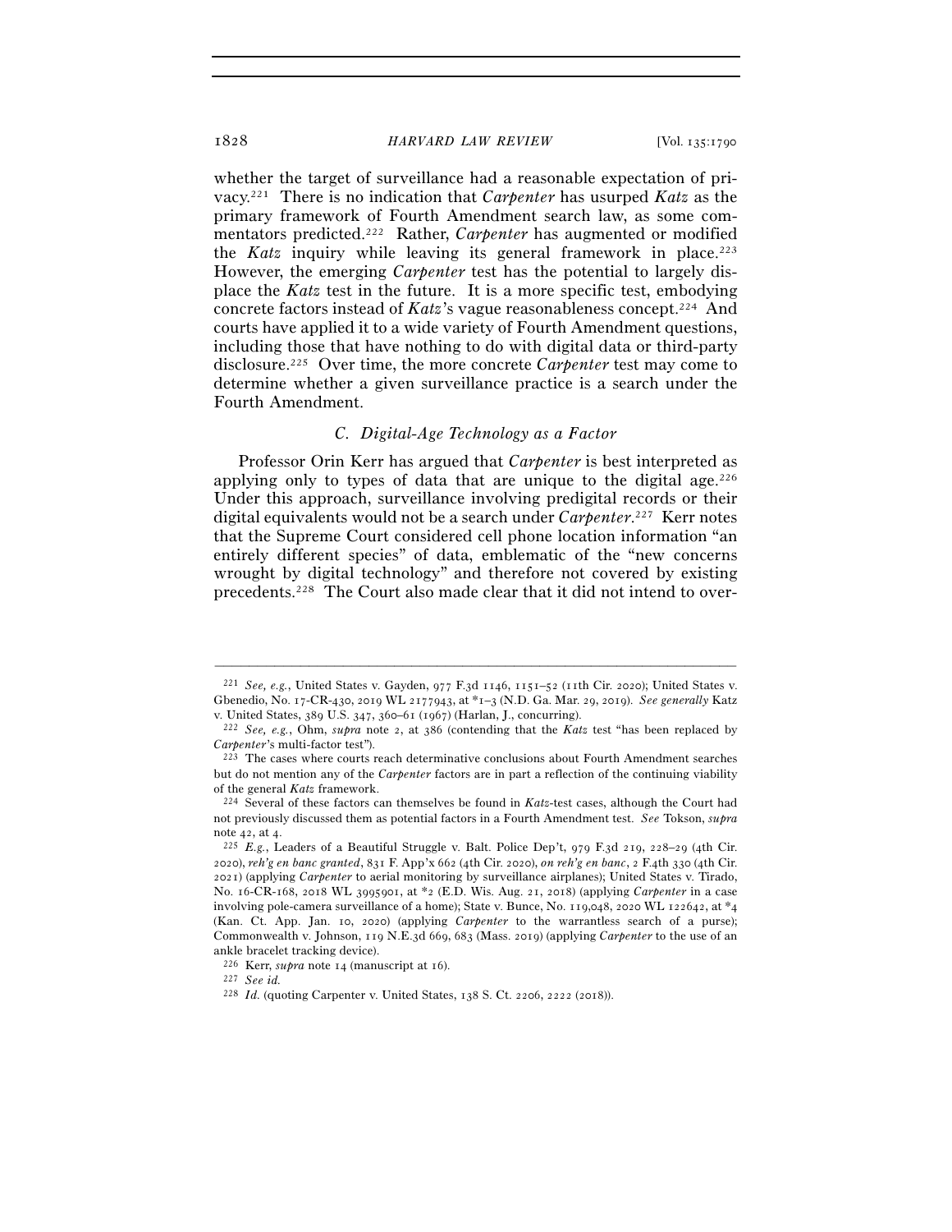whether the target of surveillance had a reasonable expectation of privacy.[221] There is no indication that *Carpenter* has usurped *Katz* as the primary framework of Fourth Amendment search law, as some commentators predicted.[222] Rather, *Carpenter* has augmented or modified the *Katz* inquiry while leaving its general framework in place.[223] However, the emerging *Carpenter* test has the potential to largely displace the *Katz* test in the future. It is a more specific test, embodying concrete factors instead of *Katz*'s vague reasonableness concept.[224] And courts have applied it to a wide variety of Fourth Amendment questions, including those that have nothing to do with digital data or third-party disclosure.[225] Over time, the more concrete *Carpenter* test may come to determine whether a given surveillance practice is a search under the Fourth Amendment.

### C. Digital-Age Technology as a Factor

Professor Orin Kerr has argued that *Carpenter* is best interpreted as applying only to types of data that are unique to the digital age.[226] Under this approach, surveillance involving predigital records or their digital equivalents would not be a search under *Carpenter*.[227] Kerr notes that the Supreme Court considered cell phone location information "an entirely different species" of data, emblematic of the "new concerns wrought by digital technology" and therefore not covered by existing precedents.[228] The Court also made clear that it did not intend to over-

---

[221] *See, e.g.*, United States v. Gayden, 977 F.3d 1146, 1151–52 (11th Cir. 2020); United States v. Gbenedio, No. 17-CR-430, 2019 WL 2177943, at *1–3 (N.D. Ga. Mar. 29, 2019). *See generally* Katz v. United States, 389 U.S. 347, 360–61 (1967) (Harlan, J., concurring).

[222] *See, e.g.*, Ohm, *supra* note 2, at 386 (contending that the *Katz* test "has been replaced by *Carpenter*'s multi-factor test").

[223] The cases where courts reach determinative conclusions about Fourth Amendment searches but do not mention any of the *Carpenter* factors are in part a reflection of the continuing viability of the general *Katz* framework.

[224] Several of these factors can themselves be found in *Katz*-test cases, although the Court had not previously discussed them as potential factors in a Fourth Amendment test. *See* Tokson, *supra* note 42, at 4.

[225] *E.g.*, Leaders of a Beautiful Struggle v. Balt. Police Dep't, 979 F.3d 219, 228–29 (4th Cir. 2020), *reh'g en banc granted*, 831 F. App'x 662 (4th Cir. 2020), *on reh'g en banc*, 2 F.4th 330 (4th Cir. 2021) (applying *Carpenter* to aerial monitoring by surveillance airplanes); United States v. Tirado, No. 16-CR-168, 2018 WL 3995901, at *2 (E.D. Wis. Aug. 21, 2018) (applying *Carpenter* in a case involving pole-camera surveillance of a home); State v. Bunce, No. 119,048, 2020 WL 122642, at *4 (Kan. Ct. App. Jan. 10, 2020) (applying *Carpenter* to the warrantless search of a purse); Commonwealth v. Johnson, 119 N.E.3d 669, 683 (Mass. 2019) (applying *Carpenter* to the use of an ankle bracelet tracking device).

[226] Kerr, *supra* note 14 (manuscript at 16).

[227] *See id.*

[228] *Id.* (quoting Carpenter v. United States, 138 S. Ct. 2206, 2222 (2018)).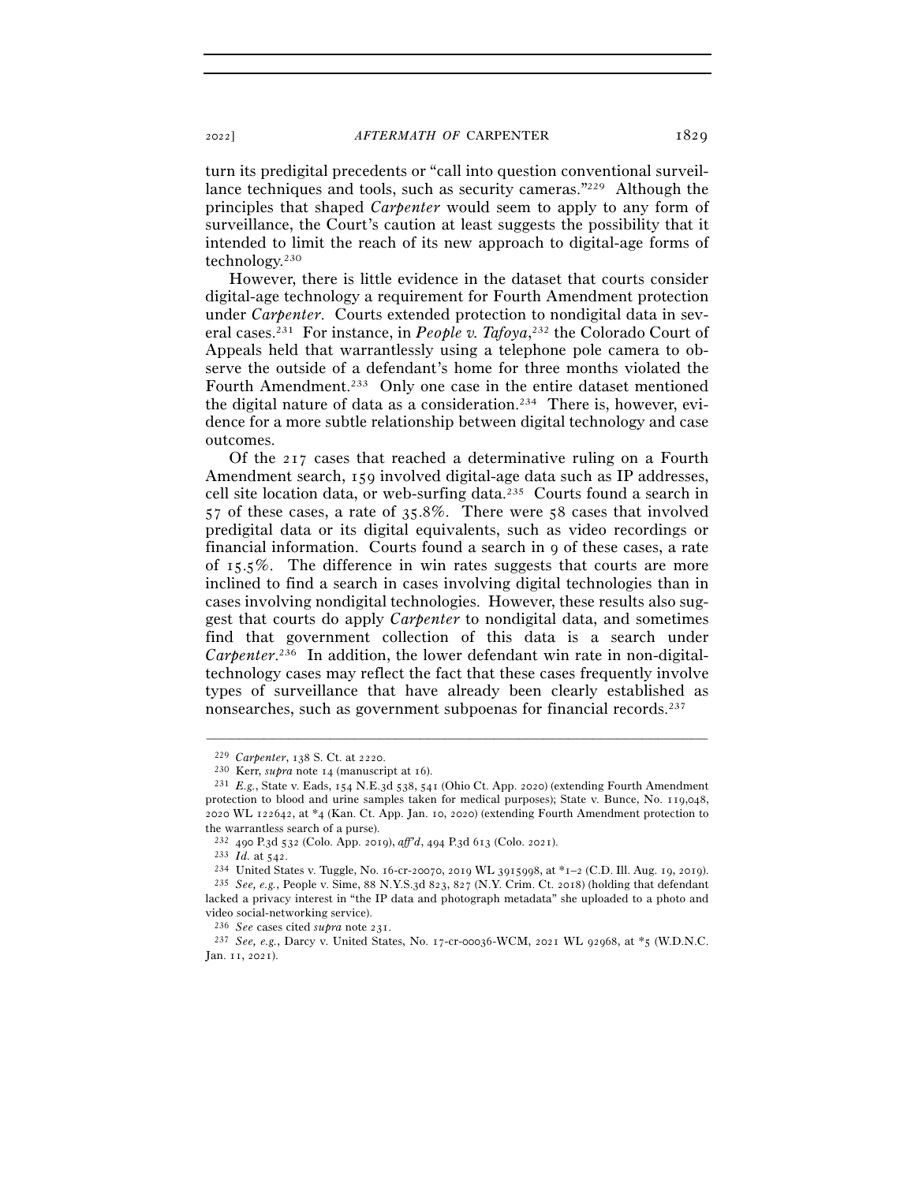turn its predigital precedents or "call into question conventional surveillance techniques and tools, such as security cameras."[229] Although the principles that shaped *Carpenter* would seem to apply to any form of surveillance, the Court's caution at least suggests the possibility that it intended to limit the reach of its new approach to digital-age forms of technology.[230]

However, there is little evidence in the dataset that courts consider digital-age technology a requirement for Fourth Amendment protection under *Carpenter*. Courts extended protection to nondigital data in several cases.[231] For instance, in *People v. Tafoya*,[232] the Colorado Court of Appeals held that warrantlessly using a telephone pole camera to observe the outside of a defendant's home for three months violated the Fourth Amendment.[233] Only one case in the entire dataset mentioned the digital nature of data as a consideration.[234] There is, however, evidence for a more subtle relationship between digital technology and case outcomes.

Of the 217 cases that reached a determinative ruling on a Fourth Amendment search, 159 involved digital-age data such as IP addresses, cell site location data, or web-surfing data.[235] Courts found a search in 57 of these cases, a rate of 35.8%. There were 58 cases that involved predigital data or its digital equivalents, such as video recordings or financial information. Courts found a search in 9 of these cases, a rate of 15.5%. The difference in win rates suggests that courts are more inclined to find a search in cases involving digital technologies than in cases involving nondigital technologies. However, these results also suggest that courts do apply *Carpenter* to nondigital data, and sometimes find that government collection of this data is a search under *Carpenter*.[236] In addition, the lower defendant win rate in non-digital-technology cases may reflect the fact that these cases frequently involve types of surveillance that have already been clearly established as nonsearches, such as government subpoenas for financial records.[237]

---

[229] *Carpenter*, 138 S. Ct. at 2220.

[230] Kerr, *supra* note 14 (manuscript at 16).

[231] *E.g.*, State v. Eads, 154 N.E.3d 538, 541 (Ohio Ct. App. 2020) (extending Fourth Amendment protection to blood and urine samples taken for medical purposes); State v. Bunce, No. 119,048, 2020 WL 122642, at *4 (Kan. Ct. App. Jan. 10, 2020) (extending Fourth Amendment protection to the warrantless search of a purse).

[232] 490 P.3d 532 (Colo. App. 2019), *aff'd*, 494 P.3d 613 (Colo. 2021).

[233] *Id.* at 542.

[234] United States v. Tuggle, No. 16-cr-20070, 2019 WL 3915998, at *1–2 (C.D. Ill. Aug. 19, 2019).

[235] *See, e.g.*, People v. Sime, 88 N.Y.S.3d 823, 827 (N.Y. Crim. Ct. 2018) (holding that defendant lacked a privacy interest in "the IP data and photograph metadata" she uploaded to a photo and video social-networking service).

[236] *See* cases cited *supra* note 231.

[237] *See, e.g.*, Darcy v. United States, No. 17-cr-00036-WCM, 2021 WL 92968, at *5 (W.D.N.C. Jan. 11, 2021).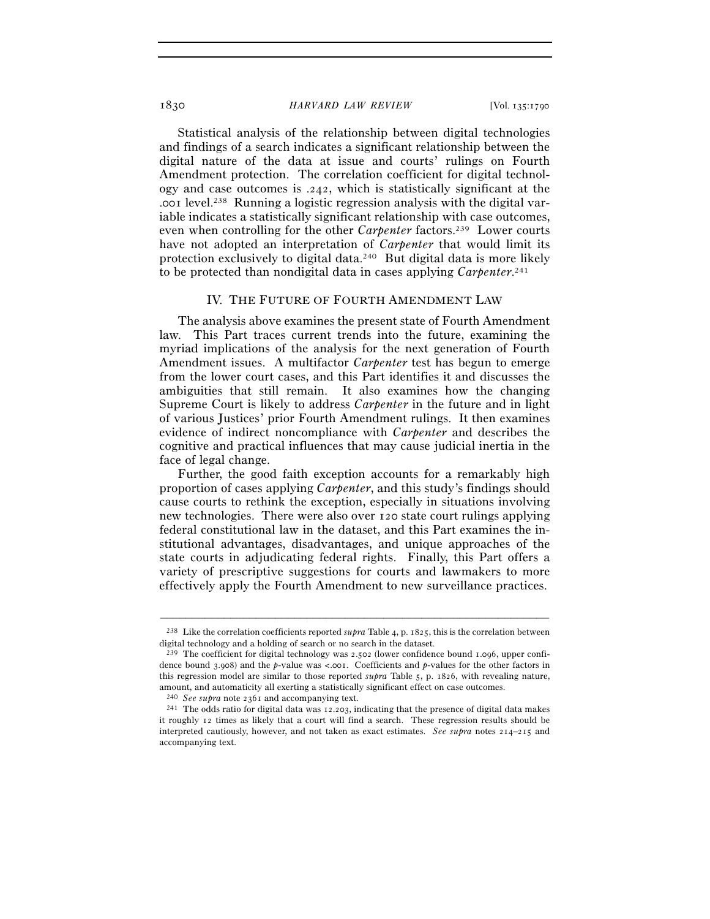Statistical analysis of the relationship between digital technologies and findings of a search indicates a significant relationship between the digital nature of the data at issue and courts' rulings on Fourth Amendment protection. The correlation coefficient for digital technology and case outcomes is .242, which is statistically significant at the .001 level.[238] Running a logistic regression analysis with the digital variable indicates a statistically significant relationship with case outcomes, even when controlling for the other *Carpenter* factors.[239] Lower courts have not adopted an interpretation of *Carpenter* that would limit its protection exclusively to digital data.[240] But digital data is more likely to be protected than nondigital data in cases applying *Carpenter*.[241]

## IV. THE FUTURE OF FOURTH AMENDMENT LAW

The analysis above examines the present state of Fourth Amendment law. This Part traces current trends into the future, examining the myriad implications of the analysis for the next generation of Fourth Amendment issues. A multifactor *Carpenter* test has begun to emerge from the lower court cases, and this Part identifies it and discusses the ambiguities that still remain. It also examines how the changing Supreme Court is likely to address *Carpenter* in the future and in light of various Justices' prior Fourth Amendment rulings. It then examines evidence of indirect noncompliance with *Carpenter* and describes the cognitive and practical influences that may cause judicial inertia in the face of legal change.

Further, the good faith exception accounts for a remarkably high proportion of cases applying *Carpenter*, and this study's findings should cause courts to rethink the exception, especially in situations involving new technologies. There were also over 120 state court rulings applying federal constitutional law in the dataset, and this Part examines the institutional advantages, disadvantages, and unique approaches of the state courts in adjudicating federal rights. Finally, this Part offers a variety of prescriptive suggestions for courts and lawmakers to more effectively apply the Fourth Amendment to new surveillance practices.

---

[238] Like the correlation coefficients reported *supra* Table 4, p. 1825, this is the correlation between digital technology and a holding of search or no search in the dataset.

[239] The coefficient for digital technology was 2.502 (lower confidence bound 1.096, upper confidence bound 3.908) and the *p*-value was <.001. Coefficients and *p*-values for the other factors in this regression model are similar to those reported *supra* Table 5, p. 1826, with revealing nature, amount, and automaticity all exerting a statistically significant effect on case outcomes.

[240] *See supra* note 2361 and accompanying text.

[241] The odds ratio for digital data was 12.203, indicating that the presence of digital data makes it roughly 12 times as likely that a court will find a search. These regression results should be interpreted cautiously, however, and not taken as exact estimates. *See supra* notes 214–215 and accompanying text.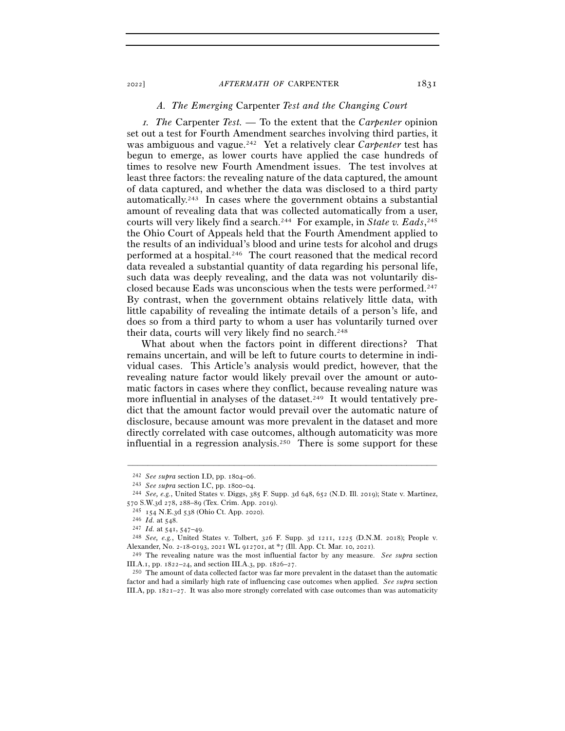### A. The Emerging *Carpenter* Test and the Changing Court

*1. The* Carpenter *Test.* — To the extent that the *Carpenter* opinion set out a test for Fourth Amendment searches involving third parties, it was ambiguous and vague.[242] Yet a relatively clear *Carpenter* test has begun to emerge, as lower courts have applied the case hundreds of times to resolve new Fourth Amendment issues. The test involves at least three factors: the revealing nature of the data captured, the amount of data captured, and whether the data was disclosed to a third party automatically.[243] In cases where the government obtains a substantial amount of revealing data that was collected automatically from a user, courts will very likely find a search.[244] For example, in *State v. Eads*,[245] the Ohio Court of Appeals held that the Fourth Amendment applied to the results of an individual's blood and urine tests for alcohol and drugs performed at a hospital.[246] The court reasoned that the medical record data revealed a substantial quantity of data regarding his personal life, such data was deeply revealing, and the data was not voluntarily disclosed because Eads was unconscious when the tests were performed.[247] By contrast, when the government obtains relatively little data, with little capability of revealing the intimate details of a person's life, and does so from a third party to whom a user has voluntarily turned over their data, courts will very likely find no search.[248]

What about when the factors point in different directions? That remains uncertain, and will be left to future courts to determine in individual cases. This Article's analysis would predict, however, that the revealing nature factor would likely prevail over the amount or automatic factors in cases where they conflict, because revealing nature was more influential in analyses of the dataset.[249] It would tentatively predict that the amount factor would prevail over the automatic nature of disclosure, because amount was more prevalent in the dataset and more directly correlated with case outcomes, although automaticity was more influential in a regression analysis.[250] There is some support for these

---

[242] *See supra* section I.D, pp. 1804–06.

[243] *See supra* section I.C, pp. 1800–04.

[244] *See, e.g.*, United States v. Diggs, 385 F. Supp. 3d 648, 652 (N.D. Ill. 2019); State v. Martinez, 570 S.W.3d 278, 288–89 (Tex. Crim. App. 2019).

[245] 154 N.E.3d 538 (Ohio Ct. App. 2020).

[246] *Id.* at 548.

[247] *Id.* at 541, 547–49.

[248] *See, e.g.*, United States v. Tolbert, 326 F. Supp. 3d 1211, 1225 (D.N.M. 2018); People v. Alexander, No. 2-18-0193, 2021 WL 912701, at *7 (Ill. App. Ct. Mar. 10, 2021).

[249] The revealing nature was the most influential factor by any measure. *See supra* section III.A.1, pp. 1822–24, and section III.A.3, pp. 1826–27.

[250] The amount of data collected factor was far more prevalent in the dataset than the automatic factor and had a similarly high rate of influencing case outcomes when applied. *See supra* section III.A, pp. 1821–27. It was also more strongly correlated with case outcomes than was automaticity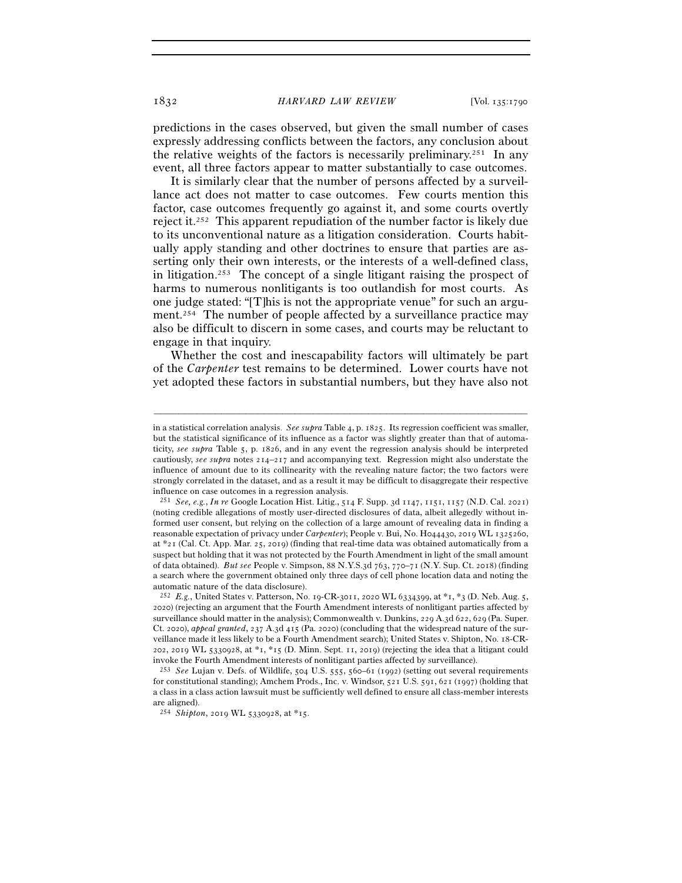predictions in the cases observed, but given the small number of cases expressly addressing conflicts between the factors, any conclusion about the relative weights of the factors is necessarily preliminary.[251] In any event, all three factors appear to matter substantially to case outcomes.

It is similarly clear that the number of persons affected by a surveillance act does not matter to case outcomes. Few courts mention this factor, case outcomes frequently go against it, and some courts overtly reject it.[252] This apparent repudiation of the number factor is likely due to its unconventional nature as a litigation consideration. Courts habitually apply standing and other doctrines to ensure that parties are asserting only their own interests, or the interests of a well-defined class, in litigation.[253] The concept of a single litigant raising the prospect of harms to numerous nonlitigants is too outlandish for most courts. As one judge stated: "[T]his is not the appropriate venue" for such an argument.[254] The number of people affected by a surveillance practice may also be difficult to discern in some cases, and courts may be reluctant to engage in that inquiry.

Whether the cost and inescapability factors will ultimately be part of the *Carpenter* test remains to be determined. Lower courts have not yet adopted these factors in substantial numbers, but they have also not

---

in a statistical correlation analysis. *See supra* Table 4, p. 1825. Its regression coefficient was smaller, but the statistical significance of its influence as a factor was slightly greater than that of automaticity, *see supra* Table 5, p. 1826, and in any event the regression analysis should be interpreted cautiously, *see supra* notes 214–217 and accompanying text. Regression might also understate the influence of amount due to its collinearity with the revealing nature factor; the two factors were strongly correlated in the dataset, and as a result it may be difficult to disaggregate their respective influence on case outcomes in a regression analysis.

[251] *See, e.g.*, *In re* Google Location Hist. Litig., 514 F. Supp. 3d 1147, 1151, 1157 (N.D. Cal. 2021) (noting credible allegations of mostly user-directed disclosures of data, albeit allegedly without informed user consent, but relying on the collection of a large amount of revealing data in finding a reasonable expectation of privacy under *Carpenter*); People v. Bui, No. H044430, 2019 WL 1325260, at *21 (Cal. Ct. App. Mar. 25, 2019) (finding that real-time data was obtained automatically from a suspect but holding that it was not protected by the Fourth Amendment in light of the small amount of data obtained). *But see* People v. Simpson, 88 N.Y.S.3d 763, 770–71 (N.Y. Sup. Ct. 2018) (finding a search where the government obtained only three days of cell phone location data and noting the automatic nature of the data disclosure).

[252] *E.g.*, United States v. Patterson, No. 19-CR-3011, 2020 WL 6334399, at *1, *3 (D. Neb. Aug. 5, 2020) (rejecting an argument that the Fourth Amendment interests of nonlitigant parties affected by surveillance should matter in the analysis); Commonwealth v. Dunkins, 229 A.3d 622, 629 (Pa. Super. Ct. 2020), *appeal granted*, 237 A.3d 415 (Pa. 2020) (concluding that the widespread nature of the surveillance made it less likely to be a Fourth Amendment search); United States v. Shipton, No. 18-CR-202, 2019 WL 5330928, at *1, *15 (D. Minn. Sept. 11, 2019) (rejecting the idea that a litigant could invoke the Fourth Amendment interests of nonlitigant parties affected by surveillance).

[253] *See* Lujan v. Defs. of Wildlife, 504 U.S. 555, 560–61 (1992) (setting out several requirements for constitutional standing); Amchem Prods., Inc. v. Windsor, 521 U.S. 591, 621 (1997) (holding that a class in a class action lawsuit must be sufficiently well defined to ensure all class-member interests are aligned).

[254] *Shipton*, 2019 WL 5330928, at *15.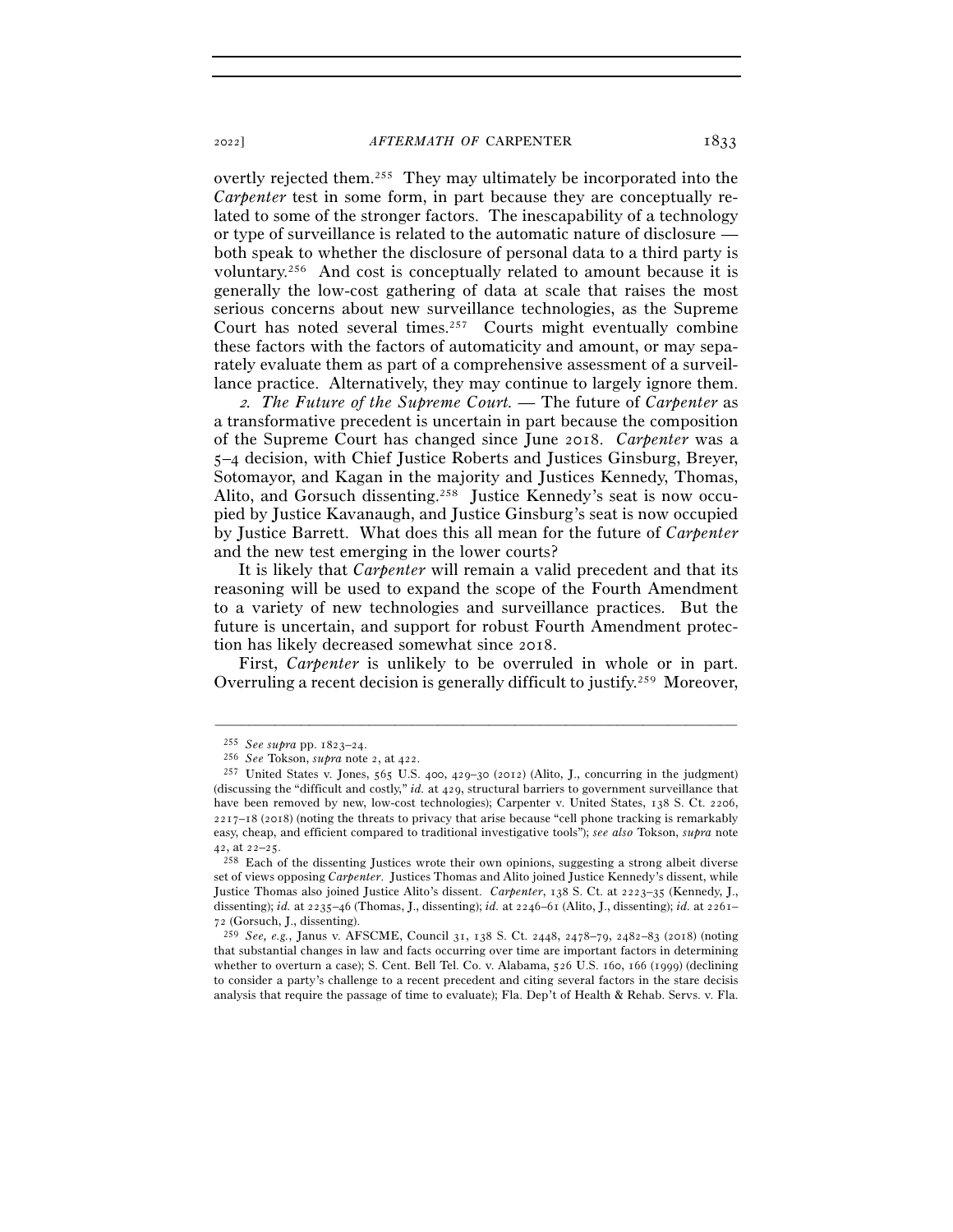overtly rejected them.[255] They may ultimately be incorporated into the *Carpenter* test in some form, in part because they are conceptually related to some of the stronger factors. The inescapability of a technology or type of surveillance is related to the automatic nature of disclosure — both speak to whether the disclosure of personal data to a third party is voluntary.[256] And cost is conceptually related to amount because it is generally the low-cost gathering of data at scale that raises the most serious concerns about new surveillance technologies, as the Supreme Court has noted several times.[257] Courts might eventually combine these factors with the factors of automaticity and amount, or may separately evaluate them as part of a comprehensive assessment of a surveillance practice. Alternatively, they may continue to largely ignore them.

*2. The Future of the Supreme Court.* — The future of *Carpenter* as a transformative precedent is uncertain in part because the composition of the Supreme Court has changed since June 2018. *Carpenter* was a 5–4 decision, with Chief Justice Roberts and Justices Ginsburg, Breyer, Sotomayor, and Kagan in the majority and Justices Kennedy, Thomas, Alito, and Gorsuch dissenting.[258] Justice Kennedy's seat is now occupied by Justice Kavanaugh, and Justice Ginsburg's seat is now occupied by Justice Barrett. What does this all mean for the future of *Carpenter* and the new test emerging in the lower courts?

It is likely that *Carpenter* will remain a valid precedent and that its reasoning will be used to expand the scope of the Fourth Amendment to a variety of new technologies and surveillance practices. But the future is uncertain, and support for robust Fourth Amendment protection has likely decreased somewhat since 2018.

First, *Carpenter* is unlikely to be overruled in whole or in part. Overruling a recent decision is generally difficult to justify.[259] Moreover,

---

[255] *See supra* pp. 1823–24.

[256] *See* Tokson, *supra* note 2, at 422.

[257] United States v. Jones, 565 U.S. 400, 429–30 (2012) (Alito, J., concurring in the judgment) (discussing the "difficult and costly," *id.* at 429, structural barriers to government surveillance that have been removed by new, low-cost technologies); Carpenter v. United States, 138 S. Ct. 2206, 2217–18 (2018) (noting the threats to privacy that arise because "cell phone tracking is remarkably easy, cheap, and efficient compared to traditional investigative tools"); *see also* Tokson, *supra* note 42, at 22–25.

[258] Each of the dissenting Justices wrote their own opinions, suggesting a strong albeit diverse set of views opposing *Carpenter*. Justices Thomas and Alito joined Justice Kennedy's dissent, while Justice Thomas also joined Justice Alito's dissent. *Carpenter*, 138 S. Ct. at 2223–35 (Kennedy, J., dissenting); *id.* at 2235–46 (Thomas, J., dissenting); *id.* at 2246–61 (Alito, J., dissenting); *id.* at 2261–72 (Gorsuch, J., dissenting).

[259] *See, e.g.*, Janus v. AFSCME, Council 31, 138 S. Ct. 2448, 2478–79, 2482–83 (2018) (noting that substantial changes in law and facts occurring over time are important factors in determining whether to overturn a case); S. Cent. Bell Tel. Co. v. Alabama, 526 U.S. 160, 166 (1999) (declining to consider a party's challenge to a recent precedent and citing several factors in the stare decisis analysis that require the passage of time to evaluate); Fla. Dep't of Health & Rehab. Servs. v. Fla.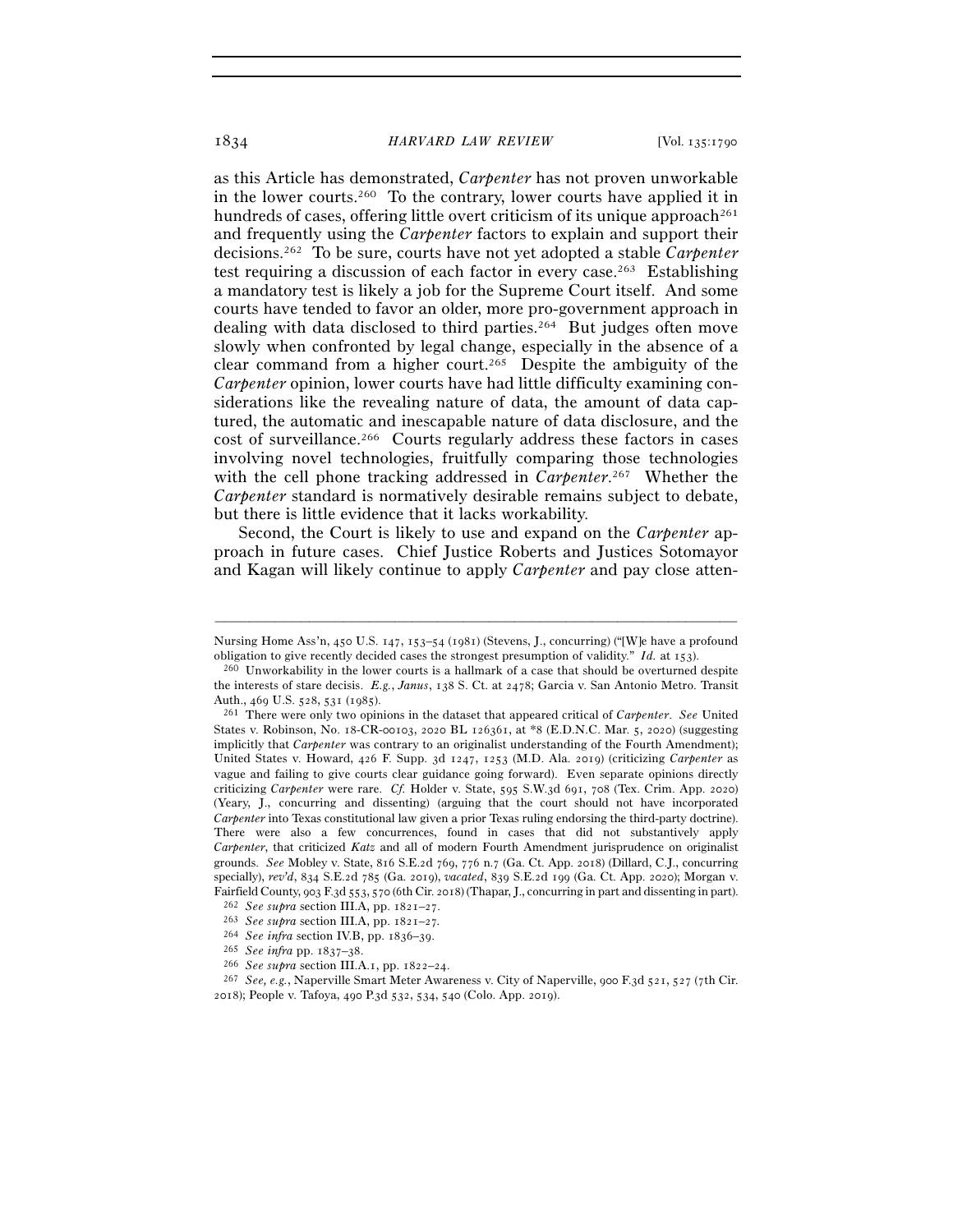as this Article has demonstrated, *Carpenter* has not proven unworkable in the lower courts.[260] To the contrary, lower courts have applied it in hundreds of cases, offering little overt criticism of its unique approach[261] and frequently using the *Carpenter* factors to explain and support their decisions.[262] To be sure, courts have not yet adopted a stable *Carpenter* test requiring a discussion of each factor in every case.[263] Establishing a mandatory test is likely a job for the Supreme Court itself. And some courts have tended to favor an older, more pro-government approach in dealing with data disclosed to third parties.[264] But judges often move slowly when confronted by legal change, especially in the absence of a clear command from a higher court.[265] Despite the ambiguity of the *Carpenter* opinion, lower courts have had little difficulty examining considerations like the revealing nature of data, the amount of data captured, the automatic and inescapable nature of data disclosure, and the cost of surveillance.[266] Courts regularly address these factors in cases involving novel technologies, fruitfully comparing those technologies with the cell phone tracking addressed in *Carpenter*.[267] Whether the *Carpenter* standard is normatively desirable remains subject to debate, but there is little evidence that it lacks workability.

Second, the Court is likely to use and expand on the *Carpenter* approach in future cases. Chief Justice Roberts and Justices Sotomayor and Kagan will likely continue to apply *Carpenter* and pay close atten-

---

Nursing Home Ass'n, 450 U.S. 147, 153–54 (1981) (Stevens, J., concurring) ("[W]e have a profound obligation to give recently decided cases the strongest presumption of validity." *Id.* at 153).

[260] Unworkability in the lower courts is a hallmark of a case that should be overturned despite the interests of stare decisis. *E.g.*, *Janus*, 138 S. Ct. at 2478; Garcia v. San Antonio Metro. Transit Auth., 469 U.S. 528, 531 (1985).

[261] There were only two opinions in the dataset that appeared critical of *Carpenter*. *See* United States v. Robinson, No. 18-CR-00103, 2020 BL 126361, at *8 (E.D.N.C. Mar. 5, 2020) (suggesting implicitly that *Carpenter* was contrary to an originalist understanding of the Fourth Amendment); United States v. Howard, 426 F. Supp. 3d 1247, 1253 (M.D. Ala. 2019) (criticizing *Carpenter* as vague and failing to give courts clear guidance going forward). Even separate opinions directly criticizing *Carpenter* were rare. *Cf.* Holder v. State, 595 S.W.3d 691, 708 (Tex. Crim. App. 2020) (Yeary, J., concurring and dissenting) (arguing that the court should not have incorporated *Carpenter* into Texas constitutional law given a prior Texas ruling endorsing the third-party doctrine). There were also a few concurrences, found in cases that did not substantively apply *Carpenter*, that criticized *Katz* and all of modern Fourth Amendment jurisprudence on originalist grounds. *See* Mobley v. State, 816 S.E.2d 769, 776 n.7 (Ga. Ct. App. 2018) (Dillard, C.J., concurring specially), *rev'd*, 834 S.E.2d 785 (Ga. 2019), *vacated*, 839 S.E.2d 199 (Ga. Ct. App. 2020); Morgan v. Fairfield County, 903 F.3d 553, 570 (6th Cir. 2018) (Thapar, J., concurring in part and dissenting in part).

[262] *See supra* section III.A, pp. 1821–27.

[263] *See supra* section III.A, pp. 1821–27.

[264] *See infra* section IV.B, pp. 1836–39.

[265] *See infra* pp. 1837–38.

[266] *See supra* section III.A.1, pp. 1822–24.

[267] *See, e.g.*, Naperville Smart Meter Awareness v. City of Naperville, 900 F.3d 521, 527 (7th Cir. 2018); People v. Tafoya, 490 P.3d 532, 534, 540 (Colo. App. 2019).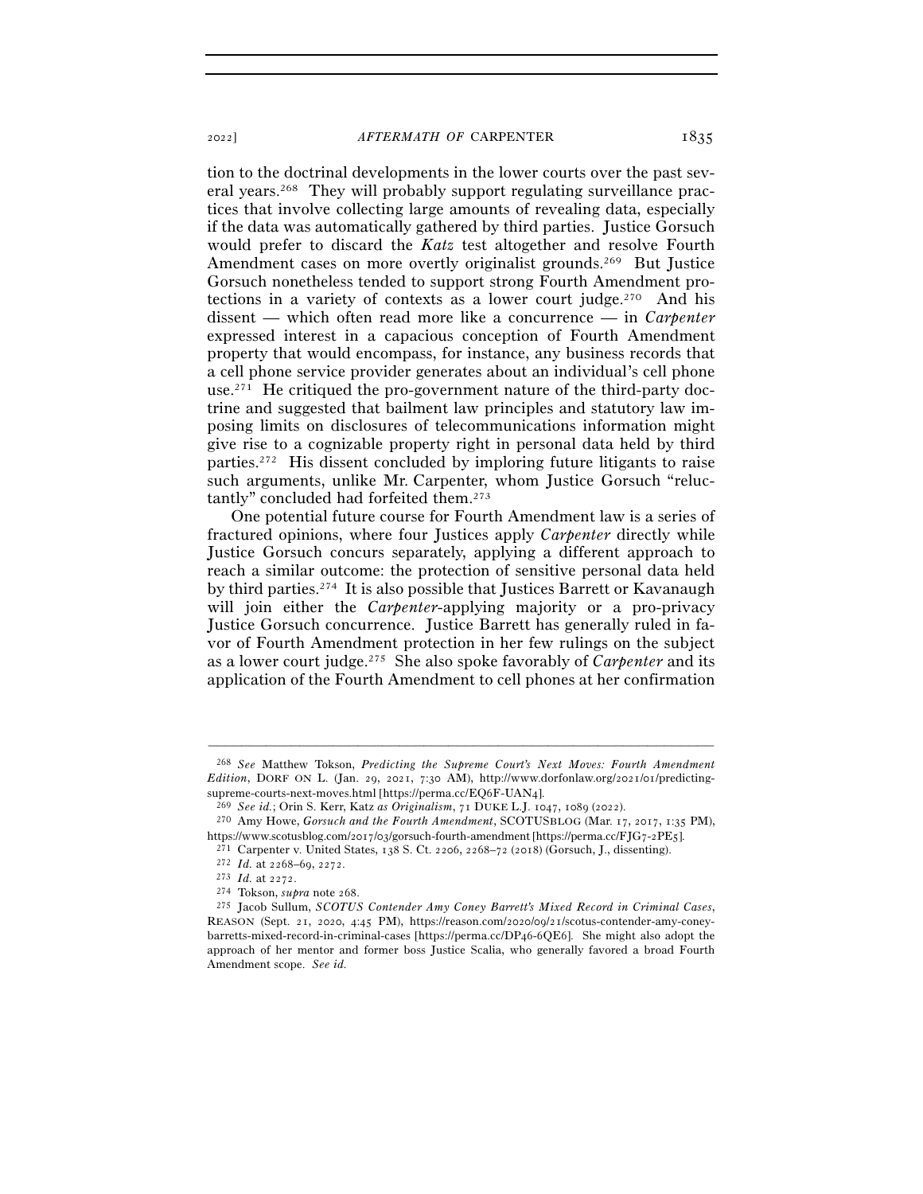tion to the doctrinal developments in the lower courts over the past several years.[268] They will probably support regulating surveillance practices that involve collecting large amounts of revealing data, especially if the data was automatically gathered by third parties. Justice Gorsuch would prefer to discard the *Katz* test altogether and resolve Fourth Amendment cases on more overtly originalist grounds.[269] But Justice Gorsuch nonetheless tended to support strong Fourth Amendment protections in a variety of contexts as a lower court judge.[270] And his dissent — which often read more like a concurrence — in *Carpenter* expressed interest in a capacious conception of Fourth Amendment property that would encompass, for instance, any business records that a cell phone service provider generates about an individual's cell phone use.[271] He critiqued the pro-government nature of the third-party doctrine and suggested that bailment law principles and statutory law imposing limits on disclosures of telecommunications information might give rise to a cognizable property right in personal data held by third parties.[272] His dissent concluded by imploring future litigants to raise such arguments, unlike Mr. Carpenter, whom Justice Gorsuch "reluctantly" concluded had forfeited them.[273]

One potential future course for Fourth Amendment law is a series of fractured opinions, where four Justices apply *Carpenter* directly while Justice Gorsuch concurs separately, applying a different approach to reach a similar outcome: the protection of sensitive personal data held by third parties.[274] It is also possible that Justices Barrett or Kavanaugh will join either the *Carpenter*-applying majority or a pro-privacy Justice Gorsuch concurrence. Justice Barrett has generally ruled in favor of Fourth Amendment protection in her few rulings on the subject as a lower court judge.[275] She also spoke favorably of *Carpenter* and its application of the Fourth Amendment to cell phones at her confirmation

---

[268] *See* Matthew Tokson, *Predicting the Supreme Court's Next Moves: Fourth Amendment Edition*, DORF ON L. (Jan. 29, 2021, 7:30 AM), http://www.dorfonlaw.org/2021/01/predicting-supreme-courts-next-moves.html [https://perma.cc/EQ6F-UAN4].

[269] *See id.*; Orin S. Kerr, Katz *as Originalism*, 71 DUKE L.J. 1047, 1089 (2022).

[270] Amy Howe, *Gorsuch and the Fourth Amendment*, SCOTUSBLOG (Mar. 17, 2017, 1:35 PM), https://www.scotusblog.com/2017/03/gorsuch-fourth-amendment [https://perma.cc/FJG7-2PE5].

[271] Carpenter v. United States, 138 S. Ct. 2206, 2268–72 (2018) (Gorsuch, J., dissenting).

[272] *Id.* at 2268–69, 2272.

[273] *Id.* at 2272.

[274] Tokson, *supra* note 268.

[275] Jacob Sullum, *SCOTUS Contender Amy Coney Barrett's Mixed Record in Criminal Cases*, REASON (Sept. 21, 2020, 4:45 PM), https://reason.com/2020/09/21/scotus-contender-amy-coney-barretts-mixed-record-in-criminal-cases [https://perma.cc/DP46-6QE6]. She might also adopt the approach of her mentor and former boss Justice Scalia, who generally favored a broad Fourth Amendment scope. *See id.*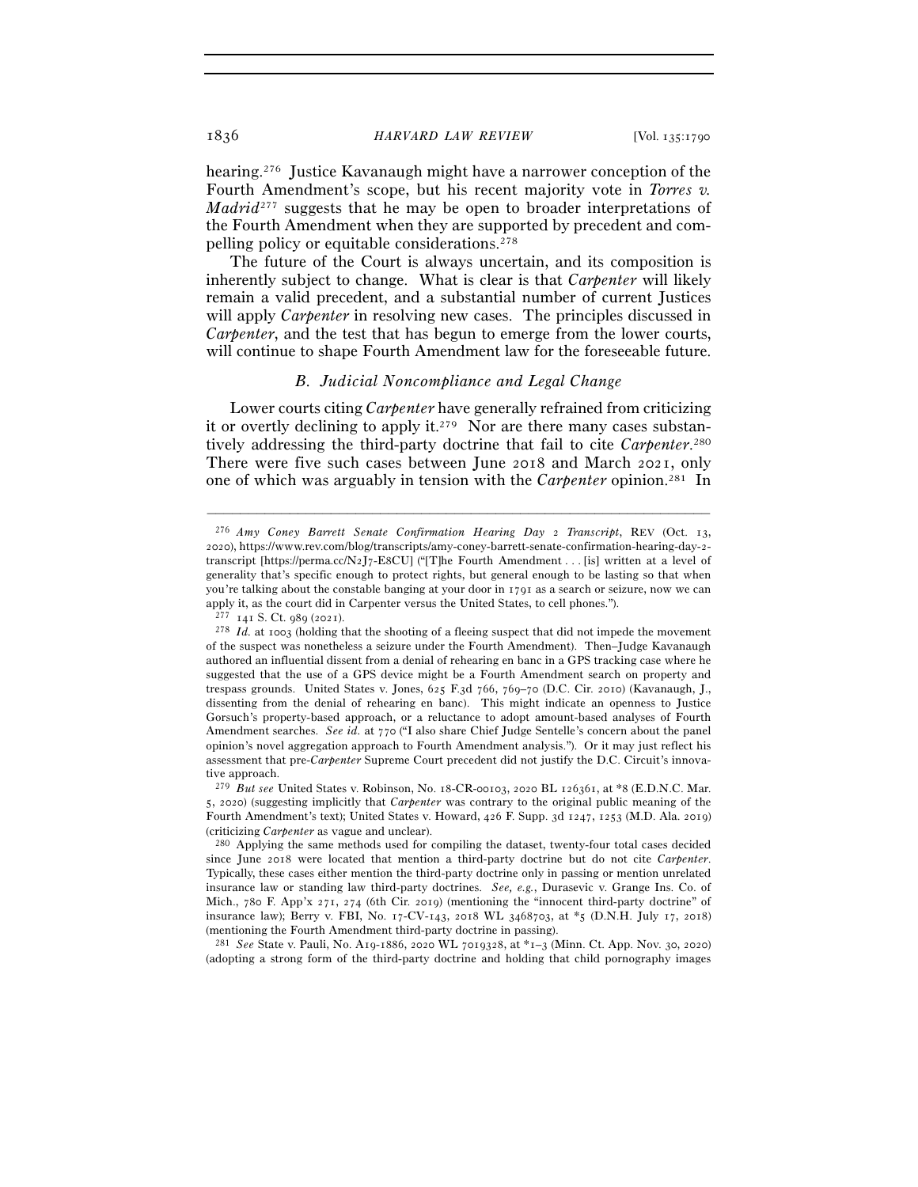hearing.[276] Justice Kavanaugh might have a narrower conception of the Fourth Amendment's scope, but his recent majority vote in *Torres v. Madrid*[277] suggests that he may be open to broader interpretations of the Fourth Amendment when they are supported by precedent and compelling policy or equitable considerations.[278]

The future of the Court is always uncertain, and its composition is inherently subject to change. What is clear is that *Carpenter* will likely remain a valid precedent, and a substantial number of current Justices will apply *Carpenter* in resolving new cases. The principles discussed in *Carpenter*, and the test that has begun to emerge from the lower courts, will continue to shape Fourth Amendment law for the foreseeable future.

### *B. Judicial Noncompliance and Legal Change*

Lower courts citing *Carpenter* have generally refrained from criticizing it or overtly declining to apply it.[279] Nor are there many cases substantively addressing the third-party doctrine that fail to cite *Carpenter*.[280] There were five such cases between June 2018 and March 2021, only one of which was arguably in tension with the *Carpenter* opinion.[281] In

---

[276] *Amy Coney Barrett Senate Confirmation Hearing Day 2 Transcript*, REV (Oct. 13, 2020), https://www.rev.com/blog/transcripts/amy-coney-barrett-senate-confirmation-hearing-day-2-transcript [https://perma.cc/N2J7-E8CU] ("[T]he Fourth Amendment . . . [is] written at a level of generality that's specific enough to protect rights, but general enough to be lasting so that when you're talking about the constable banging at your door in 1791 as a search or seizure, now we can apply it, as the court did in Carpenter versus the United States, to cell phones.").

[277] 141 S. Ct. 989 (2021).

[278] *Id.* at 1003 (holding that the shooting of a fleeing suspect that did not impede the movement of the suspect was nonetheless a seizure under the Fourth Amendment). Then–Judge Kavanaugh authored an influential dissent from a denial of rehearing en banc in a GPS tracking case where he suggested that the use of a GPS device might be a Fourth Amendment search on property and trespass grounds. United States v. Jones, 625 F.3d 766, 769–70 (D.C. Cir. 2010) (Kavanaugh, J., dissenting from the denial of rehearing en banc). This might indicate an openness to Justice Gorsuch's property-based approach, or a reluctance to adopt amount-based analyses of Fourth Amendment searches. *See id.* at 770 ("I also share Chief Judge Sentelle's concern about the panel opinion's novel aggregation approach to Fourth Amendment analysis."). Or it may just reflect his assessment that pre-*Carpenter* Supreme Court precedent did not justify the D.C. Circuit's innovative approach.

[279] *But see* United States v. Robinson, No. 18-CR-00103, 2020 BL 126361, at *8 (E.D.N.C. Mar. 5, 2020) (suggesting implicitly that *Carpenter* was contrary to the original public meaning of the Fourth Amendment's text); United States v. Howard, 426 F. Supp. 3d 1247, 1253 (M.D. Ala. 2019) (criticizing *Carpenter* as vague and unclear).

[280] Applying the same methods used for compiling the dataset, twenty-four total cases decided since June 2018 were located that mention a third-party doctrine but do not cite *Carpenter*. Typically, these cases either mention the third-party doctrine only in passing or mention unrelated insurance law or standing law third-party doctrines. *See, e.g.*, Durasevic v. Grange Ins. Co. of Mich., 780 F. App'x 271, 274 (6th Cir. 2019) (mentioning the "innocent third-party doctrine" of insurance law); Berry v. FBI, No. 17-CV-143, 2018 WL 3468703, at *5 (D.N.H. July 17, 2018) (mentioning the Fourth Amendment third-party doctrine in passing).

[281] *See* State v. Pauli, No. A19-1886, 2020 WL 7019328, at *1–3 (Minn. Ct. App. Nov. 30, 2020) (adopting a strong form of the third-party doctrine and holding that child pornography images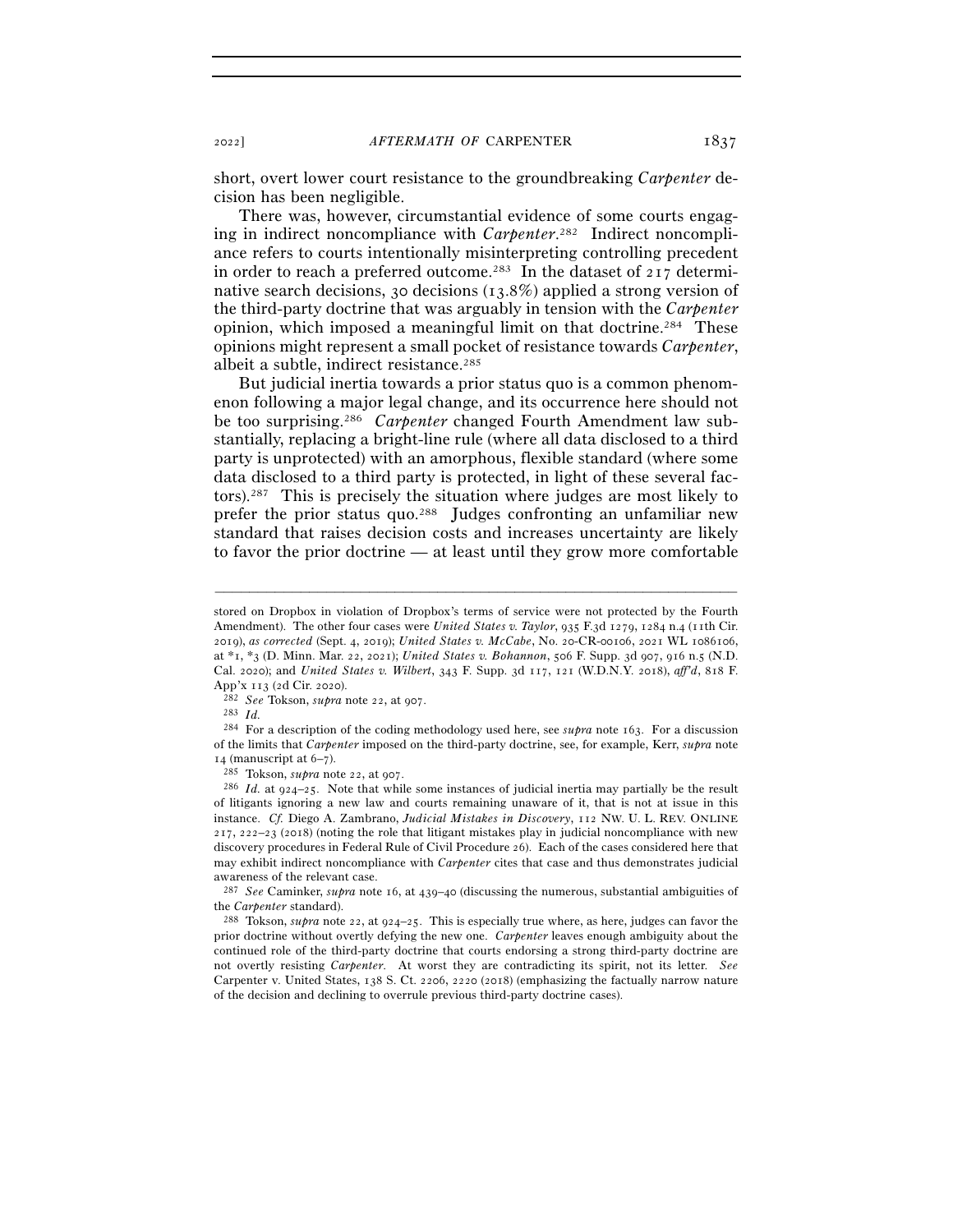short, overt lower court resistance to the groundbreaking *Carpenter* decision has been negligible.

There was, however, circumstantial evidence of some courts engaging in indirect noncompliance with *Carpenter*.[282] Indirect noncompliance refers to courts intentionally misinterpreting controlling precedent in order to reach a preferred outcome.[283] In the dataset of 217 determinative search decisions, 30 decisions (13.8%) applied a strong version of the third-party doctrine that was arguably in tension with the *Carpenter* opinion, which imposed a meaningful limit on that doctrine.[284] These opinions might represent a small pocket of resistance towards *Carpenter*, albeit a subtle, indirect resistance.[285]

But judicial inertia towards a prior status quo is a common phenomenon following a major legal change, and its occurrence here should not be too surprising.[286] *Carpenter* changed Fourth Amendment law substantially, replacing a bright-line rule (where all data disclosed to a third party is unprotected) with an amorphous, flexible standard (where some data disclosed to a third party is protected, in light of these several factors).[287] This is precisely the situation where judges are most likely to prefer the prior status quo.[288] Judges confronting an unfamiliar new standard that raises decision costs and increases uncertainty are likely to favor the prior doctrine — at least until they grow more comfortable

---

stored on Dropbox in violation of Dropbox's terms of service were not protected by the Fourth Amendment). The other four cases were *United States v. Taylor*, 935 F.3d 1279, 1284 n.4 (11th Cir. 2019), *as corrected* (Sept. 4, 2019); *United States v. McCabe*, No. 20-CR-00106, 2021 WL 1086106, at *1, *3 (D. Minn. Mar. 22, 2021); *United States v. Bohannon*, 506 F. Supp. 3d 907, 916 n.5 (N.D. Cal. 2020); and *United States v. Wilbert*, 343 F. Supp. 3d 117, 121 (W.D.N.Y. 2018), *aff'd*, 818 F. App'x 113 (2d Cir. 2020).

[282] *See* Tokson, *supra* note 22, at 907.

[283] *Id.*

[284] For a description of the coding methodology used here, see *supra* note 163. For a discussion of the limits that *Carpenter* imposed on the third-party doctrine, see, for example, Kerr, *supra* note 14 (manuscript at 6–7).

[285] Tokson, *supra* note 22, at 907.

[286] *Id.* at 924–25. Note that while some instances of judicial inertia may partially be the result of litigants ignoring a new law and courts remaining unaware of it, that is not at issue in this instance. *Cf.* Diego A. Zambrano, *Judicial Mistakes in Discovery*, 112 NW. U. L. REV. ONLINE 217, 222–23 (2018) (noting the role that litigant mistakes play in judicial noncompliance with new discovery procedures in Federal Rule of Civil Procedure 26). Each of the cases considered here that may exhibit indirect noncompliance with *Carpenter* cites that case and thus demonstrates judicial awareness of the relevant case.

[287] *See* Caminker, *supra* note 16, at 439–40 (discussing the numerous, substantial ambiguities of the *Carpenter* standard).

[288] Tokson, *supra* note 22, at 924–25. This is especially true where, as here, judges can favor the prior doctrine without overtly defying the new one. *Carpenter* leaves enough ambiguity about the continued role of the third-party doctrine that courts endorsing a strong third-party doctrine are not overtly resisting *Carpenter*. At worst they are contradicting its spirit, not its letter. *See* Carpenter v. United States, 138 S. Ct. 2206, 2220 (2018) (emphasizing the factually narrow nature of the decision and declining to overrule previous third-party doctrine cases).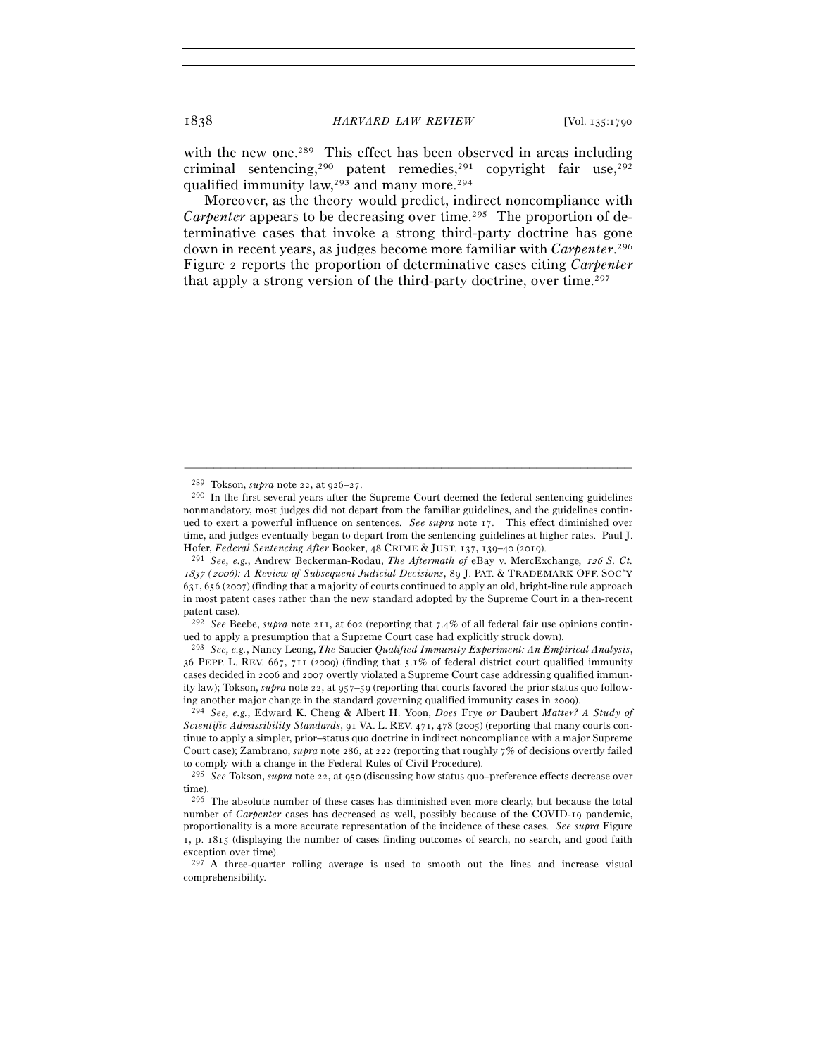with the new one.[289] This effect has been observed in areas including criminal sentencing,[290] patent remedies,[291] copyright fair use,[292] qualified immunity law,[293] and many more.[294]

Moreover, as the theory would predict, indirect noncompliance with *Carpenter* appears to be decreasing over time.[295] The proportion of determinative cases that invoke a strong third-party doctrine has gone down in recent years, as judges become more familiar with *Carpenter*.[296] Figure 2 reports the proportion of determinative cases citing *Carpenter* that apply a strong version of the third-party doctrine, over time.[297]

---

[289] Tokson, *supra* note 22, at 926–27.

[290] In the first several years after the Supreme Court deemed the federal sentencing guidelines nonmandatory, most judges did not depart from the familiar guidelines, and the guidelines continued to exert a powerful influence on sentences. *See supra* note 17. This effect diminished over time, and judges eventually began to depart from the sentencing guidelines at higher rates. Paul J. Hofer, *Federal Sentencing After* Booker, 48 CRIME & JUST. 137, 139–40 (2019).

[291] *See, e.g.*, Andrew Beckerman-Rodau, *The Aftermath of* eBay v. MercExchange*, 126 S. Ct. 1837 (2006): A Review of Subsequent Judicial Decisions*, 89 J. PAT. & TRADEMARK OFF. SOC'Y 631, 656 (2007) (finding that a majority of courts continued to apply an old, bright-line rule approach in most patent cases rather than the new standard adopted by the Supreme Court in a then-recent patent case).

[292] *See* Beebe, *supra* note 211, at 602 (reporting that 7.4% of all federal fair use opinions continued to apply a presumption that a Supreme Court case had explicitly struck down).

[293] *See, e.g.*, Nancy Leong, *The* Saucier *Qualified Immunity Experiment: An Empirical Analysis*, 36 PEPP. L. REV. 667, 711 (2009) (finding that 5.1% of federal district court qualified immunity cases decided in 2006 and 2007 overtly violated a Supreme Court case addressing qualified immunity law); Tokson, *supra* note 22, at 957–59 (reporting that courts favored the prior status quo following another major change in the standard governing qualified immunity cases in 2009).

[294] *See, e.g.*, Edward K. Cheng & Albert H. Yoon, *Does* Frye *or* Daubert *Matter? A Study of Scientific Admissibility Standards*, 91 VA. L. REV. 471, 478 (2005) (reporting that many courts continue to apply a simpler, prior–status quo doctrine in indirect noncompliance with a major Supreme Court case); Zambrano, *supra* note 286, at 222 (reporting that roughly 7% of decisions overtly failed to comply with a change in the Federal Rules of Civil Procedure).

[295] *See* Tokson, *supra* note 22, at 950 (discussing how status quo–preference effects decrease over time).

[296] The absolute number of these cases has diminished even more clearly, but because the total number of *Carpenter* cases has decreased as well, possibly because of the COVID-19 pandemic, proportionality is a more accurate representation of the incidence of these cases. *See supra* Figure 1, p. 1815 (displaying the number of cases finding outcomes of search, no search, and good faith exception over time).

[297] A three-quarter rolling average is used to smooth out the lines and increase visual comprehensibility.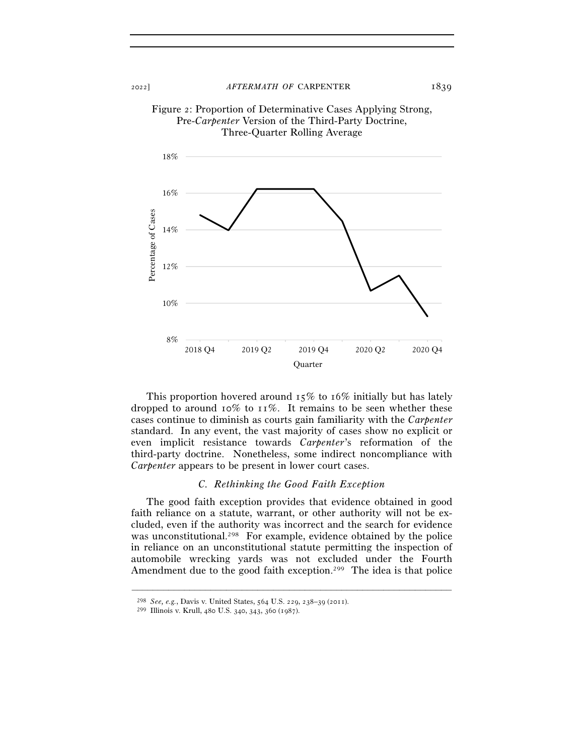Figure 2: Proportion of Determinative Cases Applying Strong, Pre-*Carpenter* Version of the Third-Party Doctrine, Three-Quarter Rolling Average

This proportion hovered around 15% to 16% initially but has lately dropped to around 10% to 11%. It remains to be seen whether these cases continue to diminish as courts gain familiarity with the *Carpenter* standard. In any event, the vast majority of cases show no explicit or even implicit resistance towards *Carpenter*'s reformation of the third-party doctrine. Nonetheless, some indirect noncompliance with *Carpenter* appears to be present in lower court cases.

### C. *Rethinking the Good Faith Exception*

The good faith exception provides that evidence obtained in good faith reliance on a statute, warrant, or other authority will not be excluded, even if the authority was incorrect and the search for evidence was unconstitutional.[298] For example, evidence obtained by the police in reliance on an unconstitutional statute permitting the inspection of automobile wrecking yards was not excluded under the Fourth Amendment due to the good faith exception.[299] The idea is that police

---

[298] *See, e.g.*, Davis v. United States, 564 U.S. 229, 238–39 (2011).

[299] Illinois v. Krull, 480 U.S. 340, 343, 360 (1987).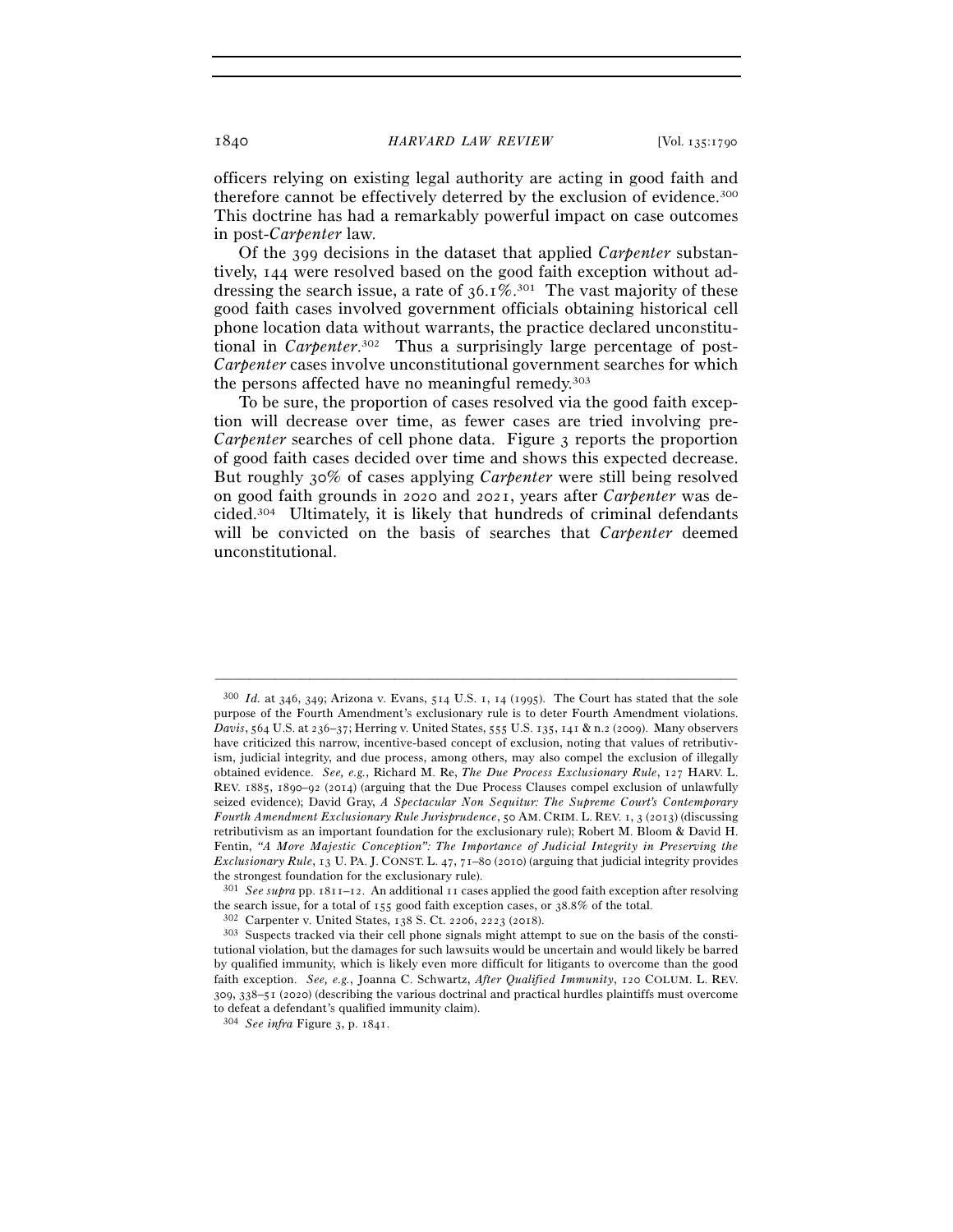officers relying on existing legal authority are acting in good faith and therefore cannot be effectively deterred by the exclusion of evidence.[300] This doctrine has had a remarkably powerful impact on case outcomes in post-*Carpenter* law.

Of the 399 decisions in the dataset that applied *Carpenter* substantively, 144 were resolved based on the good faith exception without addressing the search issue, a rate of 36.1%.[301] The vast majority of these good faith cases involved government officials obtaining historical cell phone location data without warrants, the practice declared unconstitutional in *Carpenter*.[302] Thus a surprisingly large percentage of post-*Carpenter* cases involve unconstitutional government searches for which the persons affected have no meaningful remedy.[303]

To be sure, the proportion of cases resolved via the good faith exception will decrease over time, as fewer cases are tried involving pre-*Carpenter* searches of cell phone data. Figure 3 reports the proportion of good faith cases decided over time and shows this expected decrease. But roughly 30% of cases applying *Carpenter* were still being resolved on good faith grounds in 2020 and 2021, years after *Carpenter* was decided.[304] Ultimately, it is likely that hundreds of criminal defendants will be convicted on the basis of searches that *Carpenter* deemed unconstitutional.

---

[300] *Id.* at 346, 349; Arizona v. Evans, 514 U.S. 1, 14 (1995). The Court has stated that the sole purpose of the Fourth Amendment's exclusionary rule is to deter Fourth Amendment violations. *Davis*, 564 U.S. at 236–37; Herring v. United States, 555 U.S. 135, 141 & n.2 (2009). Many observers have criticized this narrow, incentive-based concept of exclusion, noting that values of retributivism, judicial integrity, and due process, among others, may also compel the exclusion of illegally obtained evidence. *See, e.g.*, Richard M. Re, *The Due Process Exclusionary Rule*, 127 HARV. L. REV. 1885, 1890–92 (2014) (arguing that the Due Process Clauses compel exclusion of unlawfully seized evidence); David Gray, *A Spectacular Non Sequitur: The Supreme Court's Contemporary Fourth Amendment Exclusionary Rule Jurisprudence*, 50 AM. CRIM. L. REV. 1, 3 (2013) (discussing retributivism as an important foundation for the exclusionary rule); Robert M. Bloom & David H. Fentin, *"A More Majestic Conception": The Importance of Judicial Integrity in Preserving the Exclusionary Rule*, 13 U. PA. J. CONST. L. 47, 71–80 (2010) (arguing that judicial integrity provides the strongest foundation for the exclusionary rule).

[301] *See supra* pp. 1811–12. An additional 11 cases applied the good faith exception after resolving the search issue, for a total of 155 good faith exception cases, or 38.8% of the total.

[302] Carpenter v. United States, 138 S. Ct. 2206, 2223 (2018).

[303] Suspects tracked via their cell phone signals might attempt to sue on the basis of the constitutional violation, but the damages for such lawsuits would be uncertain and would likely be barred by qualified immunity, which is likely even more difficult for litigants to overcome than the good faith exception. *See, e.g.*, Joanna C. Schwartz, *After Qualified Immunity*, 120 COLUM. L. REV. 309, 338–51 (2020) (describing the various doctrinal and practical hurdles plaintiffs must overcome to defeat a defendant's qualified immunity claim).

[304] *See infra* Figure 3, p. 1841.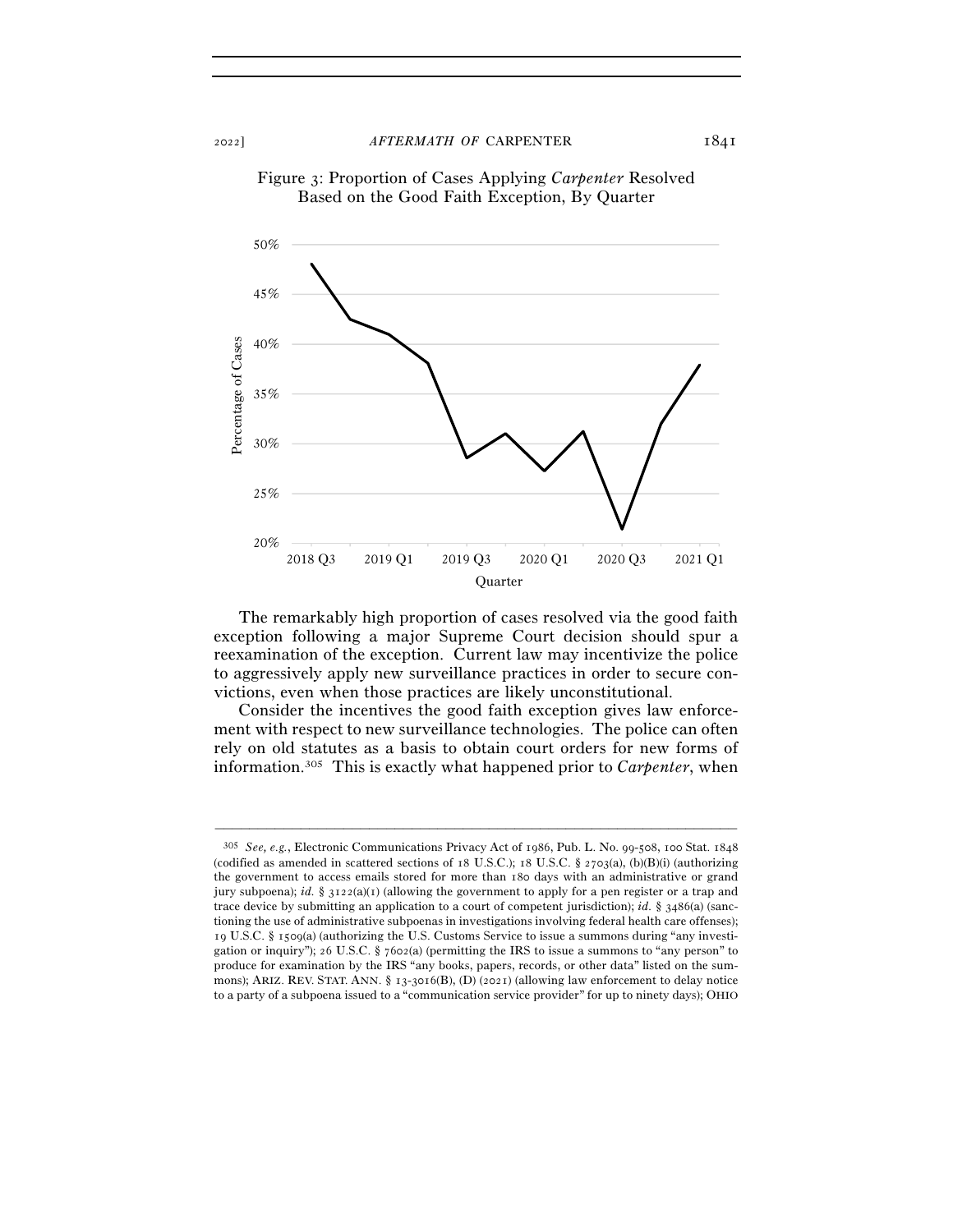Figure 3: Proportion of Cases Applying *Carpenter* Resolved Based on the Good Faith Exception, By Quarter

The remarkably high proportion of cases resolved via the good faith exception following a major Supreme Court decision should spur a reexamination of the exception. Current law may incentivize the police to aggressively apply new surveillance practices in order to secure convictions, even when those practices are likely unconstitutional.

Consider the incentives the good faith exception gives law enforcement with respect to new surveillance technologies. The police can often rely on old statutes as a basis to obtain court orders for new forms of information.[305] This is exactly what happened prior to *Carpenter*, when

---

[305] *See, e.g.*, Electronic Communications Privacy Act of 1986, Pub. L. No. 99-508, 100 Stat. 1848 (codified as amended in scattered sections of 18 U.S.C.); 18 U.S.C. § 2703(a), (b)(B)(i) (authorizing the government to access emails stored for more than 180 days with an administrative or grand jury subpoena); *id.* § 3122(a)(1) (allowing the government to apply for a pen register or a trap and trace device by submitting an application to a court of competent jurisdiction); *id.* § 3486(a) (sanctioning the use of administrative subpoenas in investigations involving federal health care offenses); 19 U.S.C. § 1509(a) (authorizing the U.S. Customs Service to issue a summons during "any investigation or inquiry"); 26 U.S.C. § 7602(a) (permitting the IRS to issue a summons to "any person" to produce for examination by the IRS "any books, papers, records, or other data" listed on the summons); ARIZ. REV. STAT. ANN. § 13-3016(B), (D) (2021) (allowing law enforcement to delay notice to a party of a subpoena issued to a "communication service provider" for up to ninety days); OHIO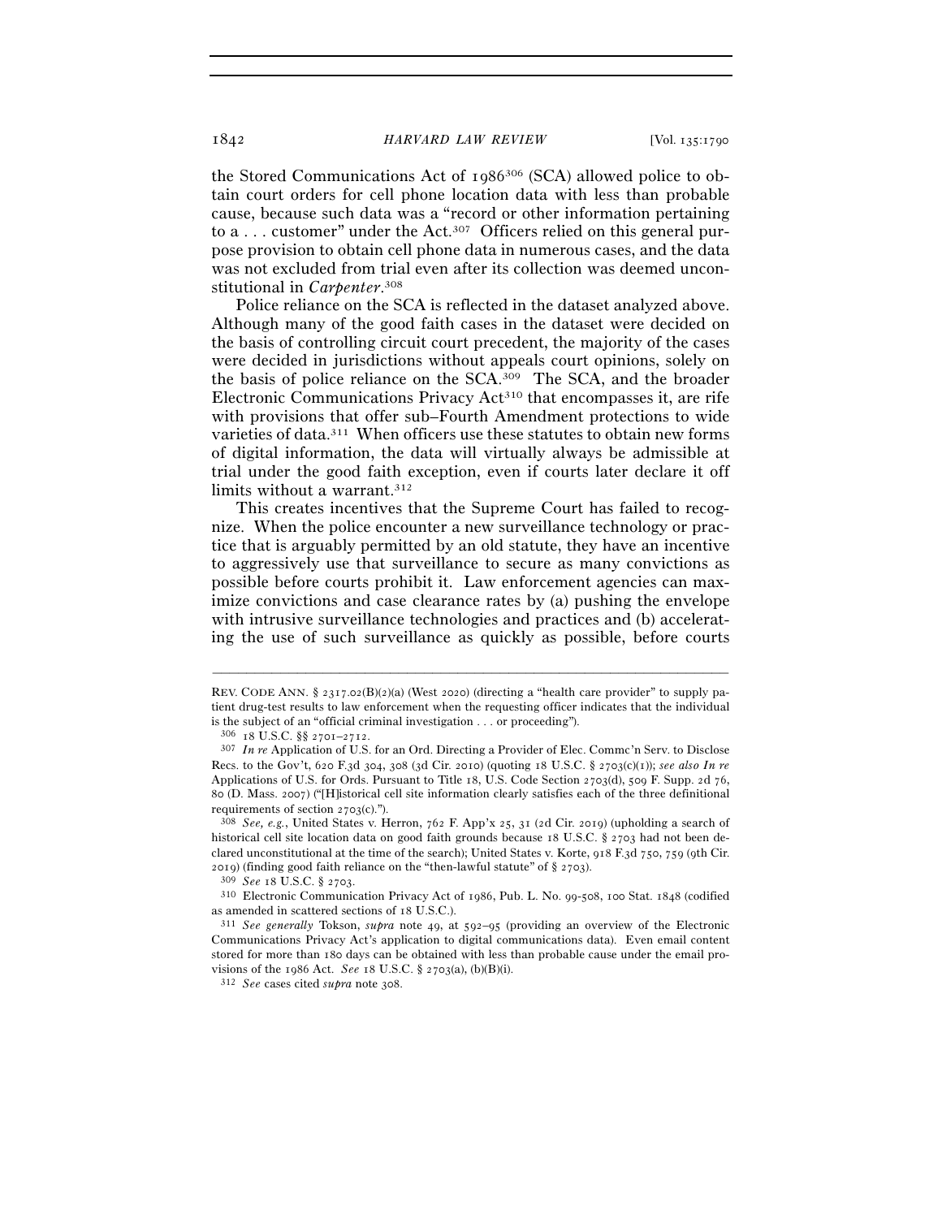the Stored Communications Act of 1986[306] (SCA) allowed police to obtain court orders for cell phone location data with less than probable cause, because such data was a "record or other information pertaining to a . . . customer" under the Act.[307] Officers relied on this general purpose provision to obtain cell phone data in numerous cases, and the data was not excluded from trial even after its collection was deemed unconstitutional in *Carpenter*.[308]

Police reliance on the SCA is reflected in the dataset analyzed above. Although many of the good faith cases in the dataset were decided on the basis of controlling circuit court precedent, the majority of the cases were decided in jurisdictions without appeals court opinions, solely on the basis of police reliance on the SCA.[309] The SCA, and the broader Electronic Communications Privacy Act[310] that encompasses it, are rife with provisions that offer sub–Fourth Amendment protections to wide varieties of data.[311] When officers use these statutes to obtain new forms of digital information, the data will virtually always be admissible at trial under the good faith exception, even if courts later declare it off limits without a warrant.[312]

This creates incentives that the Supreme Court has failed to recognize. When the police encounter a new surveillance technology or practice that is arguably permitted by an old statute, they have an incentive to aggressively use that surveillance to secure as many convictions as possible before courts prohibit it. Law enforcement agencies can maximize convictions and case clearance rates by (a) pushing the envelope with intrusive surveillance technologies and practices and (b) accelerating the use of such surveillance as quickly as possible, before courts

---

REV. CODE ANN. § 2317.02(B)(2)(a) (West 2020) (directing a "health care provider" to supply patient drug-test results to law enforcement when the requesting officer indicates that the individual is the subject of an "official criminal investigation . . . or proceeding").

[306] 18 U.S.C. §§ 2701–2712.

[307] *In re* Application of U.S. for an Ord. Directing a Provider of Elec. Commc'n Serv. to Disclose Recs. to the Gov't, 620 F.3d 304, 308 (3d Cir. 2010) (quoting 18 U.S.C. § 2703(c)(1)); *see also In re* Applications of U.S. for Ords. Pursuant to Title 18, U.S. Code Section 2703(d), 509 F. Supp. 2d 76, 80 (D. Mass. 2007) ("[H]istorical cell site information clearly satisfies each of the three definitional requirements of section 2703(c).").

[308] *See, e.g.*, United States v. Herron, 762 F. App'x 25, 31 (2d Cir. 2019) (upholding a search of historical cell site location data on good faith grounds because 18 U.S.C. § 2703 had not been declared unconstitutional at the time of the search); United States v. Korte, 918 F.3d 750, 759 (9th Cir. 2019) (finding good faith reliance on the "then-lawful statute" of § 2703).

[309] *See* 18 U.S.C. § 2703.

[310] Electronic Communication Privacy Act of 1986, Pub. L. No. 99-508, 100 Stat. 1848 (codified as amended in scattered sections of 18 U.S.C.).

[311] *See generally* Tokson, *supra* note 49, at 592–95 (providing an overview of the Electronic Communications Privacy Act's application to digital communications data). Even email content stored for more than 180 days can be obtained with less than probable cause under the email provisions of the 1986 Act. *See* 18 U.S.C. § 2703(a), (b)(B)(i).

[312] *See* cases cited *supra* note 308.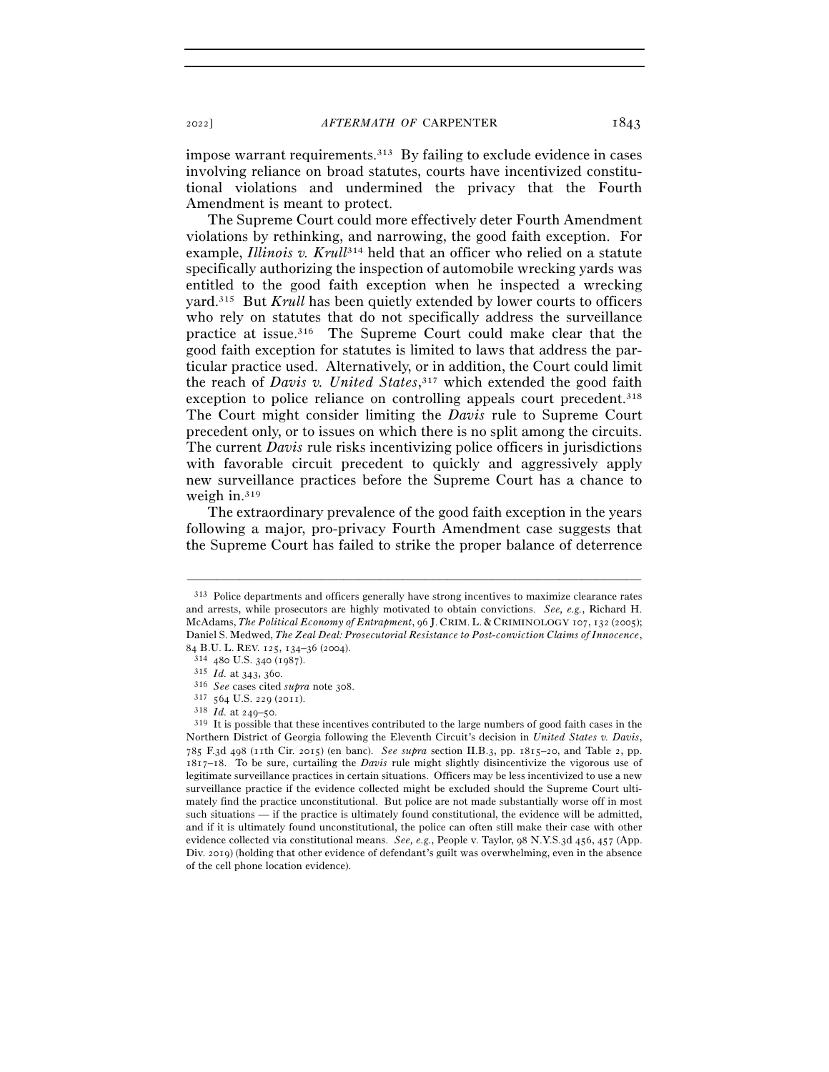impose warrant requirements.[313] By failing to exclude evidence in cases involving reliance on broad statutes, courts have incentivized constitutional violations and undermined the privacy that the Fourth Amendment is meant to protect.

The Supreme Court could more effectively deter Fourth Amendment violations by rethinking, and narrowing, the good faith exception. For example, *Illinois v. Krull*[314] held that an officer who relied on a statute specifically authorizing the inspection of automobile wrecking yards was entitled to the good faith exception when he inspected a wrecking yard.[315] But *Krull* has been quietly extended by lower courts to officers who rely on statutes that do not specifically address the surveillance practice at issue.[316] The Supreme Court could make clear that the good faith exception for statutes is limited to laws that address the particular practice used. Alternatively, or in addition, the Court could limit the reach of *Davis v. United States*,[317] which extended the good faith exception to police reliance on controlling appeals court precedent.[318] The Court might consider limiting the *Davis* rule to Supreme Court precedent only, or to issues on which there is no split among the circuits. The current *Davis* rule risks incentivizing police officers in jurisdictions with favorable circuit precedent to quickly and aggressively apply new surveillance practices before the Supreme Court has a chance to weigh in.[319]

The extraordinary prevalence of the good faith exception in the years following a major, pro-privacy Fourth Amendment case suggests that the Supreme Court has failed to strike the proper balance of deterrence

---

[313] Police departments and officers generally have strong incentives to maximize clearance rates and arrests, while prosecutors are highly motivated to obtain convictions. *See, e.g.*, Richard H. McAdams, *The Political Economy of Entrapment*, 96 J. CRIM. L. & CRIMINOLOGY 107, 132 (2005); Daniel S. Medwed, *The Zeal Deal: Prosecutorial Resistance to Post-conviction Claims of Innocence*, 84 B.U. L. REV. 125, 134–36 (2004).

[314] 480 U.S. 340 (1987).

[315] *Id.* at 343, 360.

[316] *See* cases cited *supra* note 308.

[317] 564 U.S. 229 (2011).

[318] *Id.* at 249–50.

[319] It is possible that these incentives contributed to the large numbers of good faith cases in the Northern District of Georgia following the Eleventh Circuit's decision in *United States v. Davis*, 785 F.3d 498 (11th Cir. 2015) (en banc). *See supra* section II.B.3, pp. 1815–20, and Table 2, pp. 1817–18. To be sure, curtailing the *Davis* rule might slightly disincentivize the vigorous use of legitimate surveillance practices in certain situations. Officers may be less incentivized to use a new surveillance practice if the evidence collected might be excluded should the Supreme Court ultimately find the practice unconstitutional. But police are not made substantially worse off in most such situations — if the practice is ultimately found constitutional, the evidence will be admitted, and if it is ultimately found unconstitutional, the police can often still make their case with other evidence collected via constitutional means. *See, e.g.*, People v. Taylor, 98 N.Y.S.3d 456, 457 (App. Div. 2019) (holding that other evidence of defendant's guilt was overwhelming, even in the absence of the cell phone location evidence).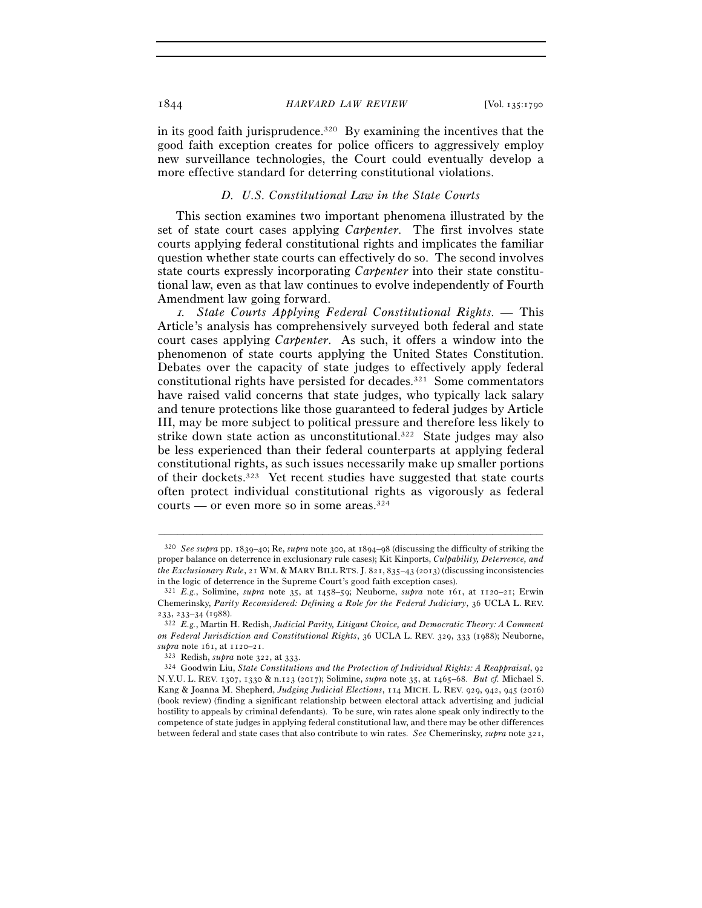in its good faith jurisprudence.[320] By examining the incentives that the good faith exception creates for police officers to aggressively employ new surveillance technologies, the Court could eventually develop a more effective standard for deterring constitutional violations.

### *D. U.S. Constitutional Law in the State Courts*

This section examines two important phenomena illustrated by the set of state court cases applying *Carpenter*. The first involves state courts applying federal constitutional rights and implicates the familiar question whether state courts can effectively do so. The second involves state courts expressly incorporating *Carpenter* into their state constitutional law, even as that law continues to evolve independently of Fourth Amendment law going forward.

*1. State Courts Applying Federal Constitutional Rights.* — This Article's analysis has comprehensively surveyed both federal and state court cases applying *Carpenter*. As such, it offers a window into the phenomenon of state courts applying the United States Constitution. Debates over the capacity of state judges to effectively apply federal constitutional rights have persisted for decades.[321] Some commentators have raised valid concerns that state judges, who typically lack salary and tenure protections like those guaranteed to federal judges by Article III, may be more subject to political pressure and therefore less likely to strike down state action as unconstitutional.[322] State judges may also be less experienced than their federal counterparts at applying federal constitutional rights, as such issues necessarily make up smaller portions of their dockets.[323] Yet recent studies have suggested that state courts often protect individual constitutional rights as vigorously as federal courts — or even more so in some areas.[324]

---

[320] *See supra* pp. 1839–40; Re, *supra* note 300, at 1894–98 (discussing the difficulty of striking the proper balance on deterrence in exclusionary rule cases); Kit Kinports, *Culpability, Deterrence, and the Exclusionary Rule*, 21 WM. & MARY BILL RTS. J. 821, 835–43 (2013) (discussing inconsistencies in the logic of deterrence in the Supreme Court's good faith exception cases).

[321] *E.g.*, Solimine, *supra* note 35, at 1458–59; Neuborne, *supra* note 161, at 1120–21; Erwin Chemerinsky, *Parity Reconsidered: Defining a Role for the Federal Judiciary*, 36 UCLA L. REV. 233, 233–34 (1988).

[322] *E.g.*, Martin H. Redish, *Judicial Parity, Litigant Choice, and Democratic Theory: A Comment on Federal Jurisdiction and Constitutional Rights*, 36 UCLA L. REV. 329, 333 (1988); Neuborne, *supra* note 161, at 1120–21.

[323] Redish, *supra* note 322, at 333.

[324] Goodwin Liu, *State Constitutions and the Protection of Individual Rights: A Reappraisal*, 92 N.Y.U. L. REV. 1307, 1330 & n.123 (2017); Solimine, *supra* note 35, at 1465–68. *But cf.* Michael S. Kang & Joanna M. Shepherd, *Judging Judicial Elections*, 114 MICH. L. REV. 929, 942, 945 (2016) (book review) (finding a significant relationship between electoral attack advertising and judicial hostility to appeals by criminal defendants). To be sure, win rates alone speak only indirectly to the competence of state judges in applying federal constitutional law, and there may be other differences between federal and state cases that also contribute to win rates. *See* Chemerinsky, *supra* note 321,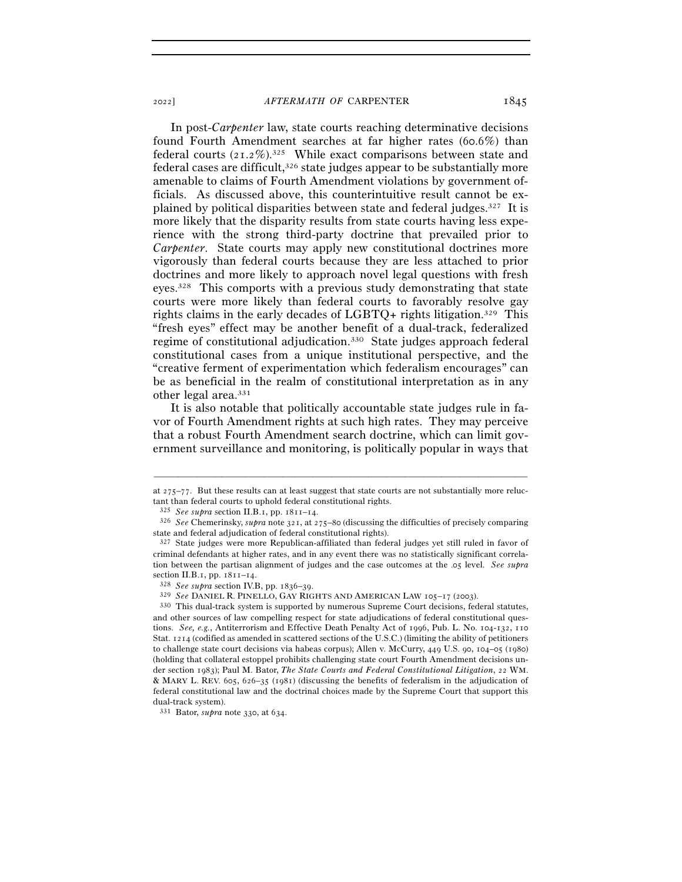In post-*Carpenter* law, state courts reaching determinative decisions found Fourth Amendment searches at far higher rates (60.6%) than federal courts (21.2%).[325] While exact comparisons between state and federal cases are difficult,[326] state judges appear to be substantially more amenable to claims of Fourth Amendment violations by government officials. As discussed above, this counterintuitive result cannot be explained by political disparities between state and federal judges.[327] It is more likely that the disparity results from state courts having less experience with the strong third-party doctrine that prevailed prior to *Carpenter*. State courts may apply new constitutional doctrines more vigorously than federal courts because they are less attached to prior doctrines and more likely to approach novel legal questions with fresh eyes.[328] This comports with a previous study demonstrating that state courts were more likely than federal courts to favorably resolve gay rights claims in the early decades of LGBTQ+ rights litigation.[329] This "fresh eyes" effect may be another benefit of a dual-track, federalized regime of constitutional adjudication.[330] State judges approach federal constitutional cases from a unique institutional perspective, and the "creative ferment of experimentation which federalism encourages" can be as beneficial in the realm of constitutional interpretation as in any other legal area.[331]

It is also notable that politically accountable state judges rule in favor of Fourth Amendment rights at such high rates. They may perceive that a robust Fourth Amendment search doctrine, which can limit government surveillance and monitoring, is politically popular in ways that

---

at 275–77. But these results can at least suggest that state courts are not substantially more reluctant than federal courts to uphold federal constitutional rights.

[325] *See supra* section II.B.1, pp. 1811–14.

[326] *See* Chemerinsky, *supra* note 321, at 275–80 (discussing the difficulties of precisely comparing state and federal adjudication of federal constitutional rights).

[327] State judges were more Republican-affiliated than federal judges yet still ruled in favor of criminal defendants at higher rates, and in any event there was no statistically significant correlation between the partisan alignment of judges and the case outcomes at the .05 level. *See supra* section II.B.1, pp. 1811–14.

[328] *See supra* section IV.B, pp. 1836–39.

[329] *See* DANIEL R. PINELLO, GAY RIGHTS AND AMERICAN LAW 105–17 (2003).

[330] This dual-track system is supported by numerous Supreme Court decisions, federal statutes, and other sources of law compelling respect for state adjudications of federal constitutional questions. *See, e.g.*, Antiterrorism and Effective Death Penalty Act of 1996, Pub. L. No. 104-132, 110 Stat. 1214 (codified as amended in scattered sections of the U.S.C.) (limiting the ability of petitioners to challenge state court decisions via habeas corpus); Allen v. McCurry, 449 U.S. 90, 104–05 (1980) (holding that collateral estoppel prohibits challenging state court Fourth Amendment decisions under section 1983); Paul M. Bator, *The State Courts and Federal Constitutional Litigation*, 22 WM. & MARY L. REV. 605, 626–35 (1981) (discussing the benefits of federalism in the adjudication of federal constitutional law and the doctrinal choices made by the Supreme Court that support this dual-track system).

[331] Bator, *supra* note 330, at 634.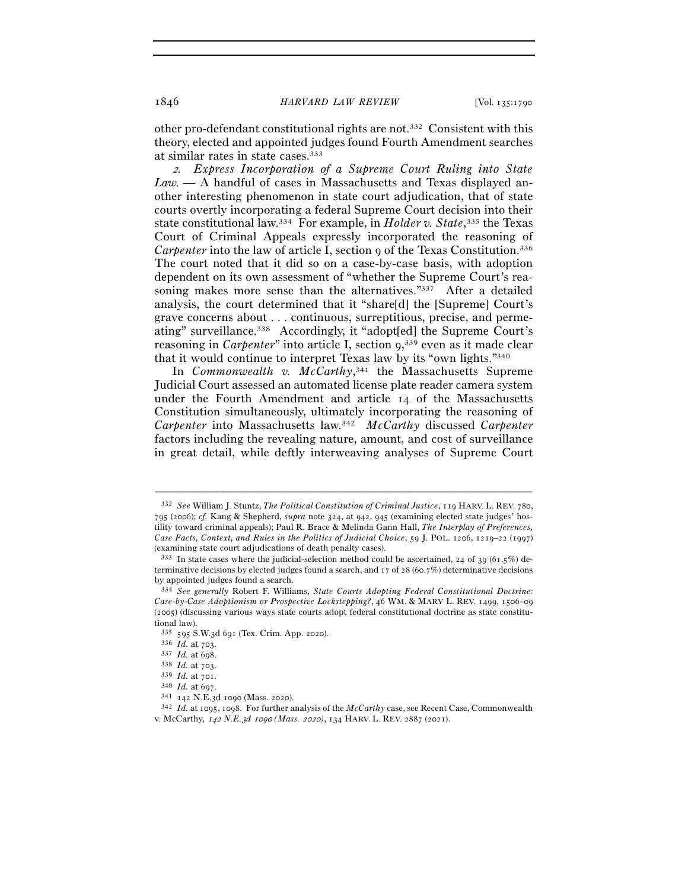other pro-defendant constitutional rights are not.[332] Consistent with this theory, elected and appointed judges found Fourth Amendment searches at similar rates in state cases.[333]

*2. Express Incorporation of a Supreme Court Ruling into State Law.* — A handful of cases in Massachusetts and Texas displayed another interesting phenomenon in state court adjudication, that of state courts overtly incorporating a federal Supreme Court decision into their state constitutional law.[334] For example, in *Holder v. State*,[335] the Texas Court of Criminal Appeals expressly incorporated the reasoning of *Carpenter* into the law of article I, section 9 of the Texas Constitution.[336] The court noted that it did so on a case-by-case basis, with adoption dependent on its own assessment of "whether the Supreme Court's reasoning makes more sense than the alternatives."[337] After a detailed analysis, the court determined that it "share[d] the [Supreme] Court's grave concerns about . . . continuous, surreptitious, precise, and permeating" surveillance.[338] Accordingly, it "adopt[ed] the Supreme Court's reasoning in *Carpenter*" into article I, section 9,[339] even as it made clear that it would continue to interpret Texas law by its "own lights."[340]

In *Commonwealth v. McCarthy*,[341] the Massachusetts Supreme Judicial Court assessed an automated license plate reader camera system under the Fourth Amendment and article 14 of the Massachusetts Constitution simultaneously, ultimately incorporating the reasoning of *Carpenter* into Massachusetts law.[342] *McCarthy* discussed *Carpenter* factors including the revealing nature, amount, and cost of surveillance in great detail, while deftly interweaving analyses of Supreme Court

---

[332] *See* William J. Stuntz, *The Political Constitution of Criminal Justice*, 119 HARV. L. REV. 780, 795 (2006); *cf.* Kang & Shepherd, *supra* note 324, at 942, 945 (examining elected state judges' hostility toward criminal appeals); Paul R. Brace & Melinda Gann Hall, *The Interplay of Preferences, Case Facts, Context, and Rules in the Politics of Judicial Choice*, 59 J. POL. 1206, 1219–22 (1997) (examining state court adjudications of death penalty cases).

[333] In state cases where the judicial-selection method could be ascertained, 24 of 39 (61.5%) determinative decisions by elected judges found a search, and 17 of 28 (60.7%) determinative decisions by appointed judges found a search.

[334] *See generally* Robert F. Williams, *State Courts Adopting Federal Constitutional Doctrine: Case-by-Case Adoptionism or Prospective Lockstepping?*, 46 WM. & MARY L. REV. 1499, 1506–09 (2005) (discussing various ways state courts adopt federal constitutional doctrine as state constitutional law).

[335] 595 S.W.3d 691 (Tex. Crim. App. 2020).

[336] *Id.* at 703.

[337] *Id.* at 698.

[338] *Id.* at 703.

[339] *Id.* at 701.

[340] *Id.* at 697.

[341] 142 N.E.3d 1090 (Mass. 2020).

[342] *Id.* at 1095, 1098. For further analysis of the *McCarthy* case, see Recent Case, Commonwealth v. McCarthy*, 142 N.E.3d 1090 (Mass. 2020)*, 134 HARV. L. REV. 2887 (2021).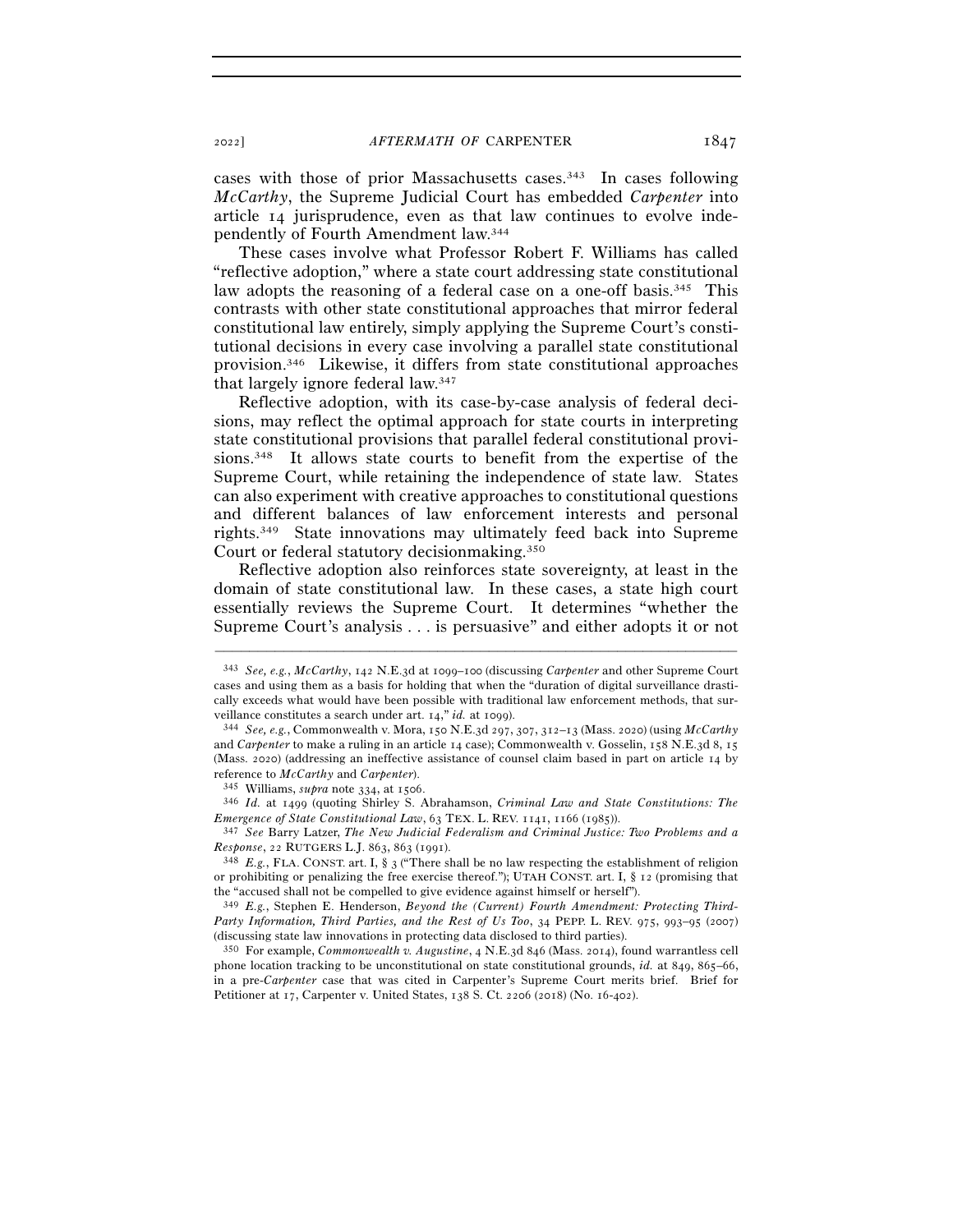cases with those of prior Massachusetts cases.[343] In cases following *McCarthy*, the Supreme Judicial Court has embedded *Carpenter* into article 14 jurisprudence, even as that law continues to evolve independently of Fourth Amendment law.[344]

These cases involve what Professor Robert F. Williams has called "reflective adoption," where a state court addressing state constitutional law adopts the reasoning of a federal case on a one-off basis.[345] This contrasts with other state constitutional approaches that mirror federal constitutional law entirely, simply applying the Supreme Court's constitutional decisions in every case involving a parallel state constitutional provision.[346] Likewise, it differs from state constitutional approaches that largely ignore federal law.[347]

Reflective adoption, with its case-by-case analysis of federal decisions, may reflect the optimal approach for state courts in interpreting state constitutional provisions that parallel federal constitutional provisions.[348] It allows state courts to benefit from the expertise of the Supreme Court, while retaining the independence of state law. States can also experiment with creative approaches to constitutional questions and different balances of law enforcement interests and personal rights.[349] State innovations may ultimately feed back into Supreme Court or federal statutory decisionmaking.[350]

Reflective adoption also reinforces state sovereignty, at least in the domain of state constitutional law. In these cases, a state high court essentially reviews the Supreme Court. It determines "whether the Supreme Court's analysis . . . is persuasive" and either adopts it or not

---

[343] *See, e.g.*, *McCarthy*, 142 N.E.3d at 1099–100 (discussing *Carpenter* and other Supreme Court cases and using them as a basis for holding that when the "duration of digital surveillance drastically exceeds what would have been possible with traditional law enforcement methods, that surveillance constitutes a search under art. 14," *id.* at 1099).

[344] *See, e.g.*, Commonwealth v. Mora, 150 N.E.3d 297, 307, 312–13 (Mass. 2020) (using *McCarthy* and *Carpenter* to make a ruling in an article 14 case); Commonwealth v. Gosselin, 158 N.E.3d 8, 15 (Mass. 2020) (addressing an ineffective assistance of counsel claim based in part on article 14 by reference to *McCarthy* and *Carpenter*).

[345] Williams, *supra* note 334, at 1506.

[346] *Id.* at 1499 (quoting Shirley S. Abrahamson, *Criminal Law and State Constitutions: The Emergence of State Constitutional Law*, 63 TEX. L. REV. 1141, 1166 (1985)).

[347] *See* Barry Latzer, *The New Judicial Federalism and Criminal Justice: Two Problems and a Response*, 22 RUTGERS L.J. 863, 863 (1991).

[348] *E.g.*, FLA. CONST. art. I, § 3 ("There shall be no law respecting the establishment of religion or prohibiting or penalizing the free exercise thereof."); UTAH CONST. art. I, § 12 (promising that the "accused shall not be compelled to give evidence against himself or herself").

[349] *E.g.*, Stephen E. Henderson, *Beyond the (Current) Fourth Amendment: Protecting Third-Party Information, Third Parties, and the Rest of Us Too*, 34 PEPP. L. REV. 975, 993–95 (2007) (discussing state law innovations in protecting data disclosed to third parties).

[350] For example, *Commonwealth v. Augustine*, 4 N.E.3d 846 (Mass. 2014), found warrantless cell phone location tracking to be unconstitutional on state constitutional grounds, *id.* at 849, 865–66, in a pre-*Carpenter* case that was cited in Carpenter's Supreme Court merits brief. Brief for Petitioner at 17, Carpenter v. United States, 138 S. Ct. 2206 (2018) (No. 16-402).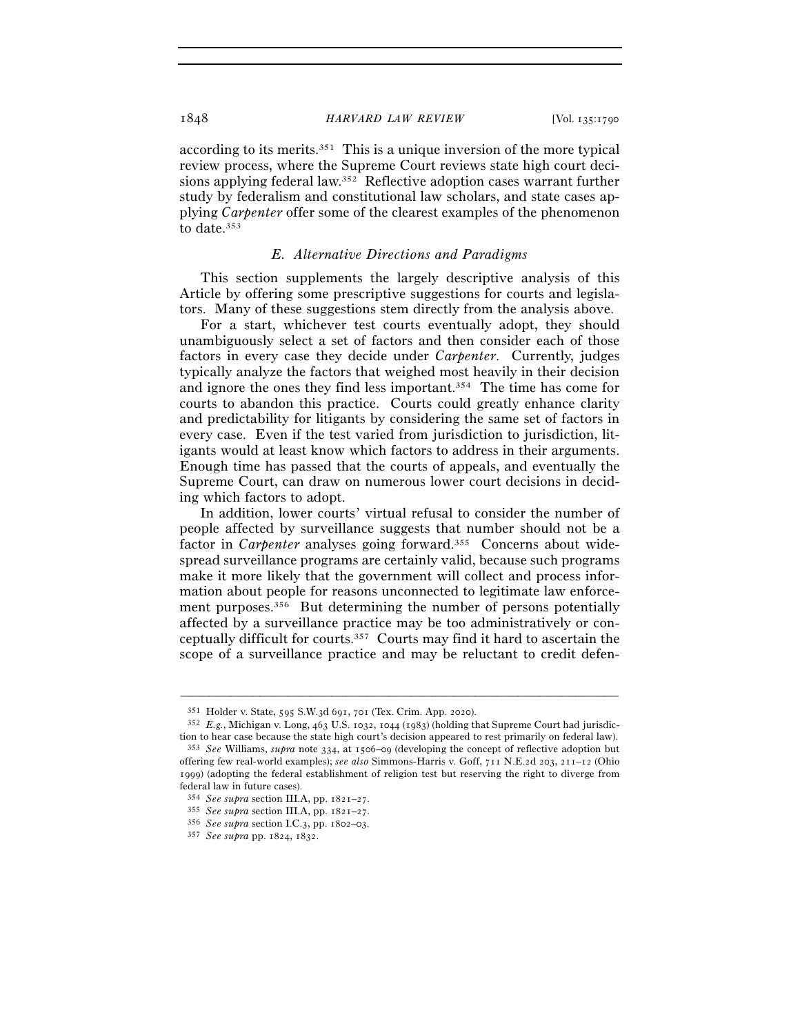according to its merits.[351] This is a unique inversion of the more typical review process, where the Supreme Court reviews state high court decisions applying federal law.[352] Reflective adoption cases warrant further study by federalism and constitutional law scholars, and state cases applying *Carpenter* offer some of the clearest examples of the phenomenon to date.[353]

### *E. Alternative Directions and Paradigms*

This section supplements the largely descriptive analysis of this Article by offering some prescriptive suggestions for courts and legislators. Many of these suggestions stem directly from the analysis above.

For a start, whichever test courts eventually adopt, they should unambiguously select a set of factors and then consider each of those factors in every case they decide under *Carpenter*. Currently, judges typically analyze the factors that weighed most heavily in their decision and ignore the ones they find less important.[354] The time has come for courts to abandon this practice. Courts could greatly enhance clarity and predictability for litigants by considering the same set of factors in every case. Even if the test varied from jurisdiction to jurisdiction, litigants would at least know which factors to address in their arguments. Enough time has passed that the courts of appeals, and eventually the Supreme Court, can draw on numerous lower court decisions in deciding which factors to adopt.

In addition, lower courts' virtual refusal to consider the number of people affected by surveillance suggests that number should not be a factor in *Carpenter* analyses going forward.[355] Concerns about widespread surveillance programs are certainly valid, because such programs make it more likely that the government will collect and process information about people for reasons unconnected to legitimate law enforcement purposes.[356] But determining the number of persons potentially affected by a surveillance practice may be too administratively or conceptually difficult for courts.[357] Courts may find it hard to ascertain the scope of a surveillance practice and may be reluctant to credit defen-

---

[351] Holder v. State, 595 S.W.3d 691, 701 (Tex. Crim. App. 2020).

[352] *E.g.*, Michigan v. Long, 463 U.S. 1032, 1044 (1983) (holding that Supreme Court had jurisdiction to hear case because the state high court's decision appeared to rest primarily on federal law).

[353] *See* Williams, *supra* note 334, at 1506–09 (developing the concept of reflective adoption but offering few real-world examples); *see also* Simmons-Harris v. Goff, 711 N.E.2d 203, 211–12 (Ohio 1999) (adopting the federal establishment of religion test but reserving the right to diverge from federal law in future cases).

[354] *See supra* section III.A, pp. 1821–27.

[355] *See supra* section III.A, pp. 1821–27.

[356] *See supra* section I.C.3, pp. 1802–03.

[357] *See supra* pp. 1824, 1832.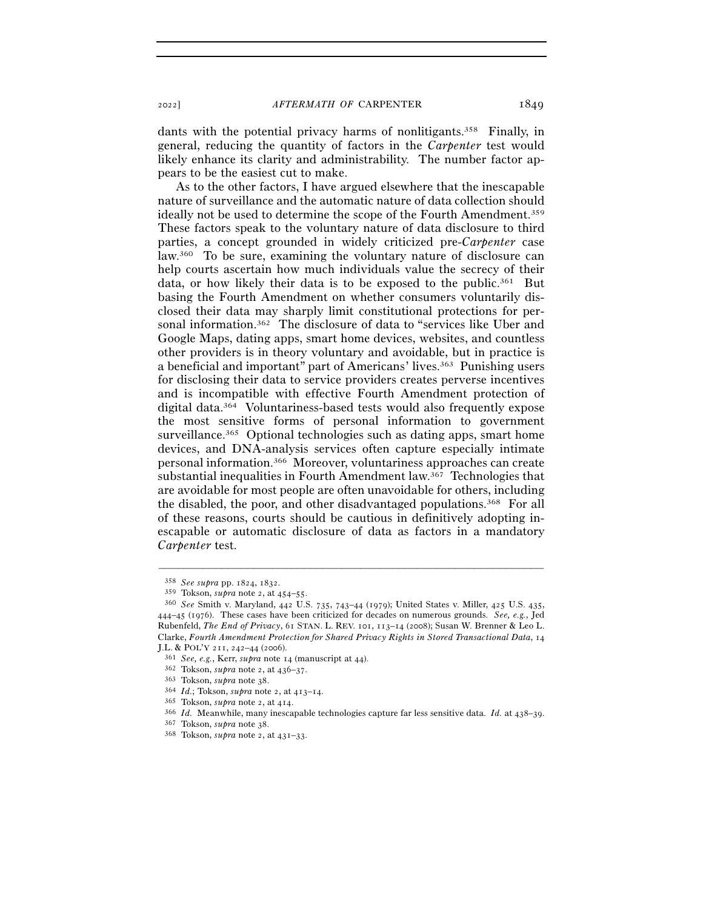dants with the potential privacy harms of nonlitigants.[358] Finally, in general, reducing the quantity of factors in the *Carpenter* test would likely enhance its clarity and administrability. The number factor appears to be the easiest cut to make.

As to the other factors, I have argued elsewhere that the inescapable nature of surveillance and the automatic nature of data collection should ideally not be used to determine the scope of the Fourth Amendment.[359] These factors speak to the voluntary nature of data disclosure to third parties, a concept grounded in widely criticized pre-*Carpenter* case law.[360] To be sure, examining the voluntary nature of disclosure can help courts ascertain how much individuals value the secrecy of their data, or how likely their data is to be exposed to the public.[361] But basing the Fourth Amendment on whether consumers voluntarily disclosed their data may sharply limit constitutional protections for personal information.[362] The disclosure of data to "services like Uber and Google Maps, dating apps, smart home devices, websites, and countless other providers is in theory voluntary and avoidable, but in practice is a beneficial and important" part of Americans' lives.[363] Punishing users for disclosing their data to service providers creates perverse incentives and is incompatible with effective Fourth Amendment protection of digital data.[364] Voluntariness-based tests would also frequently expose the most sensitive forms of personal information to government surveillance.[365] Optional technologies such as dating apps, smart home devices, and DNA-analysis services often capture especially intimate personal information.[366] Moreover, voluntariness approaches can create substantial inequalities in Fourth Amendment law.[367] Technologies that are avoidable for most people are often unavoidable for others, including the disabled, the poor, and other disadvantaged populations.[368] For all of these reasons, courts should be cautious in definitively adopting inescapable or automatic disclosure of data as factors in a mandatory *Carpenter* test.

---

[358] *See supra* pp. 1824, 1832.

[359] Tokson, *supra* note 2, at 454–55.

[360] *See* Smith v. Maryland, 442 U.S. 735, 743–44 (1979); United States v. Miller, 425 U.S. 435, 444–45 (1976). These cases have been criticized for decades on numerous grounds. *See, e.g.*, Jed Rubenfeld, *The End of Privacy*, 61 STAN. L. REV. 101, 113–14 (2008); Susan W. Brenner & Leo L. Clarke, *Fourth Amendment Protection for Shared Privacy Rights in Stored Transactional Data*, 14 J.L. & POL'Y 211, 242–44 (2006).

[361] *See, e.g.*, Kerr, *supra* note 14 (manuscript at 44).

[362] Tokson, *supra* note 2, at 436–37.

[363] Tokson, *supra* note 38.

[364] *Id.*; Tokson, *supra* note 2, at 413–14.

[365] Tokson, *supra* note 2, at 414.

[366] *Id.* Meanwhile, many inescapable technologies capture far less sensitive data. *Id.* at 438–39.

[367] Tokson, *supra* note 38.

[368] Tokson, *supra* note 2, at 431–33.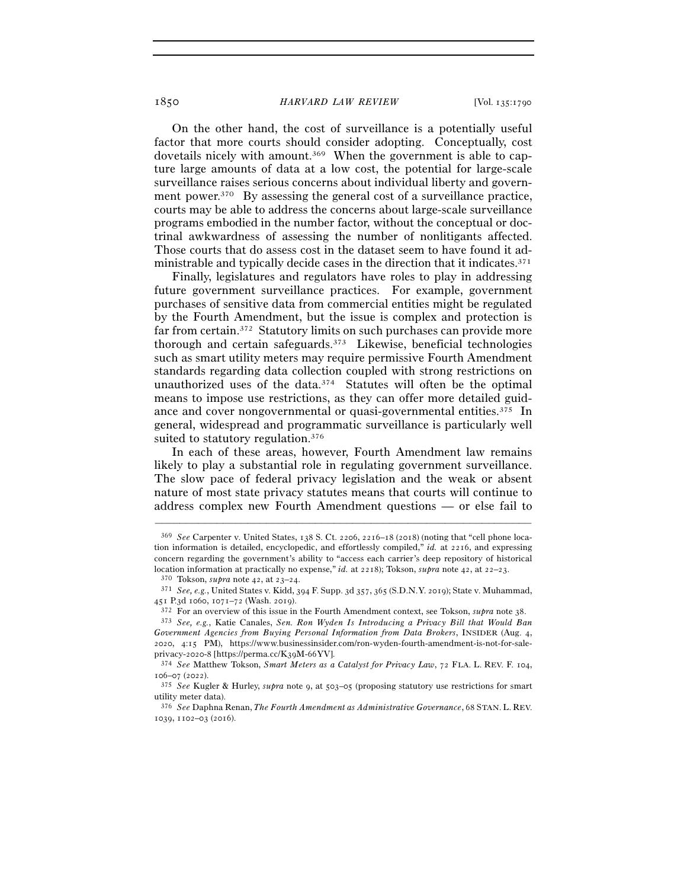On the other hand, the cost of surveillance is a potentially useful factor that more courts should consider adopting. Conceptually, cost dovetails nicely with amount.[369] When the government is able to capture large amounts of data at a low cost, the potential for large-scale surveillance raises serious concerns about individual liberty and government power.[370] By assessing the general cost of a surveillance practice, courts may be able to address the concerns about large-scale surveillance programs embodied in the number factor, without the conceptual or doctrinal awkwardness of assessing the number of nonlitigants affected. Those courts that do assess cost in the dataset seem to have found it administrable and typically decide cases in the direction that it indicates.[371]

Finally, legislatures and regulators have roles to play in addressing future government surveillance practices. For example, government purchases of sensitive data from commercial entities might be regulated by the Fourth Amendment, but the issue is complex and protection is far from certain.[372] Statutory limits on such purchases can provide more thorough and certain safeguards.[373] Likewise, beneficial technologies such as smart utility meters may require permissive Fourth Amendment standards regarding data collection coupled with strong restrictions on unauthorized uses of the data.[374] Statutes will often be the optimal means to impose use restrictions, as they can offer more detailed guidance and cover nongovernmental or quasi-governmental entities.[375] In general, widespread and programmatic surveillance is particularly well suited to statutory regulation.[376]

In each of these areas, however, Fourth Amendment law remains likely to play a substantial role in regulating government surveillance. The slow pace of federal privacy legislation and the weak or absent nature of most state privacy statutes means that courts will continue to address complex new Fourth Amendment questions — or else fail to

---

[369] *See* Carpenter v. United States, 138 S. Ct. 2206, 2216–18 (2018) (noting that "cell phone location information is detailed, encyclopedic, and effortlessly compiled," *id.* at 2216, and expressing concern regarding the government's ability to "access each carrier's deep repository of historical location information at practically no expense," *id.* at 2218); Tokson, *supra* note 42, at 22–23.

[370] Tokson, *supra* note 42, at 23–24.

[371] *See, e.g.*, United States v. Kidd, 394 F. Supp. 3d 357, 365 (S.D.N.Y. 2019); State v. Muhammad, 451 P.3d 1060, 1071–72 (Wash. 2019).

[372] For an overview of this issue in the Fourth Amendment context, see Tokson, *supra* note 38.

[373] *See, e.g.*, Katie Canales, *Sen. Ron Wyden Is Introducing a Privacy Bill that Would Ban Government Agencies from Buying Personal Information from Data Brokers*, INSIDER (Aug. 4, 2020, 4:15 PM), https://www.businessinsider.com/ron-wyden-fourth-amendment-is-not-for-sale-privacy-2020-8 [https://perma.cc/K39M-66YV].

[374] *See* Matthew Tokson, *Smart Meters as a Catalyst for Privacy Law*, 72 FLA. L. REV. F. 104, 106–07 (2022).

[375] *See* Kugler & Hurley, *supra* note 9, at 503–05 (proposing statutory use restrictions for smart utility meter data).

[376] *See* Daphna Renan, *The Fourth Amendment as Administrative Governance*, 68 STAN. L. REV. 1039, 1102–03 (2016).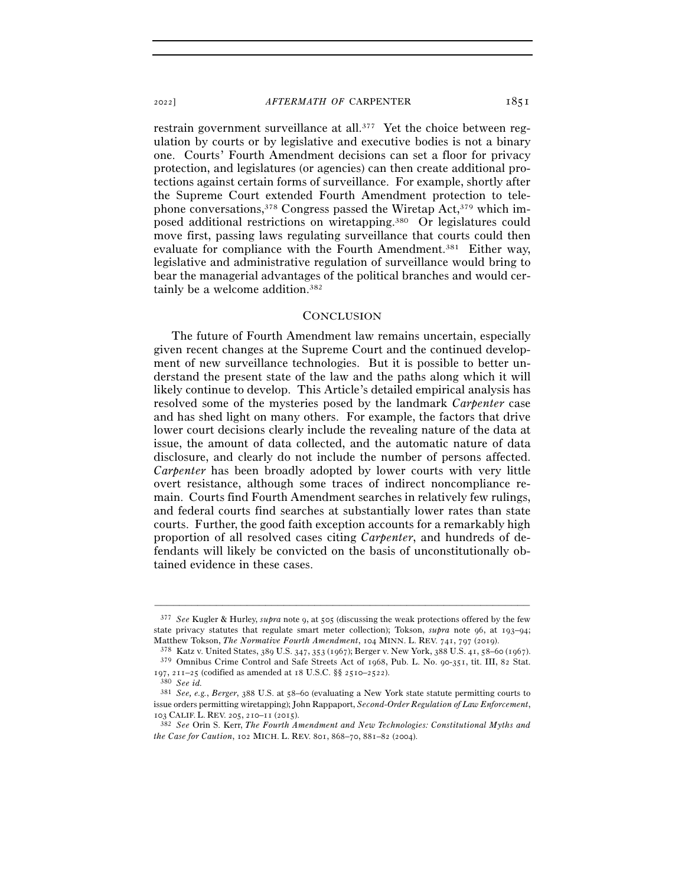restrain government surveillance at all.[377] Yet the choice between regulation by courts or by legislative and executive bodies is not a binary one. Courts' Fourth Amendment decisions can set a floor for privacy protection, and legislatures (or agencies) can then create additional protections against certain forms of surveillance. For example, shortly after the Supreme Court extended Fourth Amendment protection to telephone conversations,[378] Congress passed the Wiretap Act,[379] which imposed additional restrictions on wiretapping.[380] Or legislatures could move first, passing laws regulating surveillance that courts could then evaluate for compliance with the Fourth Amendment.[381] Either way, legislative and administrative regulation of surveillance would bring to bear the managerial advantages of the political branches and would certainly be a welcome addition.[382]

## CONCLUSION

The future of Fourth Amendment law remains uncertain, especially given recent changes at the Supreme Court and the continued development of new surveillance technologies. But it is possible to better understand the present state of the law and the paths along which it will likely continue to develop. This Article's detailed empirical analysis has resolved some of the mysteries posed by the landmark *Carpenter* case and has shed light on many others. For example, the factors that drive lower court decisions clearly include the revealing nature of the data at issue, the amount of data collected, and the automatic nature of data disclosure, and clearly do not include the number of persons affected. *Carpenter* has been broadly adopted by lower courts with very little overt resistance, although some traces of indirect noncompliance remain. Courts find Fourth Amendment searches in relatively few rulings, and federal courts find searches at substantially lower rates than state courts. Further, the good faith exception accounts for a remarkably high proportion of all resolved cases citing *Carpenter*, and hundreds of defendants will likely be convicted on the basis of unconstitutionally obtained evidence in these cases.

---

[377] *See* Kugler & Hurley, *supra* note 9, at 505 (discussing the weak protections offered by the few state privacy statutes that regulate smart meter collection); Tokson, *supra* note 96, at 193–94; Matthew Tokson, *The Normative Fourth Amendment*, 104 MINN. L. REV. 741, 797 (2019).

[378] Katz v. United States, 389 U.S. 347, 353 (1967); Berger v. New York, 388 U.S. 41, 58–60 (1967).

[379] Omnibus Crime Control and Safe Streets Act of 1968, Pub. L. No. 90-351, tit. III, 82 Stat. 197, 211–25 (codified as amended at 18 U.S.C. §§ 2510–2522).

[380] *See id.*

[381] *See, e.g.*, *Berger*, 388 U.S. at 58–60 (evaluating a New York state statute permitting courts to issue orders permitting wiretapping); John Rappaport, *Second-Order Regulation of Law Enforcement*, 103 CALIF. L. REV. 205, 210–11 (2015).

[382] *See* Orin S. Kerr, *The Fourth Amendment and New Technologies: Constitutional Myths and the Case for Caution*, 102 MICH. L. REV. 801, 868–70, 881–82 (2004).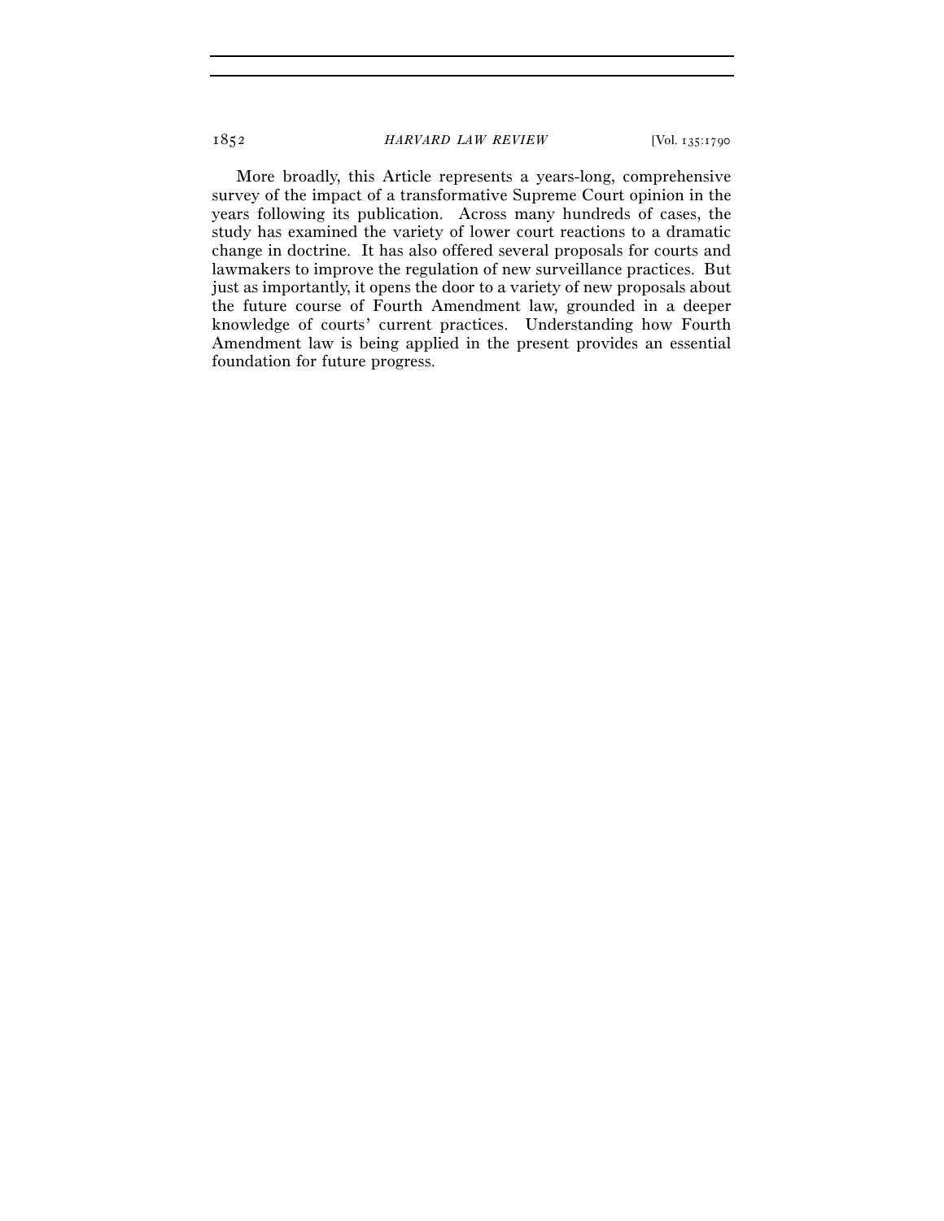More broadly, this Article represents a years-long, comprehensive survey of the impact of a transformative Supreme Court opinion in the years following its publication. Across many hundreds of cases, the study has examined the variety of lower court reactions to a dramatic change in doctrine. It has also offered several proposals for courts and lawmakers to improve the regulation of new surveillance practices. But just as importantly, it opens the door to a variety of new proposals about the future course of Fourth Amendment law, grounded in a deeper knowledge of courts' current practices. Understanding how Fourth Amendment law is being applied in the present provides an essential foundation for future progress.